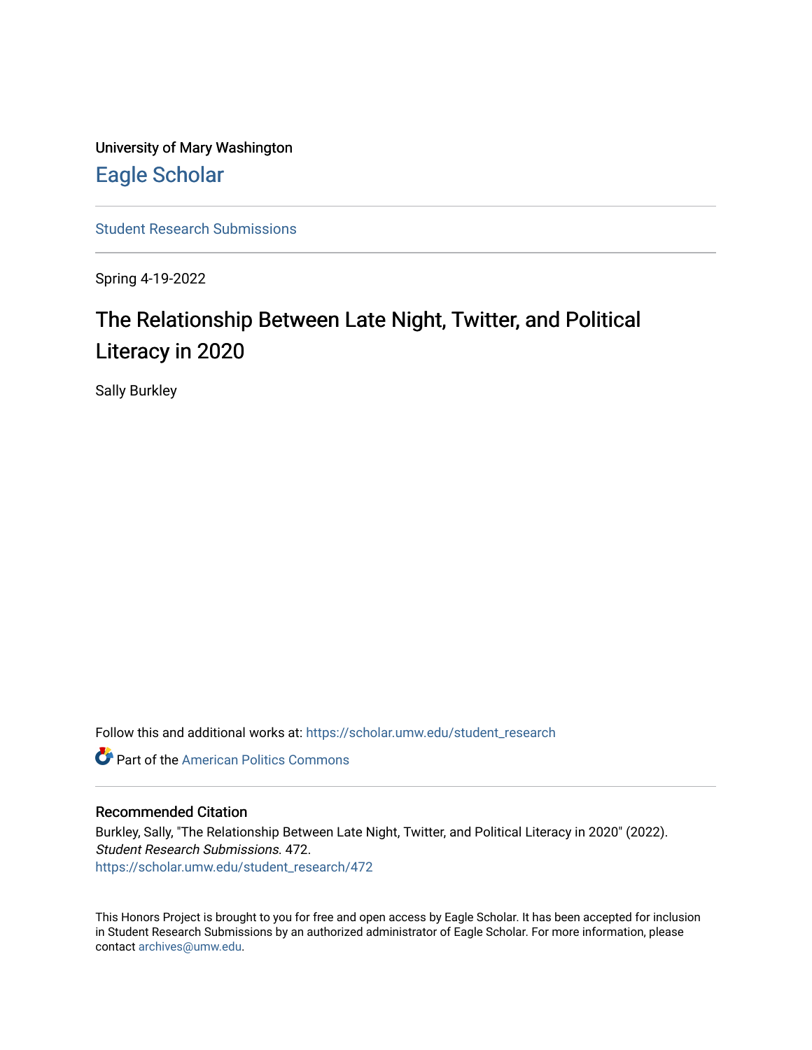University of Mary Washington

Eagle Scholar

Student Research Submissions

Spring 4-19-2022

# The Relationship Between Late Night, Twitter, and Political Literacy in 2020

Sally Burkley

Follow this and additional works at: https://scholar.umw.edu/student_research

Part of the American Politics Commons

## Recommended Citation

Burkley, Sally, "The Relationship Between Late Night, Twitter, and Political Literacy in 2020" (2022). *Student Research Submissions*. 472.
https://scholar.umw.edu/student_research/472

This Honors Project is brought to you for free and open access by Eagle Scholar. It has been accepted for inclusion in Student Research Submissions by an authorized administrator of Eagle Scholar. For more information, please contact archives@umw.edu.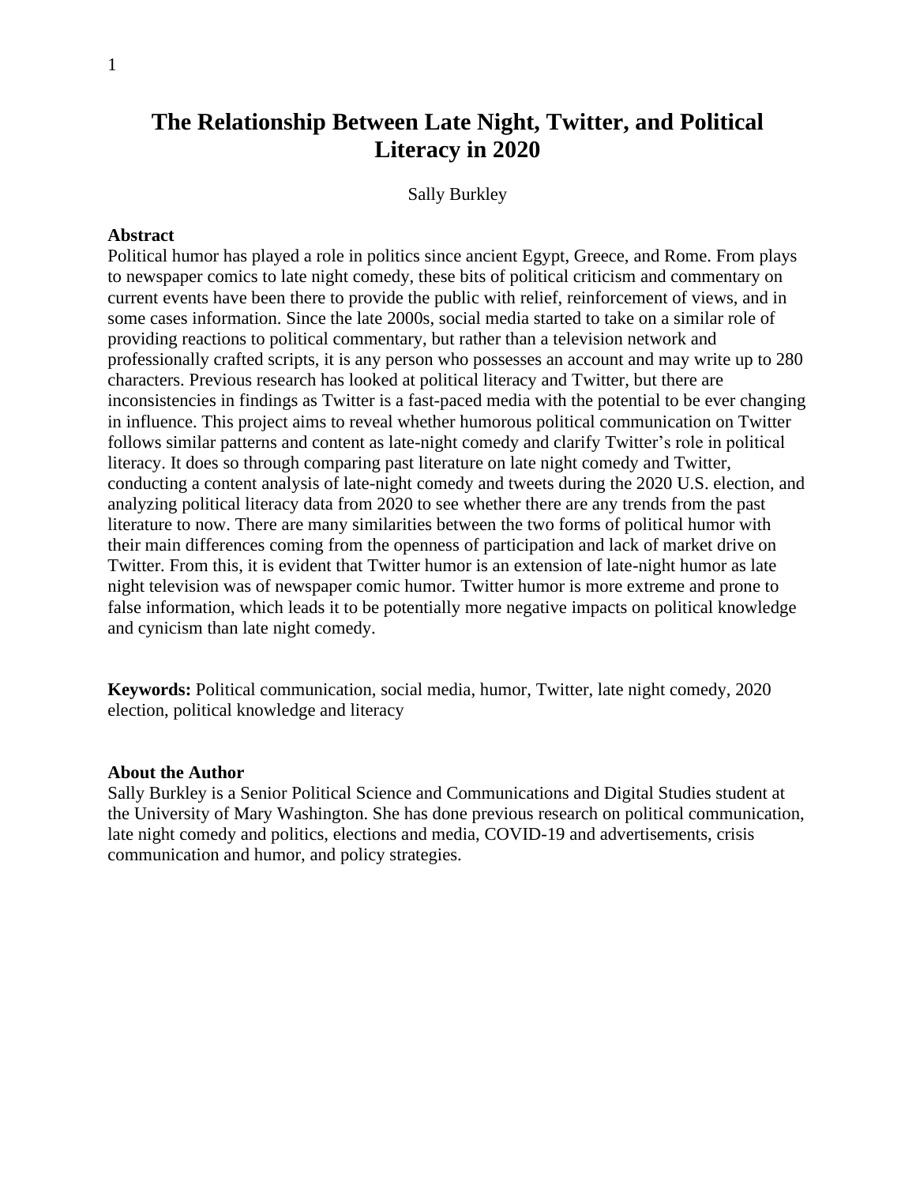# The Relationship Between Late Night, Twitter, and Political Literacy in 2020

Sally Burkley

**Abstract**

Political humor has played a role in politics since ancient Egypt, Greece, and Rome. From plays to newspaper comics to late night comedy, these bits of political criticism and commentary on current events have been there to provide the public with relief, reinforcement of views, and in some cases information. Since the late 2000s, social media started to take on a similar role of providing reactions to political commentary, but rather than a television network and professionally crafted scripts, it is any person who possesses an account and may write up to 280 characters. Previous research has looked at political literacy and Twitter, but there are inconsistencies in findings as Twitter is a fast-paced media with the potential to be ever changing in influence. This project aims to reveal whether humorous political communication on Twitter follows similar patterns and content as late-night comedy and clarify Twitter's role in political literacy. It does so through comparing past literature on late night comedy and Twitter, conducting a content analysis of late-night comedy and tweets during the 2020 U.S. election, and analyzing political literacy data from 2020 to see whether there are any trends from the past literature to now. There are many similarities between the two forms of political humor with their main differences coming from the openness of participation and lack of market drive on Twitter. From this, it is evident that Twitter humor is an extension of late-night humor as late night television was of newspaper comic humor. Twitter humor is more extreme and prone to false information, which leads it to be potentially more negative impacts on political knowledge and cynicism than late night comedy.

**Keywords:** Political communication, social media, humor, Twitter, late night comedy, 2020 election, political knowledge and literacy

**About the Author**

Sally Burkley is a Senior Political Science and Communications and Digital Studies student at the University of Mary Washington. She has done previous research on political communication, late night comedy and politics, elections and media, COVID-19 and advertisements, crisis communication and humor, and policy strategies.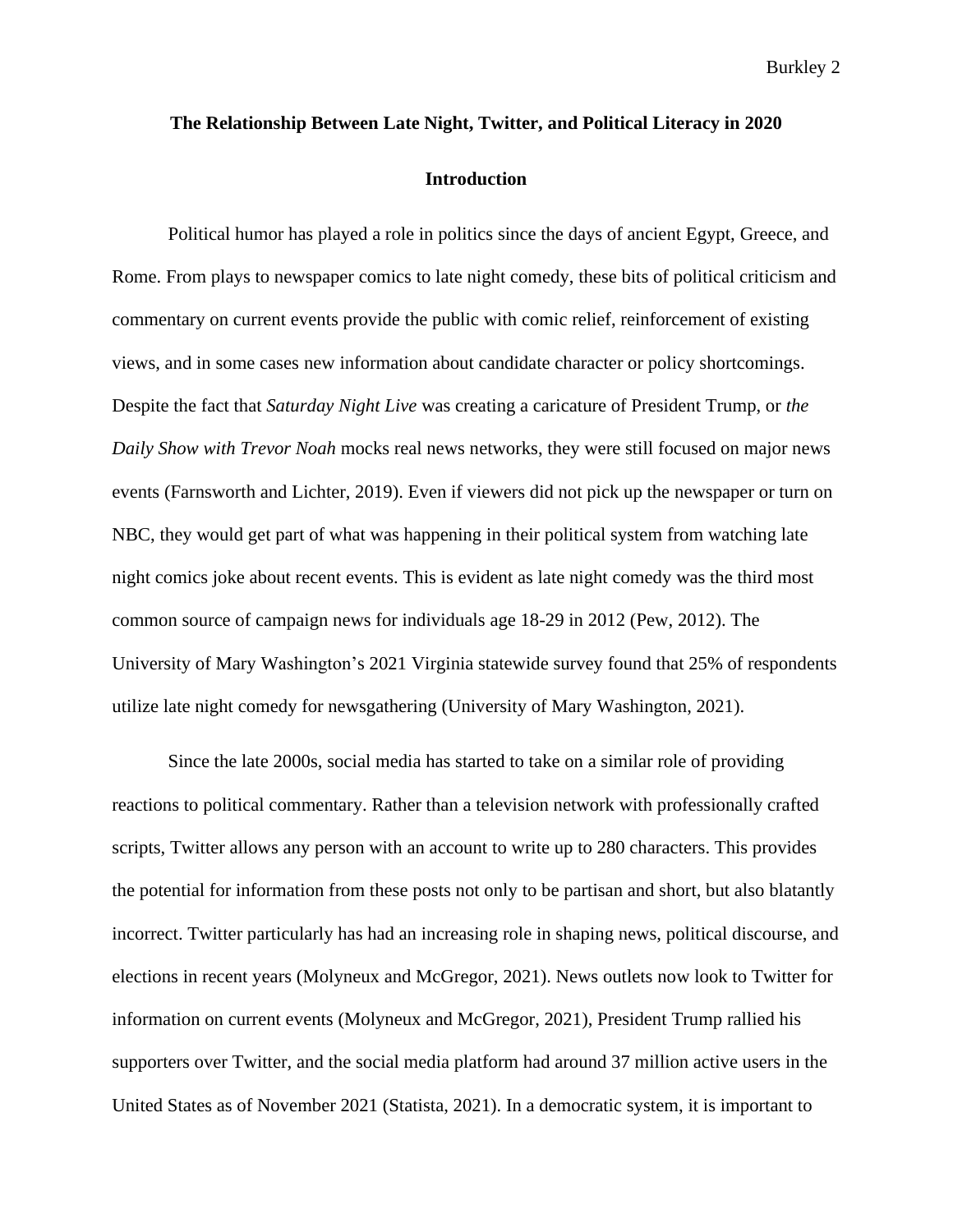## The Relationship Between Late Night, Twitter, and Political Literacy in 2020

### Introduction

Political humor has played a role in politics since the days of ancient Egypt, Greece, and Rome. From plays to newspaper comics to late night comedy, these bits of political criticism and commentary on current events provide the public with comic relief, reinforcement of existing views, and in some cases new information about candidate character or policy shortcomings. Despite the fact that *Saturday Night Live* was creating a caricature of President Trump, or *the Daily Show with Trevor Noah* mocks real news networks, they were still focused on major news events (Farnsworth and Lichter, 2019). Even if viewers did not pick up the newspaper or turn on NBC, they would get part of what was happening in their political system from watching late night comics joke about recent events. This is evident as late night comedy was the third most common source of campaign news for individuals age 18-29 in 2012 (Pew, 2012). The University of Mary Washington's 2021 Virginia statewide survey found that 25% of respondents utilize late night comedy for newsgathering (University of Mary Washington, 2021).

Since the late 2000s, social media has started to take on a similar role of providing reactions to political commentary. Rather than a television network with professionally crafted scripts, Twitter allows any person with an account to write up to 280 characters. This provides the potential for information from these posts not only to be partisan and short, but also blatantly incorrect. Twitter particularly has had an increasing role in shaping news, political discourse, and elections in recent years (Molyneux and McGregor, 2021). News outlets now look to Twitter for information on current events (Molyneux and McGregor, 2021), President Trump rallied his supporters over Twitter, and the social media platform had around 37 million active users in the United States as of November 2021 (Statista, 2021). In a democratic system, it is important to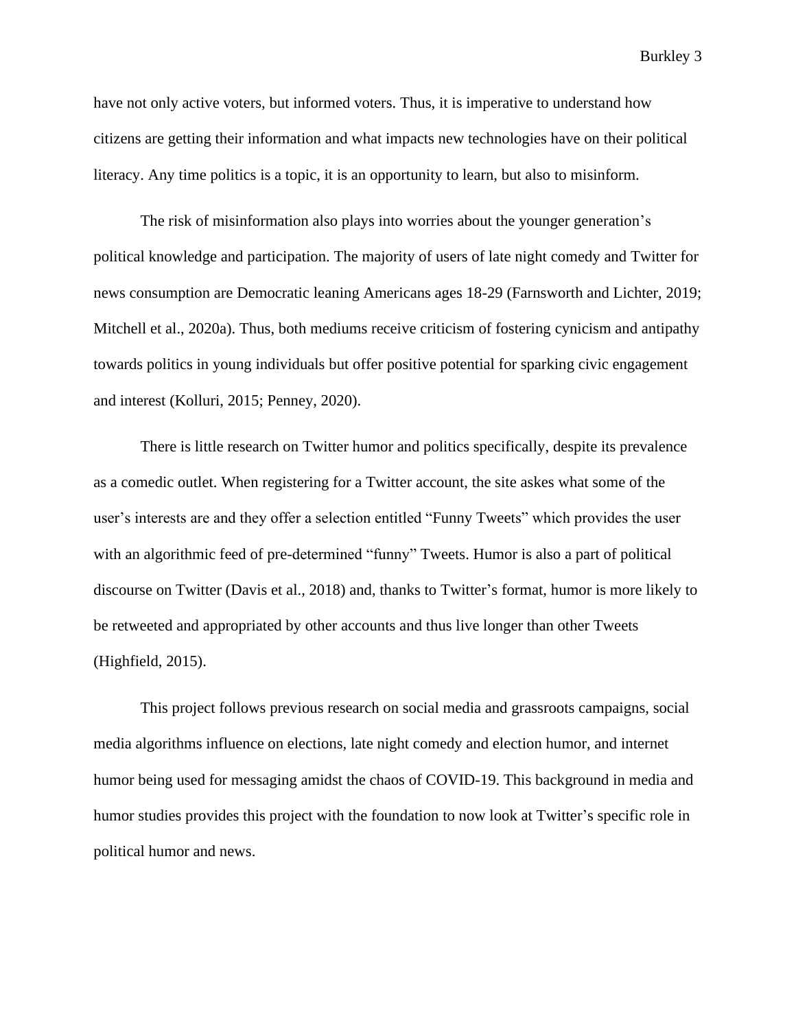have not only active voters, but informed voters. Thus, it is imperative to understand how citizens are getting their information and what impacts new technologies have on their political literacy. Any time politics is a topic, it is an opportunity to learn, but also to misinform.

The risk of misinformation also plays into worries about the younger generation's political knowledge and participation. The majority of users of late night comedy and Twitter for news consumption are Democratic leaning Americans ages 18-29 (Farnsworth and Lichter, 2019; Mitchell et al., 2020a). Thus, both mediums receive criticism of fostering cynicism and antipathy towards politics in young individuals but offer positive potential for sparking civic engagement and interest (Kolluri, 2015; Penney, 2020).

There is little research on Twitter humor and politics specifically, despite its prevalence as a comedic outlet. When registering for a Twitter account, the site askes what some of the user's interests are and they offer a selection entitled "Funny Tweets" which provides the user with an algorithmic feed of pre-determined "funny" Tweets. Humor is also a part of political discourse on Twitter (Davis et al., 2018) and, thanks to Twitter's format, humor is more likely to be retweeted and appropriated by other accounts and thus live longer than other Tweets (Highfield, 2015).

This project follows previous research on social media and grassroots campaigns, social media algorithms influence on elections, late night comedy and election humor, and internet humor being used for messaging amidst the chaos of COVID-19. This background in media and humor studies provides this project with the foundation to now look at Twitter's specific role in political humor and news.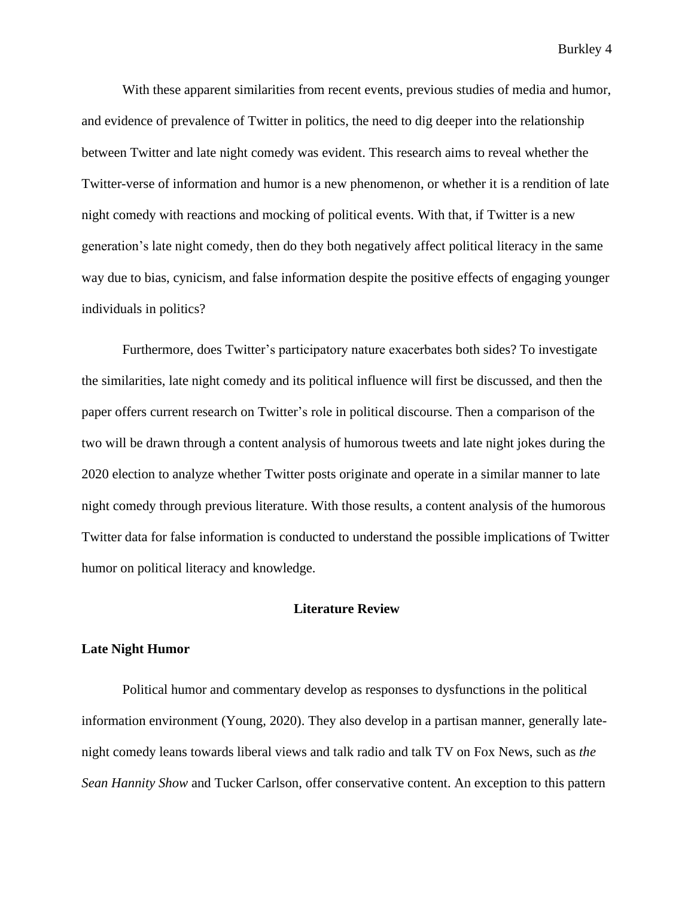With these apparent similarities from recent events, previous studies of media and humor, and evidence of prevalence of Twitter in politics, the need to dig deeper into the relationship between Twitter and late night comedy was evident. This research aims to reveal whether the Twitter-verse of information and humor is a new phenomenon, or whether it is a rendition of late night comedy with reactions and mocking of political events. With that, if Twitter is a new generation's late night comedy, then do they both negatively affect political literacy in the same way due to bias, cynicism, and false information despite the positive effects of engaging younger individuals in politics?

Furthermore, does Twitter's participatory nature exacerbates both sides? To investigate the similarities, late night comedy and its political influence will first be discussed, and then the paper offers current research on Twitter's role in political discourse. Then a comparison of the two will be drawn through a content analysis of humorous tweets and late night jokes during the 2020 election to analyze whether Twitter posts originate and operate in a similar manner to late night comedy through previous literature. With those results, a content analysis of the humorous Twitter data for false information is conducted to understand the possible implications of Twitter humor on political literacy and knowledge.

## Literature Review

### Late Night Humor

Political humor and commentary develop as responses to dysfunctions in the political information environment (Young, 2020). They also develop in a partisan manner, generally late-night comedy leans towards liberal views and talk radio and talk TV on Fox News, such as *the Sean Hannity Show* and Tucker Carlson, offer conservative content. An exception to this pattern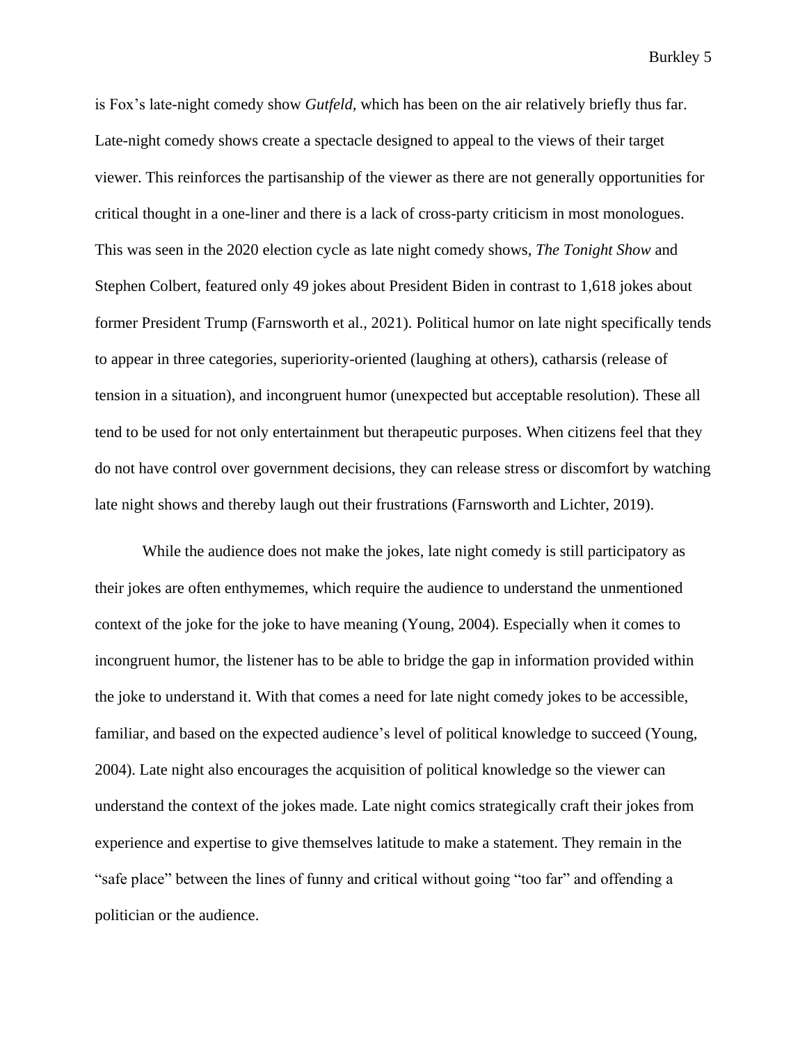is Fox's late-night comedy show *Gutfeld*, which has been on the air relatively briefly thus far. Late-night comedy shows create a spectacle designed to appeal to the views of their target viewer. This reinforces the partisanship of the viewer as there are not generally opportunities for critical thought in a one-liner and there is a lack of cross-party criticism in most monologues. This was seen in the 2020 election cycle as late night comedy shows, *The Tonight Show* and Stephen Colbert, featured only 49 jokes about President Biden in contrast to 1,618 jokes about former President Trump (Farnsworth et al., 2021). Political humor on late night specifically tends to appear in three categories, superiority-oriented (laughing at others), catharsis (release of tension in a situation), and incongruent humor (unexpected but acceptable resolution). These all tend to be used for not only entertainment but therapeutic purposes. When citizens feel that they do not have control over government decisions, they can release stress or discomfort by watching late night shows and thereby laugh out their frustrations (Farnsworth and Lichter, 2019).

While the audience does not make the jokes, late night comedy is still participatory as their jokes are often enthymemes, which require the audience to understand the unmentioned context of the joke for the joke to have meaning (Young, 2004). Especially when it comes to incongruent humor, the listener has to be able to bridge the gap in information provided within the joke to understand it. With that comes a need for late night comedy jokes to be accessible, familiar, and based on the expected audience's level of political knowledge to succeed (Young, 2004). Late night also encourages the acquisition of political knowledge so the viewer can understand the context of the jokes made. Late night comics strategically craft their jokes from experience and expertise to give themselves latitude to make a statement. They remain in the "safe place" between the lines of funny and critical without going "too far" and offending a politician or the audience.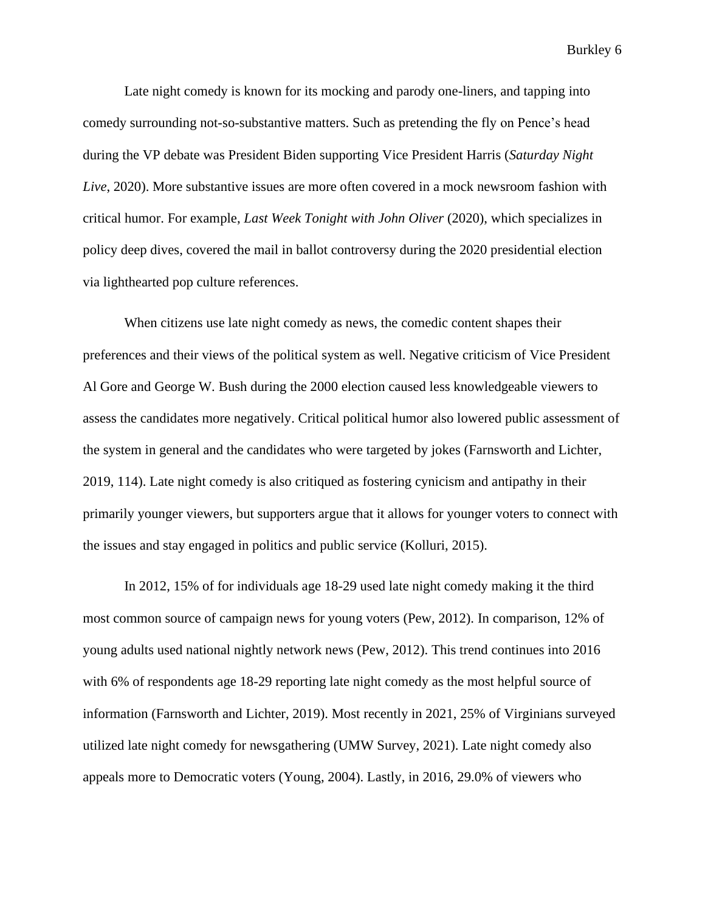Late night comedy is known for its mocking and parody one-liners, and tapping into comedy surrounding not-so-substantive matters. Such as pretending the fly on Pence's head during the VP debate was President Biden supporting Vice President Harris (*Saturday Night Live*, 2020). More substantive issues are more often covered in a mock newsroom fashion with critical humor. For example, *Last Week Tonight with John Oliver* (2020), which specializes in policy deep dives, covered the mail in ballot controversy during the 2020 presidential election via lighthearted pop culture references.

When citizens use late night comedy as news, the comedic content shapes their preferences and their views of the political system as well. Negative criticism of Vice President Al Gore and George W. Bush during the 2000 election caused less knowledgeable viewers to assess the candidates more negatively. Critical political humor also lowered public assessment of the system in general and the candidates who were targeted by jokes (Farnsworth and Lichter, 2019, 114). Late night comedy is also critiqued as fostering cynicism and antipathy in their primarily younger viewers, but supporters argue that it allows for younger voters to connect with the issues and stay engaged in politics and public service (Kolluri, 2015).

In 2012, 15% of for individuals age 18-29 used late night comedy making it the third most common source of campaign news for young voters (Pew, 2012). In comparison, 12% of young adults used national nightly network news (Pew, 2012). This trend continues into 2016 with 6% of respondents age 18-29 reporting late night comedy as the most helpful source of information (Farnsworth and Lichter, 2019). Most recently in 2021, 25% of Virginians surveyed utilized late night comedy for newsgathering (UMW Survey, 2021). Late night comedy also appeals more to Democratic voters (Young, 2004). Lastly, in 2016, 29.0% of viewers who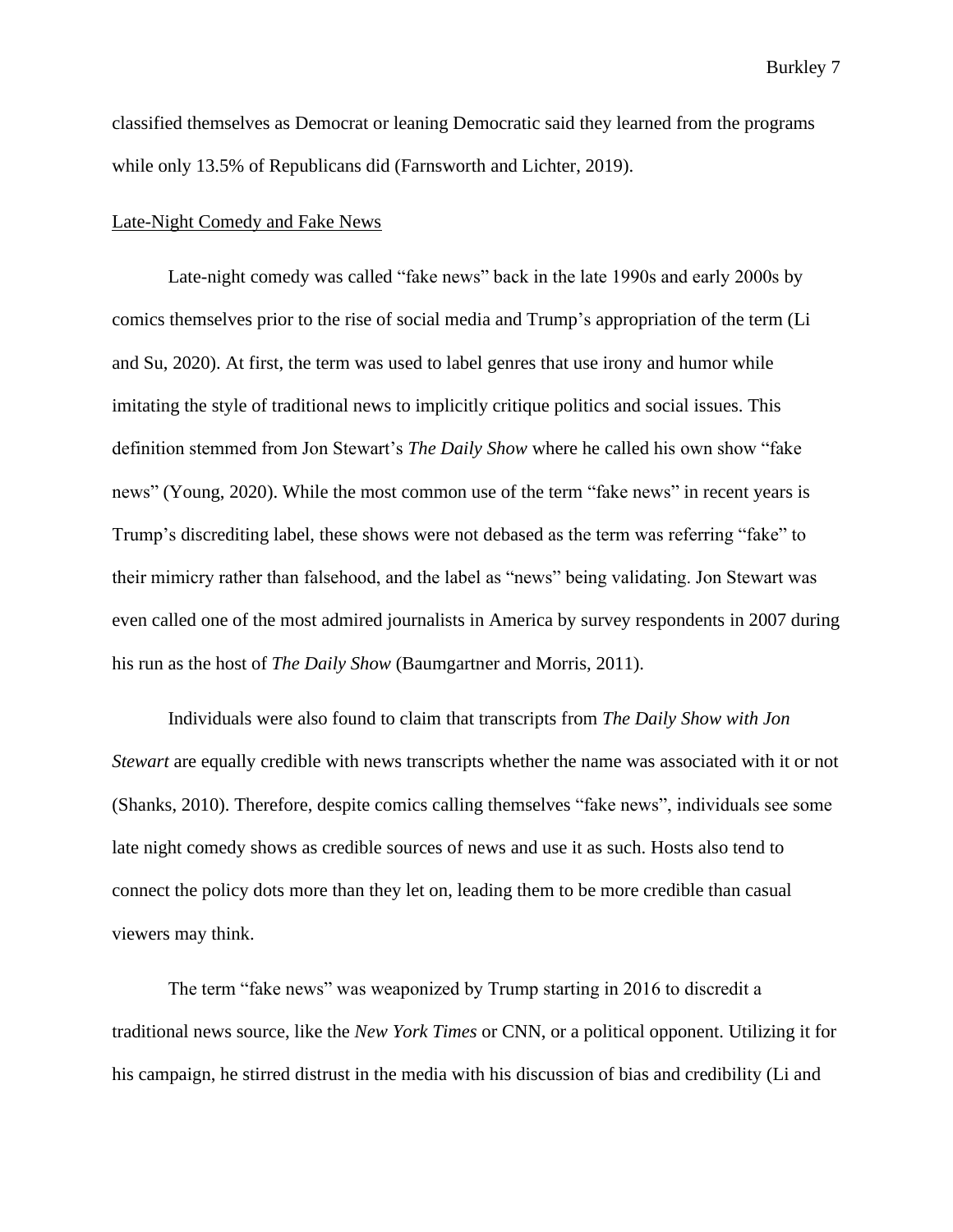classified themselves as Democrat or leaning Democratic said they learned from the programs while only 13.5% of Republicans did (Farnsworth and Lichter, 2019).

<u>Late-Night Comedy and Fake News</u>

Late-night comedy was called "fake news" back in the late 1990s and early 2000s by comics themselves prior to the rise of social media and Trump's appropriation of the term (Li and Su, 2020). At first, the term was used to label genres that use irony and humor while imitating the style of traditional news to implicitly critique politics and social issues. This definition stemmed from Jon Stewart's *The Daily Show* where he called his own show "fake news" (Young, 2020). While the most common use of the term "fake news" in recent years is Trump's discrediting label, these shows were not debased as the term was referring "fake" to their mimicry rather than falsehood, and the label as "news" being validating. Jon Stewart was even called one of the most admired journalists in America by survey respondents in 2007 during his run as the host of *The Daily Show* (Baumgartner and Morris, 2011).

Individuals were also found to claim that transcripts from *The Daily Show with Jon Stewart* are equally credible with news transcripts whether the name was associated with it or not (Shanks, 2010). Therefore, despite comics calling themselves "fake news", individuals see some late night comedy shows as credible sources of news and use it as such. Hosts also tend to connect the policy dots more than they let on, leading them to be more credible than casual viewers may think.

The term "fake news" was weaponized by Trump starting in 2016 to discredit a traditional news source, like the *New York Times* or CNN, or a political opponent. Utilizing it for his campaign, he stirred distrust in the media with his discussion of bias and credibility (Li and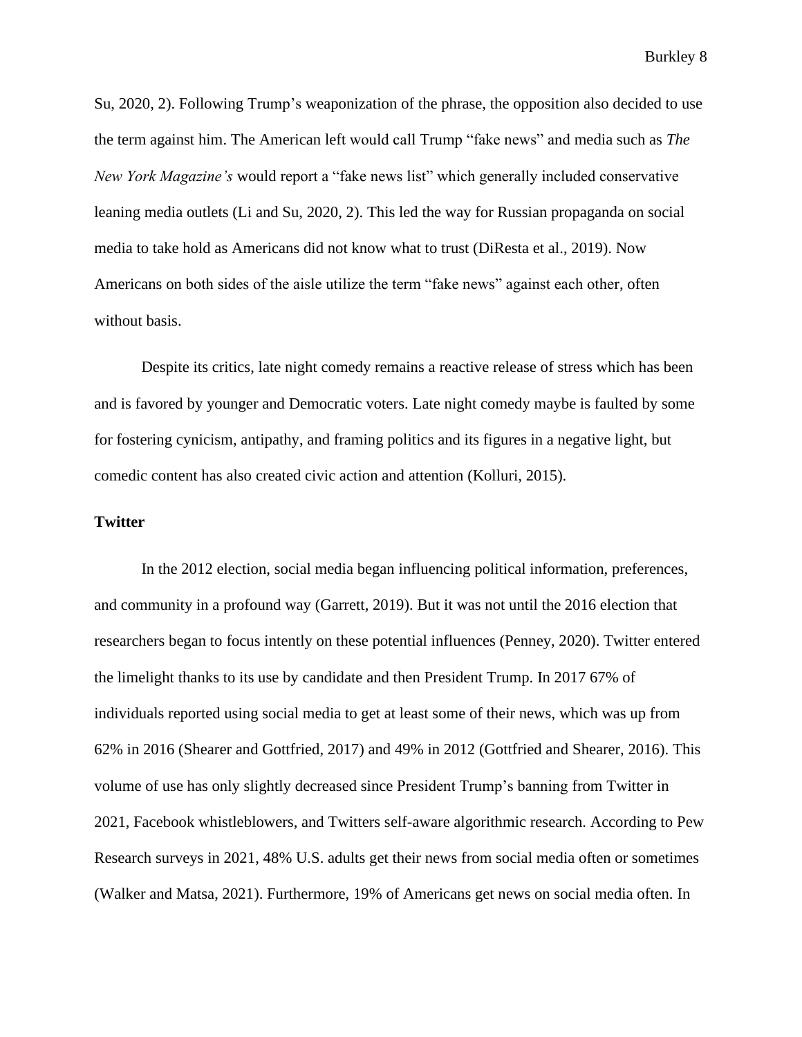Su, 2020, 2). Following Trump's weaponization of the phrase, the opposition also decided to use the term against him. The American left would call Trump "fake news" and media such as *The New York Magazine's* would report a "fake news list" which generally included conservative leaning media outlets (Li and Su, 2020, 2). This led the way for Russian propaganda on social media to take hold as Americans did not know what to trust (DiResta et al., 2019). Now Americans on both sides of the aisle utilize the term "fake news" against each other, often without basis.

Despite its critics, late night comedy remains a reactive release of stress which has been and is favored by younger and Democratic voters. Late night comedy maybe is faulted by some for fostering cynicism, antipathy, and framing politics and its figures in a negative light, but comedic content has also created civic action and attention (Kolluri, 2015).

**Twitter**

In the 2012 election, social media began influencing political information, preferences, and community in a profound way (Garrett, 2019). But it was not until the 2016 election that researchers began to focus intently on these potential influences (Penney, 2020). Twitter entered the limelight thanks to its use by candidate and then President Trump. In 2017 67% of individuals reported using social media to get at least some of their news, which was up from 62% in 2016 (Shearer and Gottfried, 2017) and 49% in 2012 (Gottfried and Shearer, 2016). This volume of use has only slightly decreased since President Trump's banning from Twitter in 2021, Facebook whistleblowers, and Twitters self-aware algorithmic research. According to Pew Research surveys in 2021, 48% U.S. adults get their news from social media often or sometimes (Walker and Matsa, 2021). Furthermore, 19% of Americans get news on social media often. In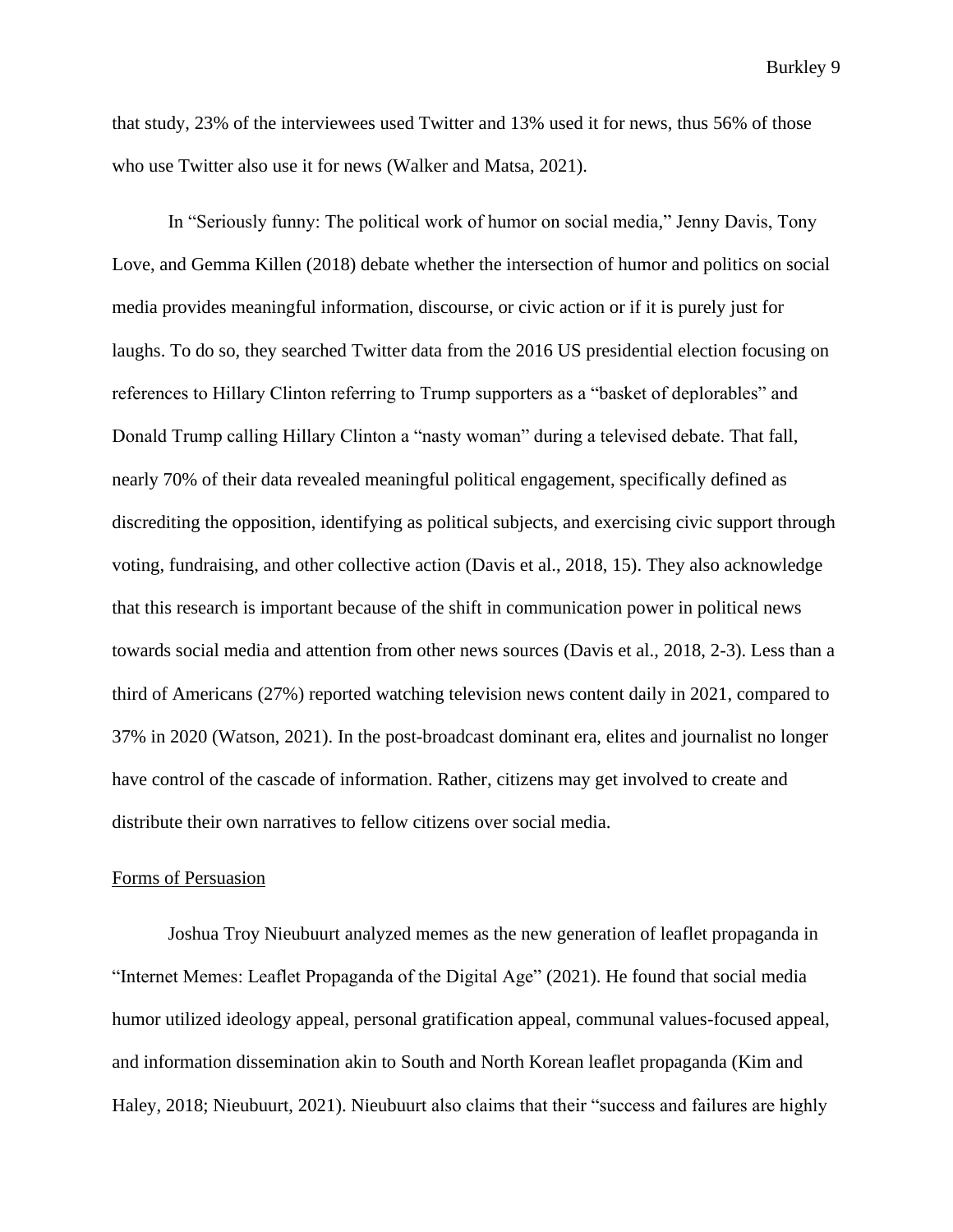that study, 23% of the interviewees used Twitter and 13% used it for news, thus 56% of those who use Twitter also use it for news (Walker and Matsa, 2021).

In "Seriously funny: The political work of humor on social media," Jenny Davis, Tony Love, and Gemma Killen (2018) debate whether the intersection of humor and politics on social media provides meaningful information, discourse, or civic action or if it is purely just for laughs. To do so, they searched Twitter data from the 2016 US presidential election focusing on references to Hillary Clinton referring to Trump supporters as a "basket of deplorables" and Donald Trump calling Hillary Clinton a "nasty woman" during a televised debate. That fall, nearly 70% of their data revealed meaningful political engagement, specifically defined as discrediting the opposition, identifying as political subjects, and exercising civic support through voting, fundraising, and other collective action (Davis et al., 2018, 15). They also acknowledge that this research is important because of the shift in communication power in political news towards social media and attention from other news sources (Davis et al., 2018, 2-3). Less than a third of Americans (27%) reported watching television news content daily in 2021, compared to 37% in 2020 (Watson, 2021). In the post-broadcast dominant era, elites and journalist no longer have control of the cascade of information. Rather, citizens may get involved to create and distribute their own narratives to fellow citizens over social media.

## Forms of Persuasion

Joshua Troy Nieubuurt analyzed memes as the new generation of leaflet propaganda in "Internet Memes: Leaflet Propaganda of the Digital Age" (2021). He found that social media humor utilized ideology appeal, personal gratification appeal, communal values-focused appeal, and information dissemination akin to South and North Korean leaflet propaganda (Kim and Haley, 2018; Nieubuurt, 2021). Nieubuurt also claims that their "success and failures are highly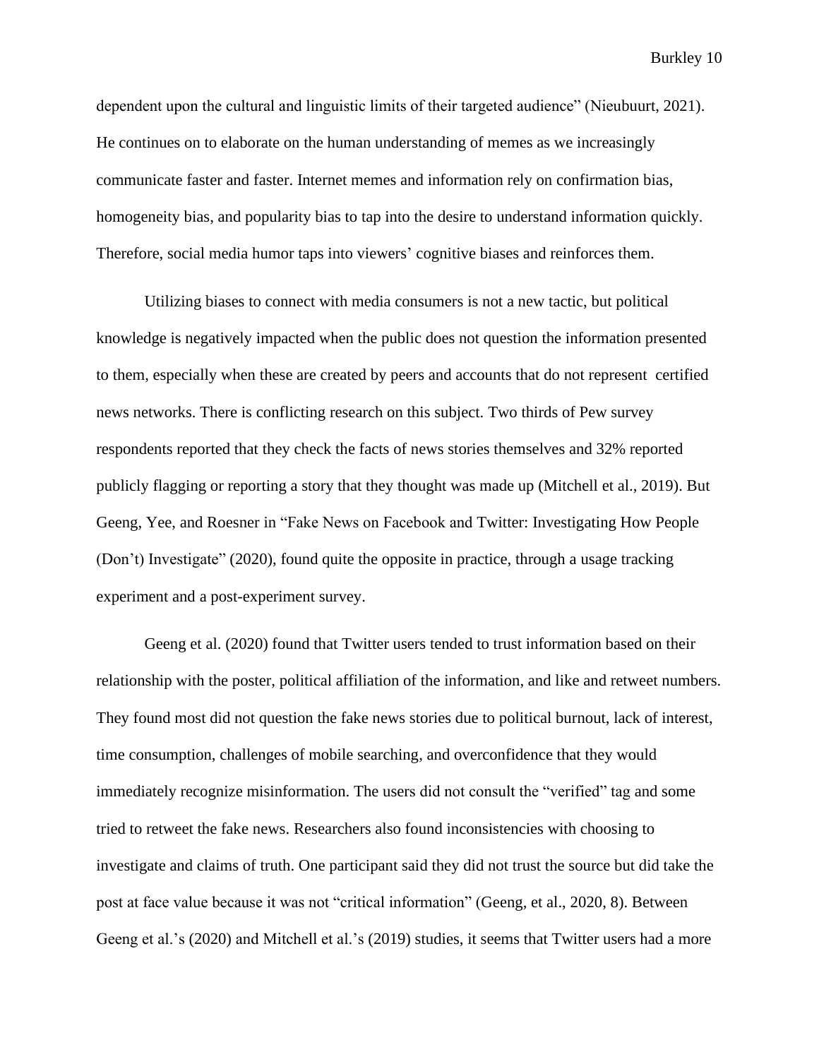dependent upon the cultural and linguistic limits of their targeted audience" (Nieubuurt, 2021). He continues on to elaborate on the human understanding of memes as we increasingly communicate faster and faster. Internet memes and information rely on confirmation bias, homogeneity bias, and popularity bias to tap into the desire to understand information quickly. Therefore, social media humor taps into viewers' cognitive biases and reinforces them.

Utilizing biases to connect with media consumers is not a new tactic, but political knowledge is negatively impacted when the public does not question the information presented to them, especially when these are created by peers and accounts that do not represent certified news networks. There is conflicting research on this subject. Two thirds of Pew survey respondents reported that they check the facts of news stories themselves and 32% reported publicly flagging or reporting a story that they thought was made up (Mitchell et al., 2019). But Geeng, Yee, and Roesner in "Fake News on Facebook and Twitter: Investigating How People (Don't) Investigate" (2020), found quite the opposite in practice, through a usage tracking experiment and a post-experiment survey.

Geeng et al. (2020) found that Twitter users tended to trust information based on their relationship with the poster, political affiliation of the information, and like and retweet numbers. They found most did not question the fake news stories due to political burnout, lack of interest, time consumption, challenges of mobile searching, and overconfidence that they would immediately recognize misinformation. The users did not consult the "verified" tag and some tried to retweet the fake news. Researchers also found inconsistencies with choosing to investigate and claims of truth. One participant said they did not trust the source but did take the post at face value because it was not "critical information" (Geeng, et al., 2020, 8). Between Geeng et al.'s (2020) and Mitchell et al.'s (2019) studies, it seems that Twitter users had a more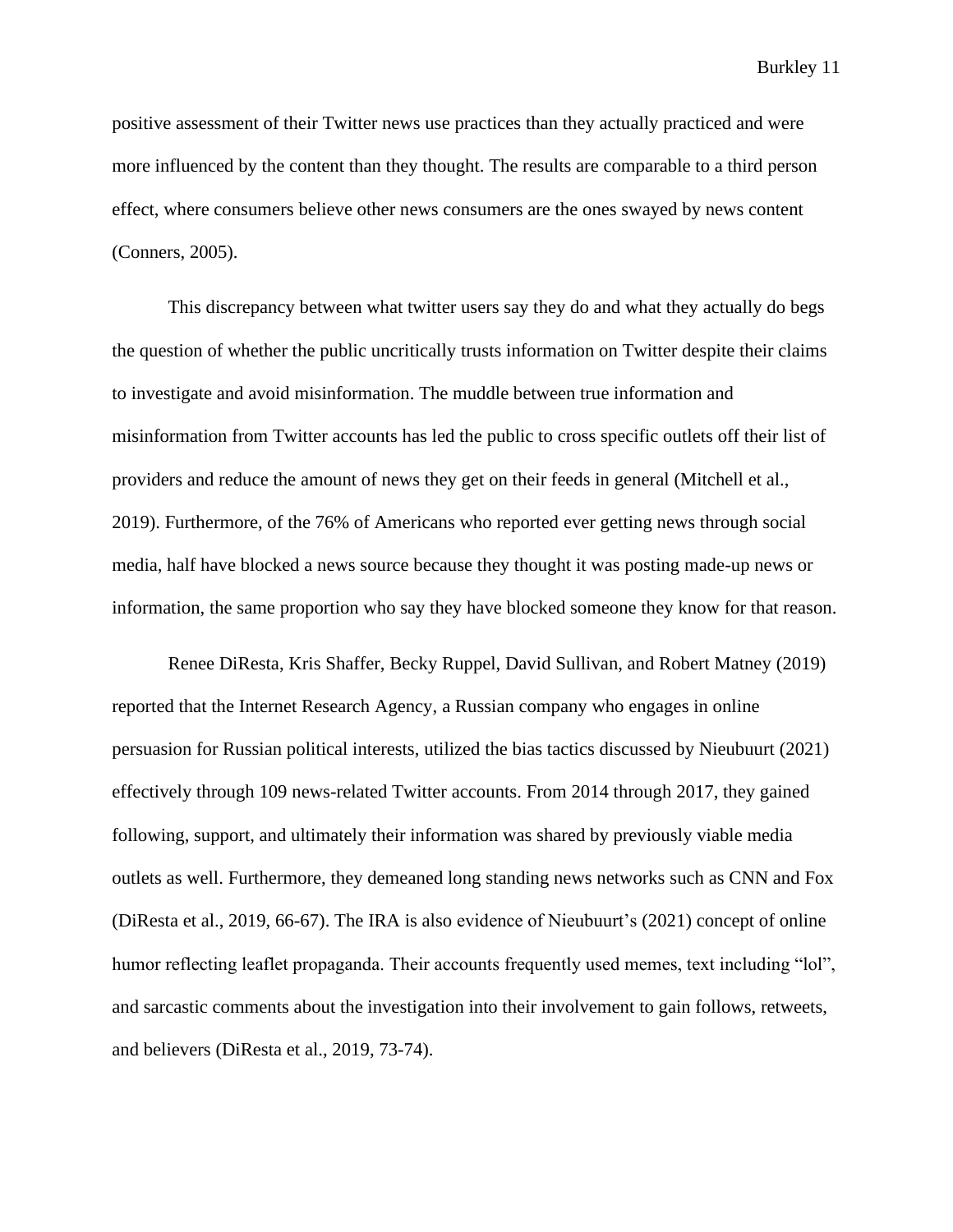positive assessment of their Twitter news use practices than they actually practiced and were more influenced by the content than they thought. The results are comparable to a third person effect, where consumers believe other news consumers are the ones swayed by news content (Conners, 2005).

This discrepancy between what twitter users say they do and what they actually do begs the question of whether the public uncritically trusts information on Twitter despite their claims to investigate and avoid misinformation. The muddle between true information and misinformation from Twitter accounts has led the public to cross specific outlets off their list of providers and reduce the amount of news they get on their feeds in general (Mitchell et al., 2019). Furthermore, of the 76% of Americans who reported ever getting news through social media, half have blocked a news source because they thought it was posting made-up news or information, the same proportion who say they have blocked someone they know for that reason.

Renee DiResta, Kris Shaffer, Becky Ruppel, David Sullivan, and Robert Matney (2019) reported that the Internet Research Agency, a Russian company who engages in online persuasion for Russian political interests, utilized the bias tactics discussed by Nieubuurt (2021) effectively through 109 news-related Twitter accounts. From 2014 through 2017, they gained following, support, and ultimately their information was shared by previously viable media outlets as well. Furthermore, they demeaned long standing news networks such as CNN and Fox (DiResta et al., 2019, 66-67). The IRA is also evidence of Nieubuurt's (2021) concept of online humor reflecting leaflet propaganda. Their accounts frequently used memes, text including "lol", and sarcastic comments about the investigation into their involvement to gain follows, retweets, and believers (DiResta et al., 2019, 73-74).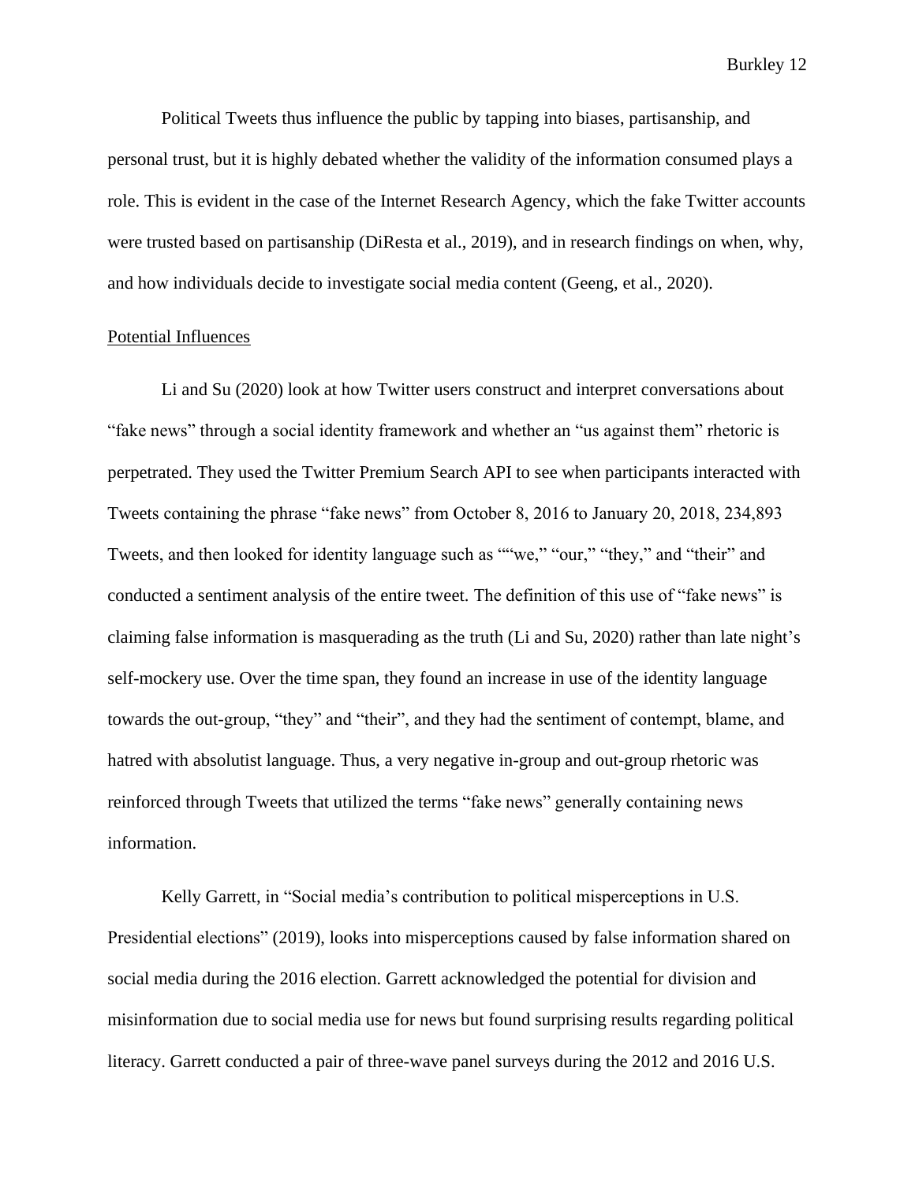Political Tweets thus influence the public by tapping into biases, partisanship, and personal trust, but it is highly debated whether the validity of the information consumed plays a role. This is evident in the case of the Internet Research Agency, which the fake Twitter accounts were trusted based on partisanship (DiResta et al., 2019), and in research findings on when, why, and how individuals decide to investigate social media content (Geeng, et al., 2020).

<u>Potential Influences</u>

Li and Su (2020) look at how Twitter users construct and interpret conversations about "fake news" through a social identity framework and whether an "us against them" rhetoric is perpetrated. They used the Twitter Premium Search API to see when participants interacted with Tweets containing the phrase "fake news" from October 8, 2016 to January 20, 2018, 234,893 Tweets, and then looked for identity language such as ""we," "our," "they," and "their" and conducted a sentiment analysis of the entire tweet. The definition of this use of "fake news" is claiming false information is masquerading as the truth (Li and Su, 2020) rather than late night's self-mockery use. Over the time span, they found an increase in use of the identity language towards the out-group, "they" and "their", and they had the sentiment of contempt, blame, and hatred with absolutist language. Thus, a very negative in-group and out-group rhetoric was reinforced through Tweets that utilized the terms "fake news" generally containing news information.

Kelly Garrett, in "Social media's contribution to political misperceptions in U.S. Presidential elections" (2019), looks into misperceptions caused by false information shared on social media during the 2016 election. Garrett acknowledged the potential for division and misinformation due to social media use for news but found surprising results regarding political literacy. Garrett conducted a pair of three-wave panel surveys during the 2012 and 2016 U.S.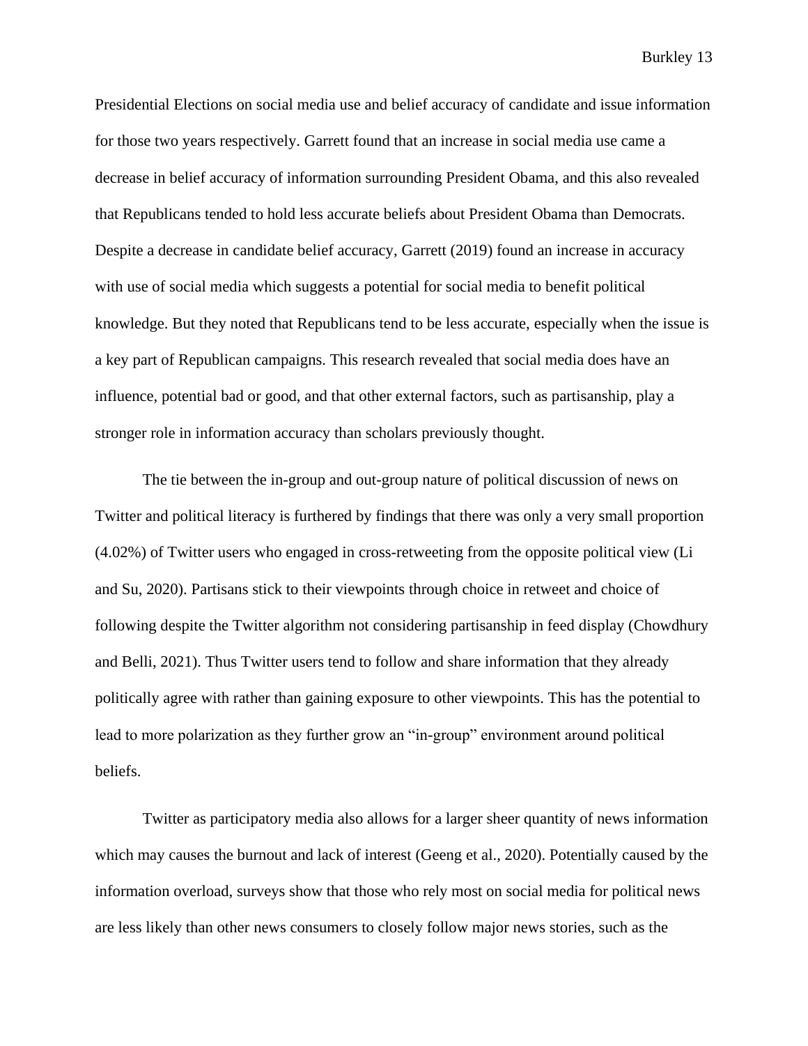Presidential Elections on social media use and belief accuracy of candidate and issue information for those two years respectively. Garrett found that an increase in social media use came a decrease in belief accuracy of information surrounding President Obama, and this also revealed that Republicans tended to hold less accurate beliefs about President Obama than Democrats. Despite a decrease in candidate belief accuracy, Garrett (2019) found an increase in accuracy with use of social media which suggests a potential for social media to benefit political knowledge. But they noted that Republicans tend to be less accurate, especially when the issue is a key part of Republican campaigns. This research revealed that social media does have an influence, potential bad or good, and that other external factors, such as partisanship, play a stronger role in information accuracy than scholars previously thought.

The tie between the in-group and out-group nature of political discussion of news on Twitter and political literacy is furthered by findings that there was only a very small proportion (4.02%) of Twitter users who engaged in cross-retweeting from the opposite political view (Li and Su, 2020). Partisans stick to their viewpoints through choice in retweet and choice of following despite the Twitter algorithm not considering partisanship in feed display (Chowdhury and Belli, 2021). Thus Twitter users tend to follow and share information that they already politically agree with rather than gaining exposure to other viewpoints. This has the potential to lead to more polarization as they further grow an "in-group" environment around political beliefs.

Twitter as participatory media also allows for a larger sheer quantity of news information which may causes the burnout and lack of interest (Geeng et al., 2020). Potentially caused by the information overload, surveys show that those who rely most on social media for political news are less likely than other news consumers to closely follow major news stories, such as the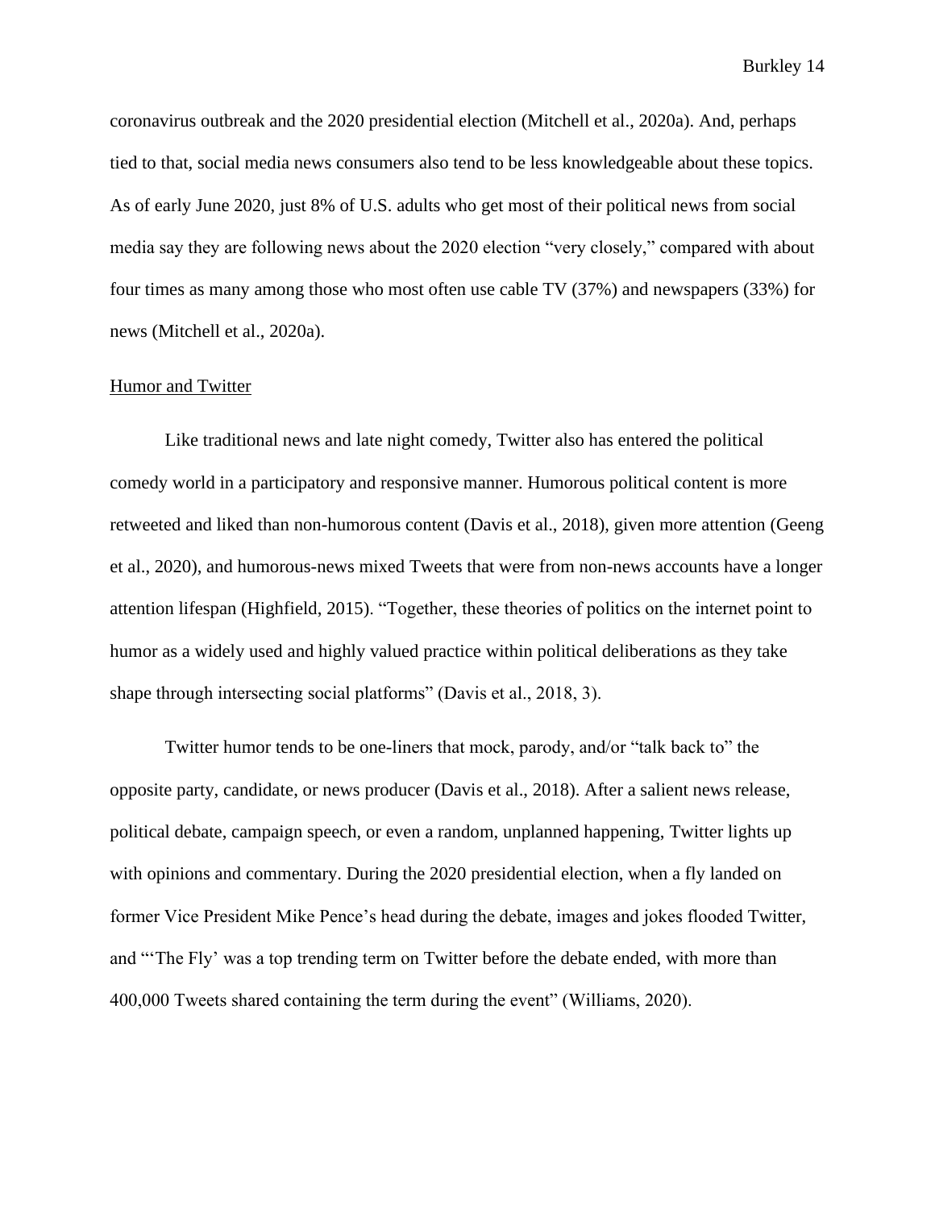coronavirus outbreak and the 2020 presidential election (Mitchell et al., 2020a). And, perhaps tied to that, social media news consumers also tend to be less knowledgeable about these topics. As of early June 2020, just 8% of U.S. adults who get most of their political news from social media say they are following news about the 2020 election "very closely," compared with about four times as many among those who most often use cable TV (37%) and newspapers (33%) for news (Mitchell et al., 2020a).

### Humor and Twitter

Like traditional news and late night comedy, Twitter also has entered the political comedy world in a participatory and responsive manner. Humorous political content is more retweeted and liked than non-humorous content (Davis et al., 2018), given more attention (Geeng et al., 2020), and humorous-news mixed Tweets that were from non-news accounts have a longer attention lifespan (Highfield, 2015). "Together, these theories of politics on the internet point to humor as a widely used and highly valued practice within political deliberations as they take shape through intersecting social platforms" (Davis et al., 2018, 3).

Twitter humor tends to be one-liners that mock, parody, and/or "talk back to" the opposite party, candidate, or news producer (Davis et al., 2018). After a salient news release, political debate, campaign speech, or even a random, unplanned happening, Twitter lights up with opinions and commentary. During the 2020 presidential election, when a fly landed on former Vice President Mike Pence's head during the debate, images and jokes flooded Twitter, and "'The Fly' was a top trending term on Twitter before the debate ended, with more than 400,000 Tweets shared containing the term during the event" (Williams, 2020).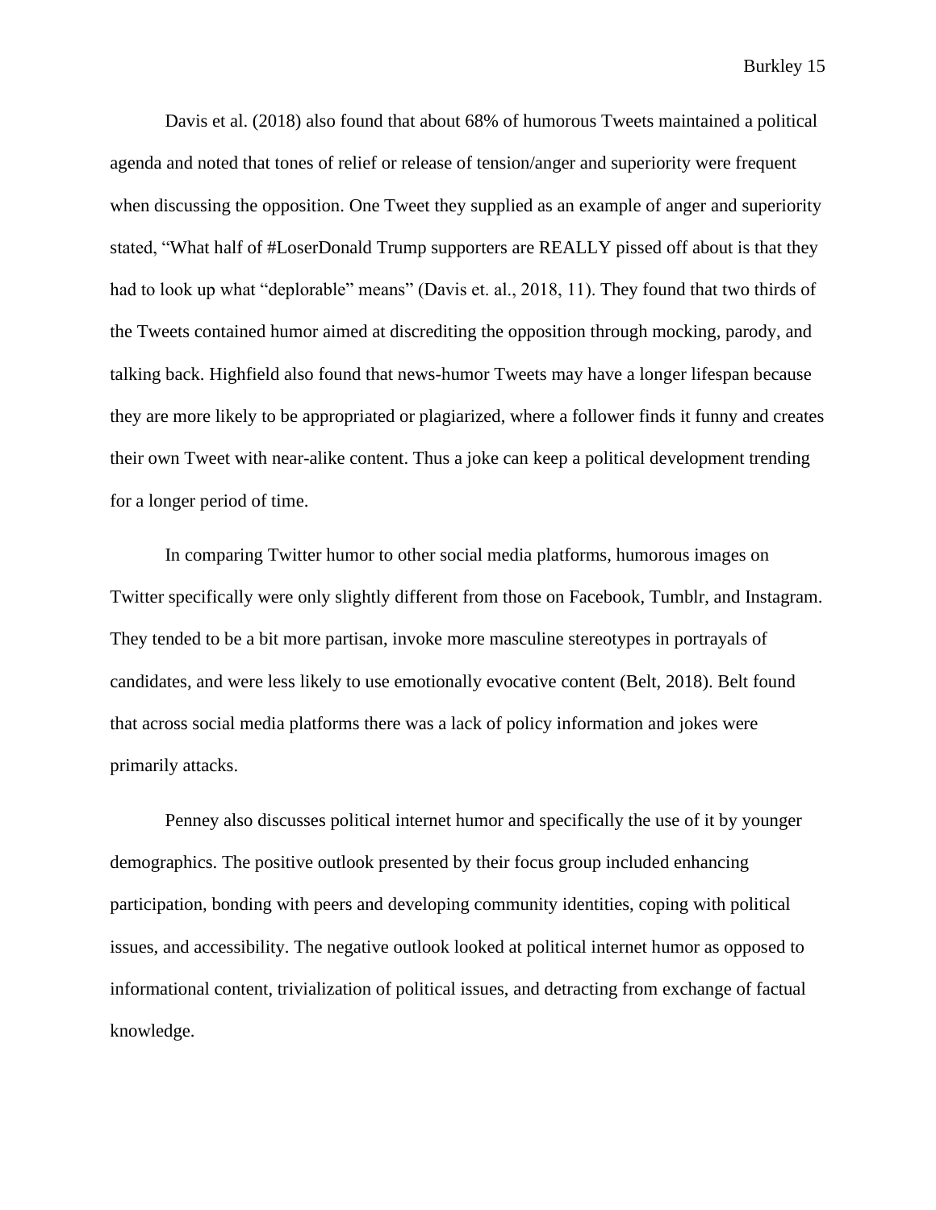Davis et al. (2018) also found that about 68% of humorous Tweets maintained a political agenda and noted that tones of relief or release of tension/anger and superiority were frequent when discussing the opposition. One Tweet they supplied as an example of anger and superiority stated, “What half of #LoserDonald Trump supporters are REALLY pissed off about is that they had to look up what “deplorable” means” (Davis et. al., 2018, 11). They found that two thirds of the Tweets contained humor aimed at discrediting the opposition through mocking, parody, and talking back. Highfield also found that news-humor Tweets may have a longer lifespan because they are more likely to be appropriated or plagiarized, where a follower finds it funny and creates their own Tweet with near-alike content. Thus a joke can keep a political development trending for a longer period of time.

In comparing Twitter humor to other social media platforms, humorous images on Twitter specifically were only slightly different from those on Facebook, Tumblr, and Instagram. They tended to be a bit more partisan, invoke more masculine stereotypes in portrayals of candidates, and were less likely to use emotionally evocative content (Belt, 2018). Belt found that across social media platforms there was a lack of policy information and jokes were primarily attacks.

Penney also discusses political internet humor and specifically the use of it by younger demographics. The positive outlook presented by their focus group included enhancing participation, bonding with peers and developing community identities, coping with political issues, and accessibility. The negative outlook looked at political internet humor as opposed to informational content, trivialization of political issues, and detracting from exchange of factual knowledge.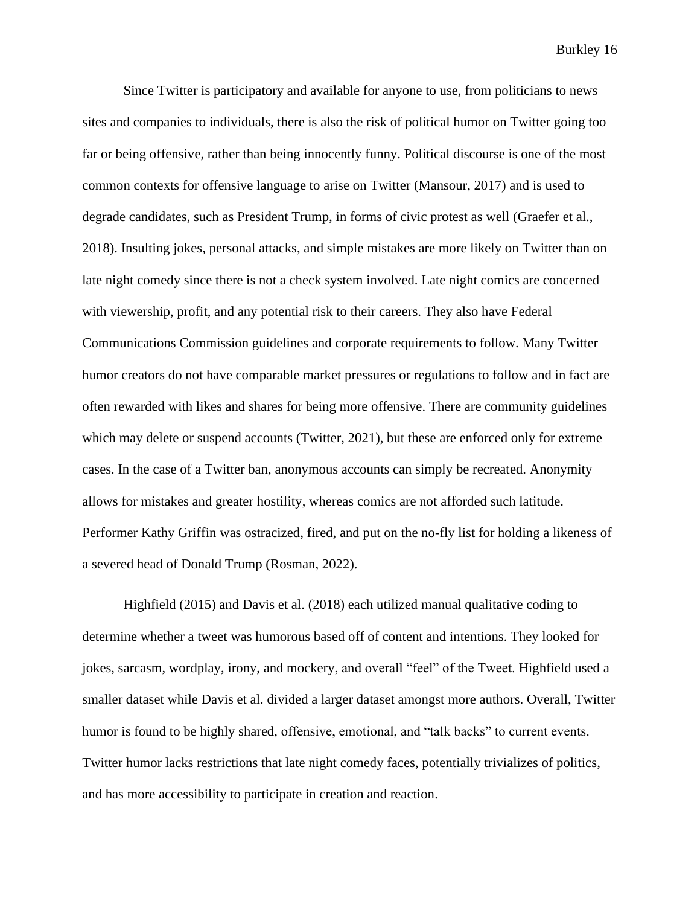Since Twitter is participatory and available for anyone to use, from politicians to news sites and companies to individuals, there is also the risk of political humor on Twitter going too far or being offensive, rather than being innocently funny. Political discourse is one of the most common contexts for offensive language to arise on Twitter (Mansour, 2017) and is used to degrade candidates, such as President Trump, in forms of civic protest as well (Graefer et al., 2018). Insulting jokes, personal attacks, and simple mistakes are more likely on Twitter than on late night comedy since there is not a check system involved. Late night comics are concerned with viewership, profit, and any potential risk to their careers. They also have Federal Communications Commission guidelines and corporate requirements to follow. Many Twitter humor creators do not have comparable market pressures or regulations to follow and in fact are often rewarded with likes and shares for being more offensive. There are community guidelines which may delete or suspend accounts (Twitter, 2021), but these are enforced only for extreme cases. In the case of a Twitter ban, anonymous accounts can simply be recreated. Anonymity allows for mistakes and greater hostility, whereas comics are not afforded such latitude. Performer Kathy Griffin was ostracized, fired, and put on the no-fly list for holding a likeness of a severed head of Donald Trump (Rosman, 2022).

Highfield (2015) and Davis et al. (2018) each utilized manual qualitative coding to determine whether a tweet was humorous based off of content and intentions. They looked for jokes, sarcasm, wordplay, irony, and mockery, and overall "feel" of the Tweet. Highfield used a smaller dataset while Davis et al. divided a larger dataset amongst more authors. Overall, Twitter humor is found to be highly shared, offensive, emotional, and "talk backs" to current events. Twitter humor lacks restrictions that late night comedy faces, potentially trivializes of politics, and has more accessibility to participate in creation and reaction.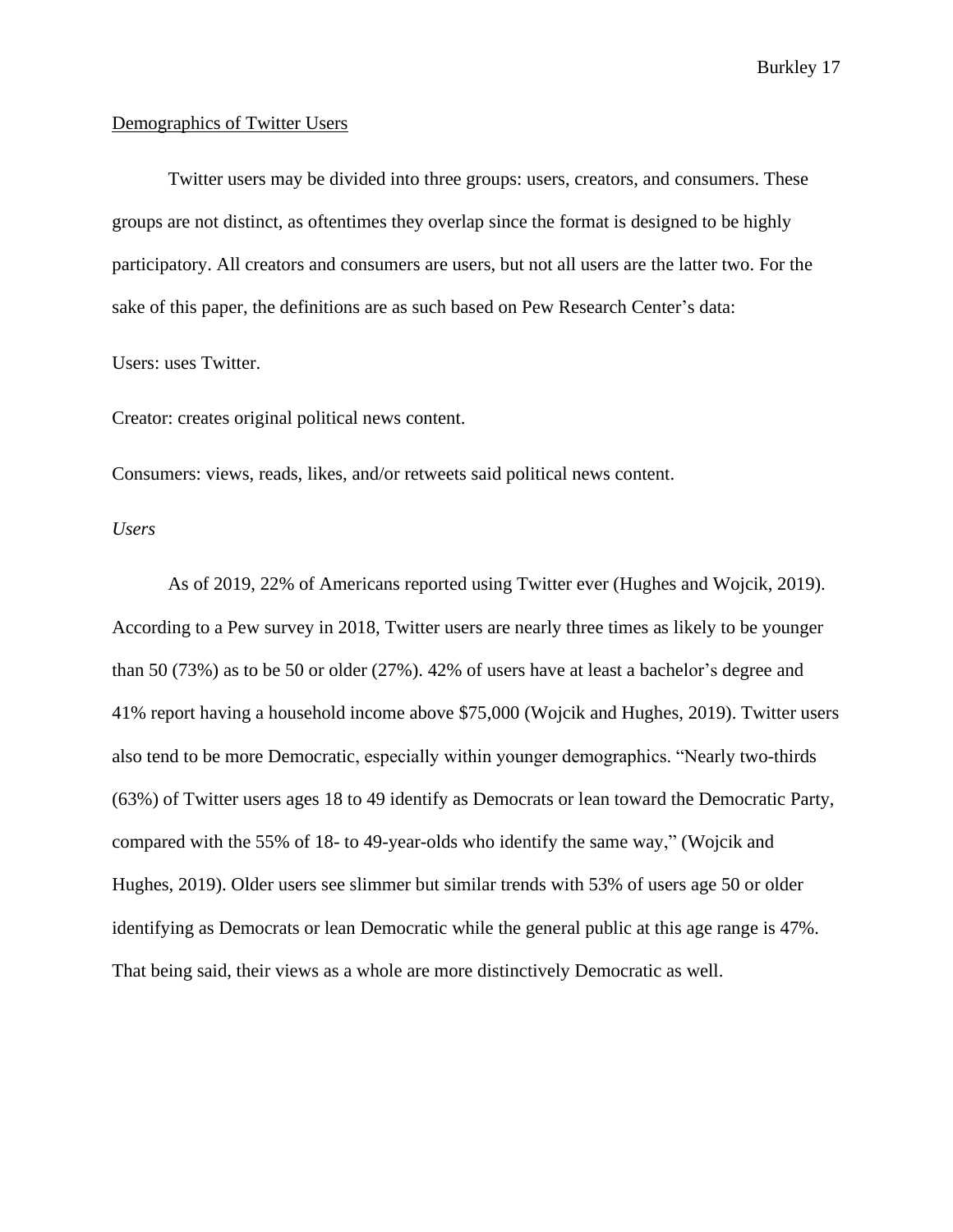<u>Demographics of Twitter Users</u>

Twitter users may be divided into three groups: users, creators, and consumers. These groups are not distinct, as oftentimes they overlap since the format is designed to be highly participatory. All creators and consumers are users, but not all users are the latter two. For the sake of this paper, the definitions are as such based on Pew Research Center's data:

Users: uses Twitter.

Creator: creates original political news content.

Consumers: views, reads, likes, and/or retweets said political news content.

*Users*

As of 2019, 22% of Americans reported using Twitter ever (Hughes and Wojcik, 2019). According to a Pew survey in 2018, Twitter users are nearly three times as likely to be younger than 50 (73%) as to be 50 or older (27%). 42% of users have at least a bachelor's degree and 41% report having a household income above $75,000 (Wojcik and Hughes, 2019). Twitter users also tend to be more Democratic, especially within younger demographics. "Nearly two-thirds (63%) of Twitter users ages 18 to 49 identify as Democrats or lean toward the Democratic Party, compared with the 55% of 18- to 49-year-olds who identify the same way," (Wojcik and Hughes, 2019). Older users see slimmer but similar trends with 53% of users age 50 or older identifying as Democrats or lean Democratic while the general public at this age range is 47%. That being said, their views as a whole are more distinctively Democratic as well.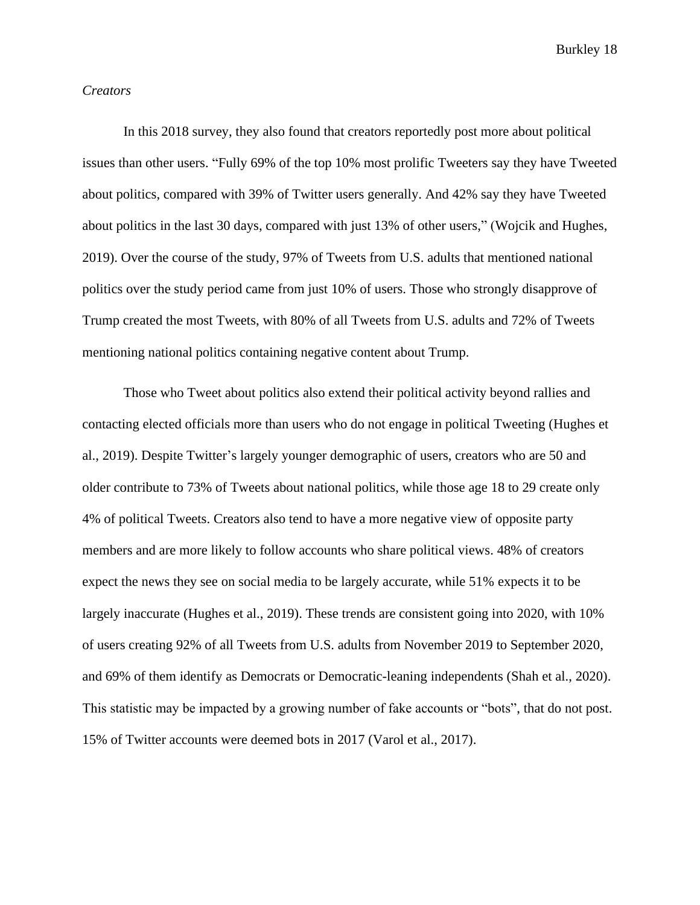*Creators*

In this 2018 survey, they also found that creators reportedly post more about political issues than other users. "Fully 69% of the top 10% most prolific Tweeters say they have Tweeted about politics, compared with 39% of Twitter users generally. And 42% say they have Tweeted about politics in the last 30 days, compared with just 13% of other users," (Wojcik and Hughes, 2019). Over the course of the study, 97% of Tweets from U.S. adults that mentioned national politics over the study period came from just 10% of users. Those who strongly disapprove of Trump created the most Tweets, with 80% of all Tweets from U.S. adults and 72% of Tweets mentioning national politics containing negative content about Trump.

Those who Tweet about politics also extend their political activity beyond rallies and contacting elected officials more than users who do not engage in political Tweeting (Hughes et al., 2019). Despite Twitter's largely younger demographic of users, creators who are 50 and older contribute to 73% of Tweets about national politics, while those age 18 to 29 create only 4% of political Tweets. Creators also tend to have a more negative view of opposite party members and are more likely to follow accounts who share political views. 48% of creators expect the news they see on social media to be largely accurate, while 51% expects it to be largely inaccurate (Hughes et al., 2019). These trends are consistent going into 2020, with 10% of users creating 92% of all Tweets from U.S. adults from November 2019 to September 2020, and 69% of them identify as Democrats or Democratic-leaning independents (Shah et al., 2020). This statistic may be impacted by a growing number of fake accounts or "bots", that do not post. 15% of Twitter accounts were deemed bots in 2017 (Varol et al., 2017).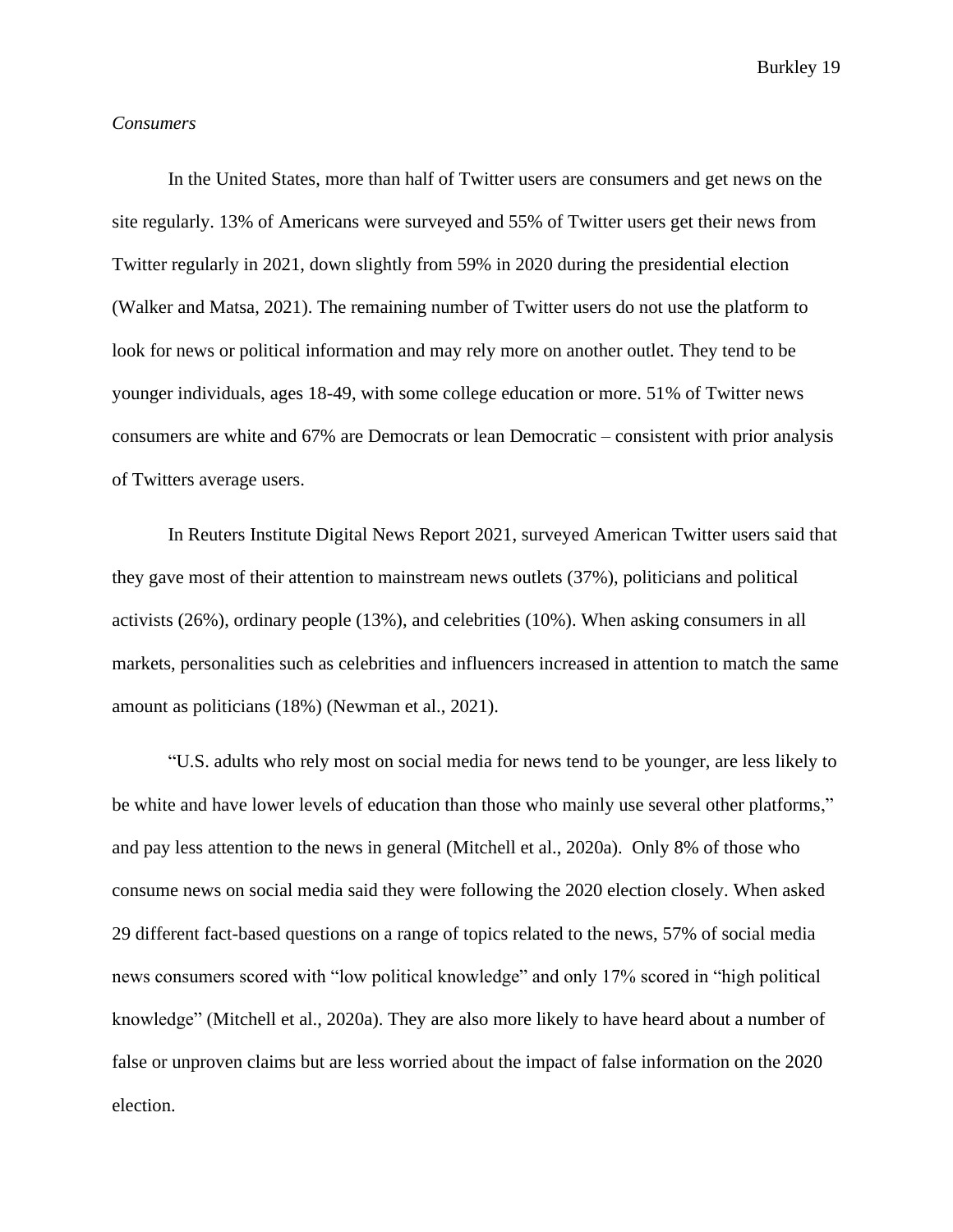*Consumers*

In the United States, more than half of Twitter users are consumers and get news on the site regularly. 13% of Americans were surveyed and 55% of Twitter users get their news from Twitter regularly in 2021, down slightly from 59% in 2020 during the presidential election (Walker and Matsa, 2021). The remaining number of Twitter users do not use the platform to look for news or political information and may rely more on another outlet. They tend to be younger individuals, ages 18-49, with some college education or more. 51% of Twitter news consumers are white and 67% are Democrats or lean Democratic – consistent with prior analysis of Twitters average users.

In Reuters Institute Digital News Report 2021, surveyed American Twitter users said that they gave most of their attention to mainstream news outlets (37%), politicians and political activists (26%), ordinary people (13%), and celebrities (10%). When asking consumers in all markets, personalities such as celebrities and influencers increased in attention to match the same amount as politicians (18%) (Newman et al., 2021).

"U.S. adults who rely most on social media for news tend to be younger, are less likely to be white and have lower levels of education than those who mainly use several other platforms," and pay less attention to the news in general (Mitchell et al., 2020a). Only 8% of those who consume news on social media said they were following the 2020 election closely. When asked 29 different fact-based questions on a range of topics related to the news, 57% of social media news consumers scored with "low political knowledge" and only 17% scored in "high political knowledge" (Mitchell et al., 2020a). They are also more likely to have heard about a number of false or unproven claims but are less worried about the impact of false information on the 2020 election.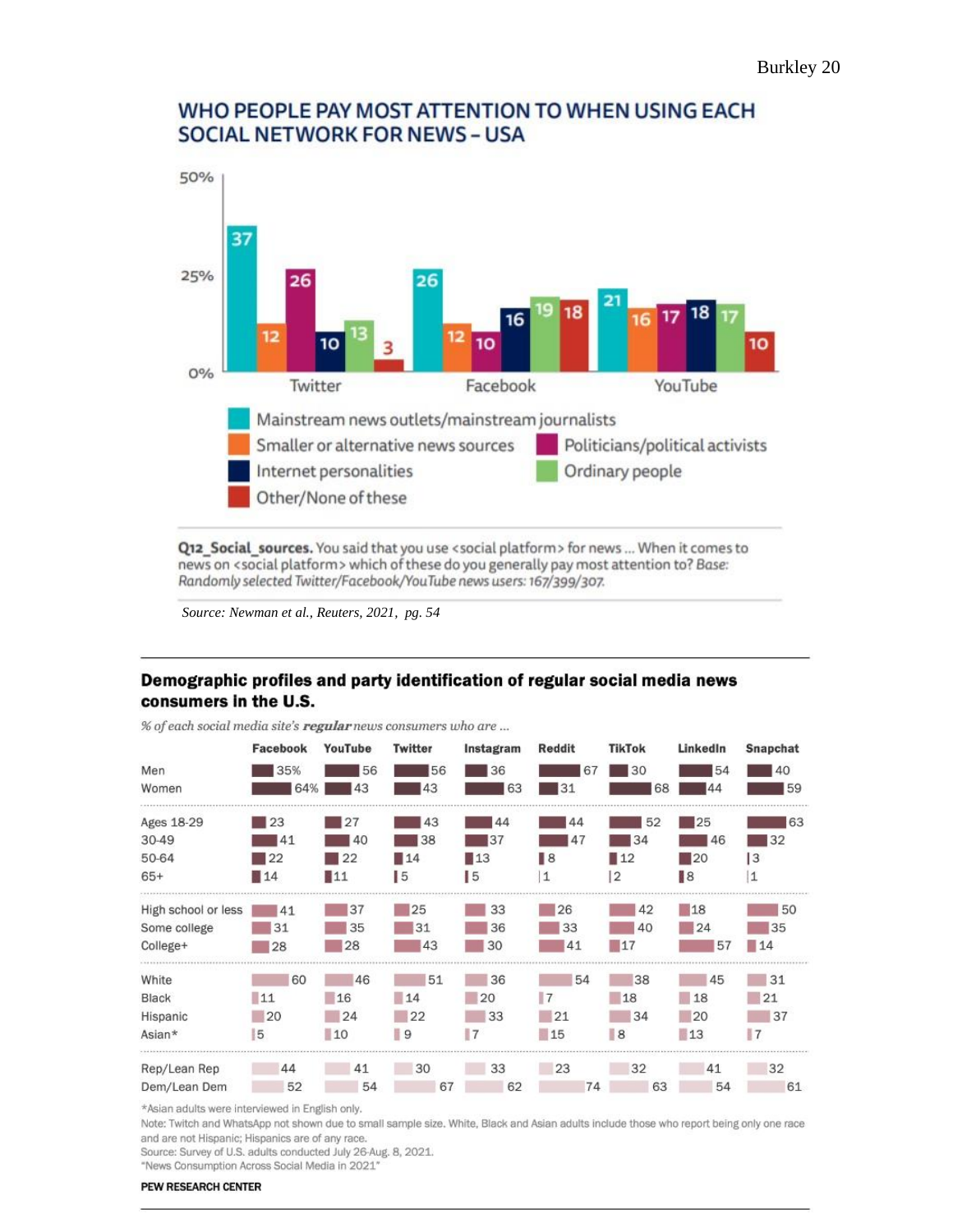## WHO PEOPLE PAY MOST ATTENTION TO WHEN USING EACH SOCIAL NETWORK FOR NEWS – USA

| | Twitter | Facebook | YouTube |
|---|---|---|---|
| Mainstream news outlets/mainstream journalists | 37 | 26 | 21 |
| Smaller or alternative news sources | 12 | 12 | 16 |
| Politicians/political activists | 26 | 10 | 17 |
| Internet personalities | 10 | 16 | 18 |
| Ordinary people | 13 | 19 | 17 |
| Other/None of these | 3 | 18 | 10 |

**Q12_Social_sources.** You said that you use <social platform> for news ... When it comes to news on <social platform> which of these do you generally pay most attention to? *Base: Randomly selected Twitter/Facebook/YouTube news users: 167/399/307.*

*Source: Newman et al., Reuters, 2021, pg. 54*

## Demographic profiles and party identification of regular social media news consumers in the U.S.

*% of each social media site's **regular** news consumers who are ...*

| | Facebook | YouTube | Twitter | Instagram | Reddit | TikTok | LinkedIn | Snapchat |
|---|---|---|---|---|---|---|---|---|
| Men | 35% | 56 | 56 | 36 | 67 | 30 | 54 | 40 |
| Women | 64% | 43 | 43 | 63 | 31 | 68 | 44 | 59 |
| Ages 18-29 | 23 | 27 | 43 | 44 | 44 | 52 | 25 | 63 |
| 30-49 | 41 | 40 | 38 | 37 | 47 | 34 | 46 | 32 |
| 50-64 | 22 | 22 | 14 | 13 | 8 | 12 | 20 | 3 |
| 65+ | 14 | 11 | 5 | 5 | 1 | 2 | 8 | 1 |
| High school or less | 41 | 37 | 25 | 33 | 26 | 42 | 18 | 50 |
| Some college | 31 | 35 | 31 | 36 | 33 | 40 | 24 | 35 |
| College+ | 28 | 28 | 43 | 30 | 41 | 17 | 57 | 14 |
| White | 60 | 46 | 51 | 36 | 54 | 38 | 45 | 31 |
| Black | 11 | 16 | 14 | 20 | 7 | 18 | 18 | 21 |
| Hispanic | 20 | 24 | 22 | 33 | 21 | 34 | 20 | 37 |
| Asian* | 5 | 10 | 9 | 7 | 15 | 8 | 13 | 7 |
| Rep/Lean Rep | 44 | 41 | 30 | 33 | 23 | 32 | 41 | 32 |
| Dem/Lean Dem | 52 | 54 | 67 | 62 | 74 | 63 | 54 | 61 |

*Asian adults were interviewed in English only.

Note: Twitch and WhatsApp not shown due to small sample size. White, Black and Asian adults include those who report being only one race and are not Hispanic; Hispanics are of any race.

Source: Survey of U.S. adults conducted July 26-Aug. 8, 2021.

"News Consumption Across Social Media in 2021"

**PEW RESEARCH CENTER**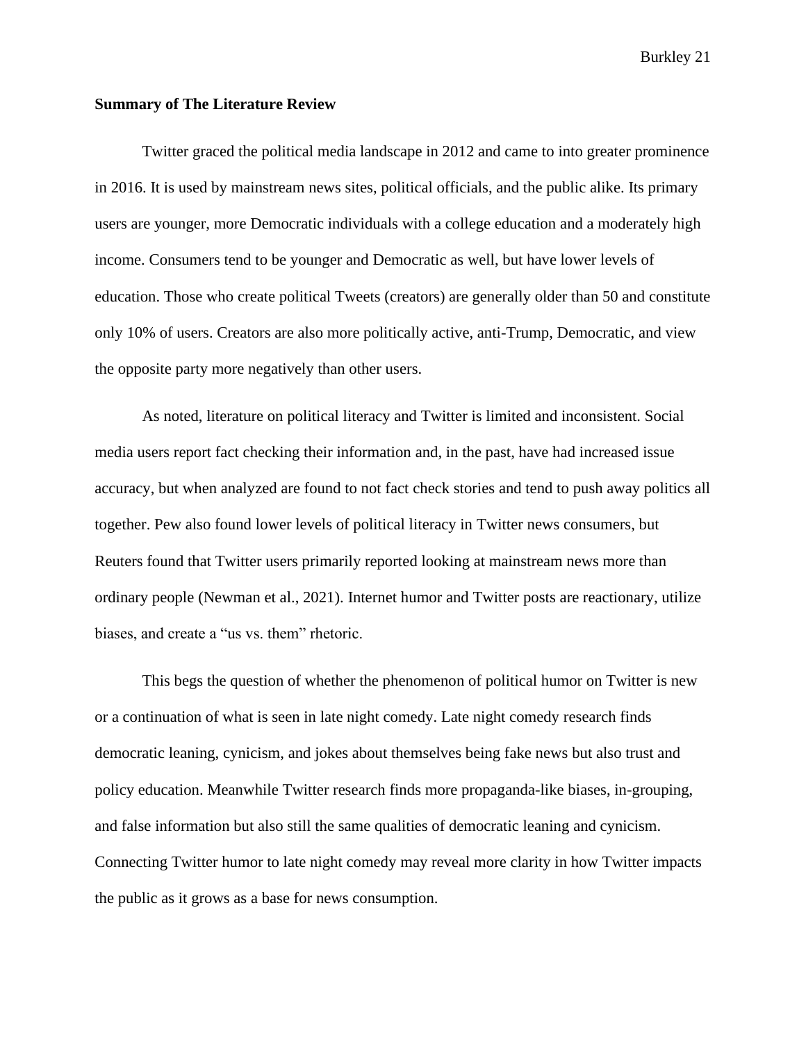**Summary of The Literature Review**

Twitter graced the political media landscape in 2012 and came to into greater prominence in 2016. It is used by mainstream news sites, political officials, and the public alike. Its primary users are younger, more Democratic individuals with a college education and a moderately high income. Consumers tend to be younger and Democratic as well, but have lower levels of education. Those who create political Tweets (creators) are generally older than 50 and constitute only 10% of users. Creators are also more politically active, anti-Trump, Democratic, and view the opposite party more negatively than other users.

As noted, literature on political literacy and Twitter is limited and inconsistent. Social media users report fact checking their information and, in the past, have had increased issue accuracy, but when analyzed are found to not fact check stories and tend to push away politics all together. Pew also found lower levels of political literacy in Twitter news consumers, but Reuters found that Twitter users primarily reported looking at mainstream news more than ordinary people (Newman et al., 2021). Internet humor and Twitter posts are reactionary, utilize biases, and create a "us vs. them" rhetoric.

This begs the question of whether the phenomenon of political humor on Twitter is new or a continuation of what is seen in late night comedy. Late night comedy research finds democratic leaning, cynicism, and jokes about themselves being fake news but also trust and policy education. Meanwhile Twitter research finds more propaganda-like biases, in-grouping, and false information but also still the same qualities of democratic leaning and cynicism. Connecting Twitter humor to late night comedy may reveal more clarity in how Twitter impacts the public as it grows as a base for news consumption.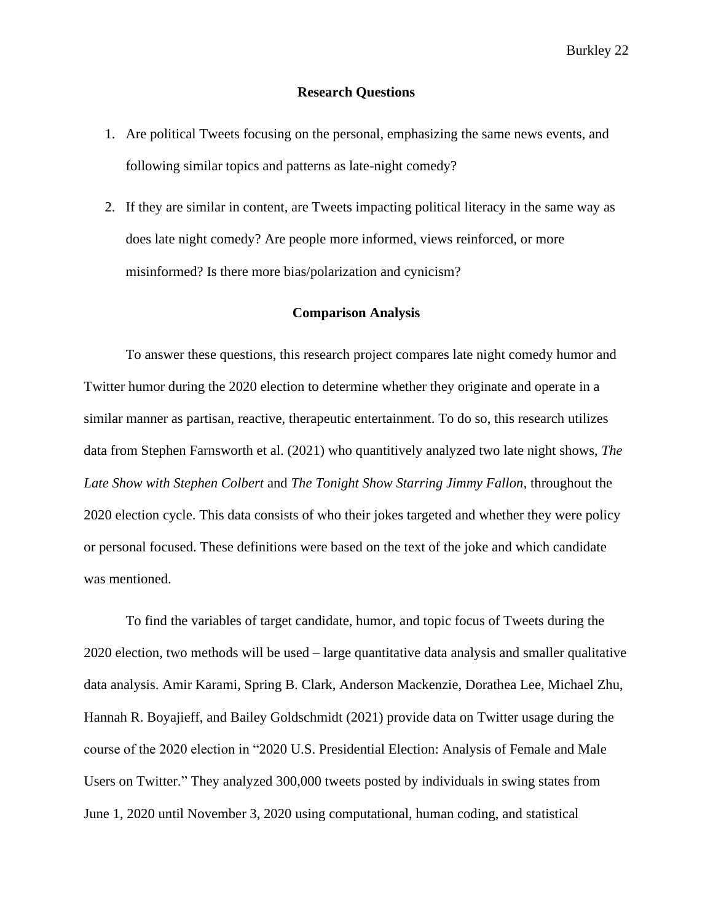## Research Questions

1. Are political Tweets focusing on the personal, emphasizing the same news events, and following similar topics and patterns as late-night comedy?
2. If they are similar in content, are Tweets impacting political literacy in the same way as does late night comedy? Are people more informed, views reinforced, or more misinformed? Is there more bias/polarization and cynicism?

## Comparison Analysis

To answer these questions, this research project compares late night comedy humor and Twitter humor during the 2020 election to determine whether they originate and operate in a similar manner as partisan, reactive, therapeutic entertainment. To do so, this research utilizes data from Stephen Farnsworth et al. (2021) who quantitively analyzed two late night shows, *The Late Show with Stephen Colbert* and *The Tonight Show Starring Jimmy Fallon*, throughout the 2020 election cycle. This data consists of who their jokes targeted and whether they were policy or personal focused. These definitions were based on the text of the joke and which candidate was mentioned.

To find the variables of target candidate, humor, and topic focus of Tweets during the 2020 election, two methods will be used – large quantitative data analysis and smaller qualitative data analysis. Amir Karami, Spring B. Clark, Anderson Mackenzie, Dorathea Lee, Michael Zhu, Hannah R. Boyajieff, and Bailey Goldschmidt (2021) provide data on Twitter usage during the course of the 2020 election in "2020 U.S. Presidential Election: Analysis of Female and Male Users on Twitter." They analyzed 300,000 tweets posted by individuals in swing states from June 1, 2020 until November 3, 2020 using computational, human coding, and statistical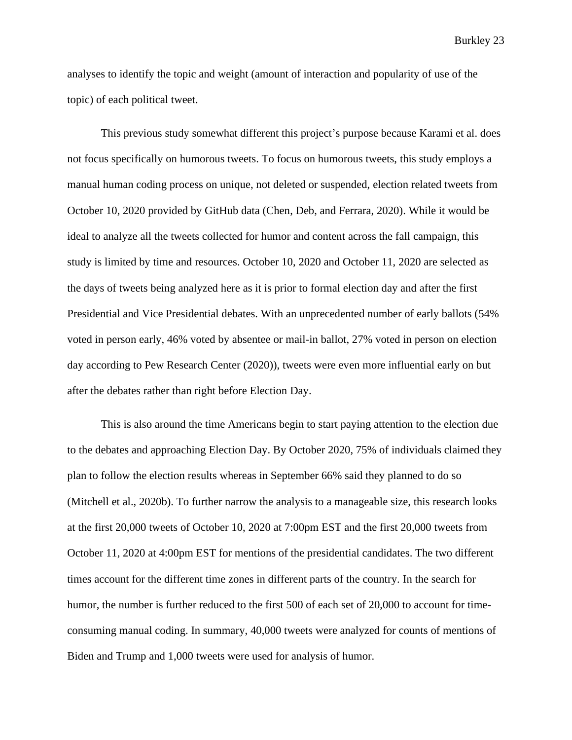analyses to identify the topic and weight (amount of interaction and popularity of use of the topic) of each political tweet.

This previous study somewhat different this project's purpose because Karami et al. does not focus specifically on humorous tweets. To focus on humorous tweets, this study employs a manual human coding process on unique, not deleted or suspended, election related tweets from October 10, 2020 provided by GitHub data (Chen, Deb, and Ferrara, 2020). While it would be ideal to analyze all the tweets collected for humor and content across the fall campaign, this study is limited by time and resources. October 10, 2020 and October 11, 2020 are selected as the days of tweets being analyzed here as it is prior to formal election day and after the first Presidential and Vice Presidential debates. With an unprecedented number of early ballots (54% voted in person early, 46% voted by absentee or mail-in ballot, 27% voted in person on election day according to Pew Research Center (2020)), tweets were even more influential early on but after the debates rather than right before Election Day.

This is also around the time Americans begin to start paying attention to the election due to the debates and approaching Election Day. By October 2020, 75% of individuals claimed they plan to follow the election results whereas in September 66% said they planned to do so (Mitchell et al., 2020b). To further narrow the analysis to a manageable size, this research looks at the first 20,000 tweets of October 10, 2020 at 7:00pm EST and the first 20,000 tweets from October 11, 2020 at 4:00pm EST for mentions of the presidential candidates. The two different times account for the different time zones in different parts of the country. In the search for humor, the number is further reduced to the first 500 of each set of 20,000 to account for time-consuming manual coding. In summary, 40,000 tweets were analyzed for counts of mentions of Biden and Trump and 1,000 tweets were used for analysis of humor.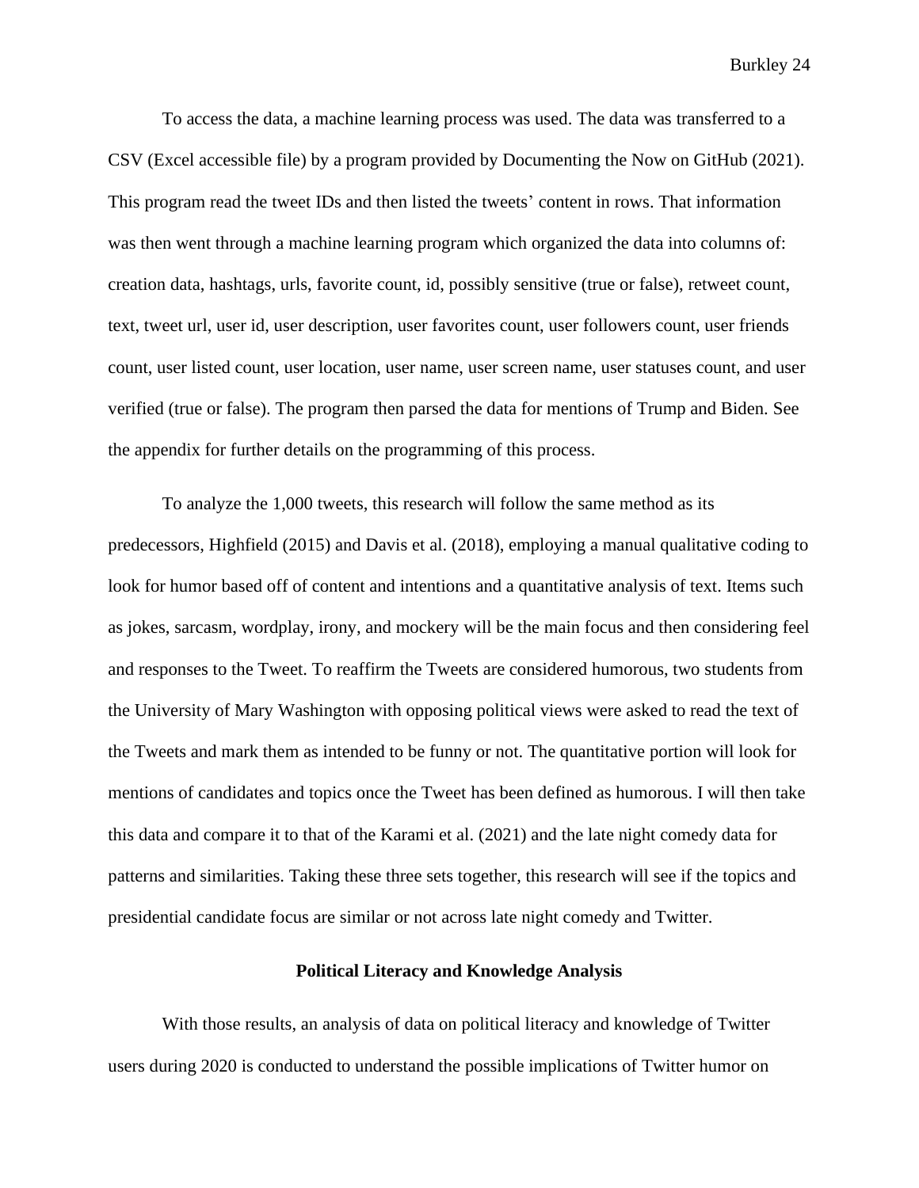To access the data, a machine learning process was used. The data was transferred to a CSV (Excel accessible file) by a program provided by Documenting the Now on GitHub (2021). This program read the tweet IDs and then listed the tweets' content in rows. That information was then went through a machine learning program which organized the data into columns of: creation data, hashtags, urls, favorite count, id, possibly sensitive (true or false), retweet count, text, tweet url, user id, user description, user favorites count, user followers count, user friends count, user listed count, user location, user name, user screen name, user statuses count, and user verified (true or false). The program then parsed the data for mentions of Trump and Biden. See the appendix for further details on the programming of this process.

To analyze the 1,000 tweets, this research will follow the same method as its predecessors, Highfield (2015) and Davis et al. (2018), employing a manual qualitative coding to look for humor based off of content and intentions and a quantitative analysis of text. Items such as jokes, sarcasm, wordplay, irony, and mockery will be the main focus and then considering feel and responses to the Tweet. To reaffirm the Tweets are considered humorous, two students from the University of Mary Washington with opposing political views were asked to read the text of the Tweets and mark them as intended to be funny or not. The quantitative portion will look for mentions of candidates and topics once the Tweet has been defined as humorous. I will then take this data and compare it to that of the Karami et al. (2021) and the late night comedy data for patterns and similarities. Taking these three sets together, this research will see if the topics and presidential candidate focus are similar or not across late night comedy and Twitter.

## Political Literacy and Knowledge Analysis

With those results, an analysis of data on political literacy and knowledge of Twitter users during 2020 is conducted to understand the possible implications of Twitter humor on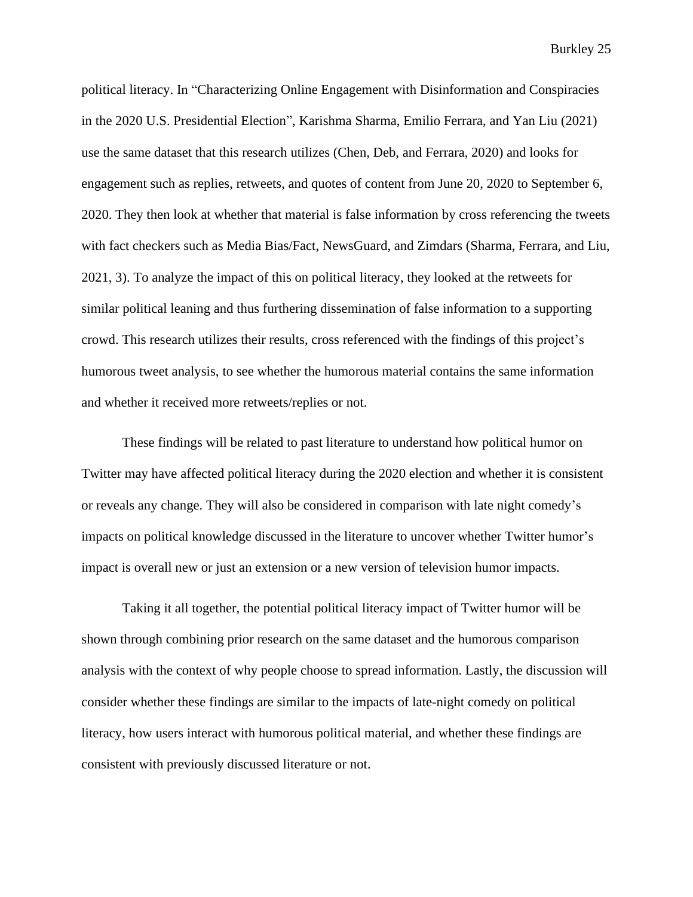political literacy. In “Characterizing Online Engagement with Disinformation and Conspiracies in the 2020 U.S. Presidential Election”, Karishma Sharma, Emilio Ferrara, and Yan Liu (2021) use the same dataset that this research utilizes (Chen, Deb, and Ferrara, 2020) and looks for engagement such as replies, retweets, and quotes of content from June 20, 2020 to September 6, 2020. They then look at whether that material is false information by cross referencing the tweets with fact checkers such as Media Bias/Fact, NewsGuard, and Zimdars (Sharma, Ferrara, and Liu, 2021, 3). To analyze the impact of this on political literacy, they looked at the retweets for similar political leaning and thus furthering dissemination of false information to a supporting crowd. This research utilizes their results, cross referenced with the findings of this project’s humorous tweet analysis, to see whether the humorous material contains the same information and whether it received more retweets/replies or not.

These findings will be related to past literature to understand how political humor on Twitter may have affected political literacy during the 2020 election and whether it is consistent or reveals any change. They will also be considered in comparison with late night comedy’s impacts on political knowledge discussed in the literature to uncover whether Twitter humor’s impact is overall new or just an extension or a new version of television humor impacts.

Taking it all together, the potential political literacy impact of Twitter humor will be shown through combining prior research on the same dataset and the humorous comparison analysis with the context of why people choose to spread information. Lastly, the discussion will consider whether these findings are similar to the impacts of late-night comedy on political literacy, how users interact with humorous political material, and whether these findings are consistent with previously discussed literature or not.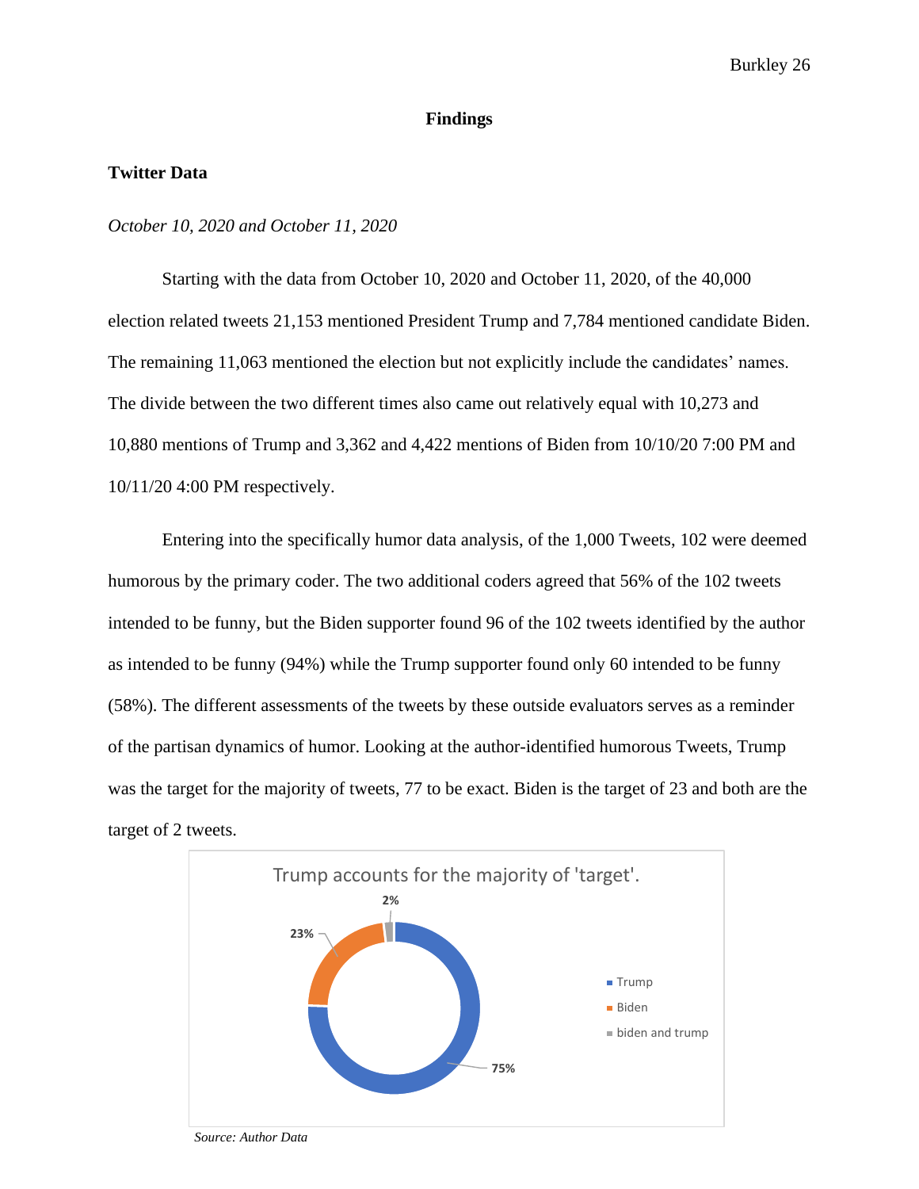# Findings

## Twitter Data

*October 10, 2020 and October 11, 2020*

Starting with the data from October 10, 2020 and October 11, 2020, of the 40,000 election related tweets 21,153 mentioned President Trump and 7,784 mentioned candidate Biden. The remaining 11,063 mentioned the election but not explicitly include the candidates' names. The divide between the two different times also came out relatively equal with 10,273 and 10,880 mentions of Trump and 3,362 and 4,422 mentions of Biden from 10/10/20 7:00 PM and 10/11/20 4:00 PM respectively.

Entering into the specifically humor data analysis, of the 1,000 Tweets, 102 were deemed humorous by the primary coder. The two additional coders agreed that 56% of the 102 tweets intended to be funny, but the Biden supporter found 96 of the 102 tweets identified by the author as intended to be funny (94%) while the Trump supporter found only 60 intended to be funny (58%). The different assessments of the tweets by these outside evaluators serves as a reminder of the partisan dynamics of humor. Looking at the author-identified humorous Tweets, Trump was the target for the majority of tweets, 77 to be exact. Biden is the target of 23 and both are the target of 2 tweets.

Trump accounts for the majority of 'target'.

| Target | Share |
|---|---|
| Trump | 75% |
| Biden | 23% |
| biden and trump | 2% |

*Source: Author Data*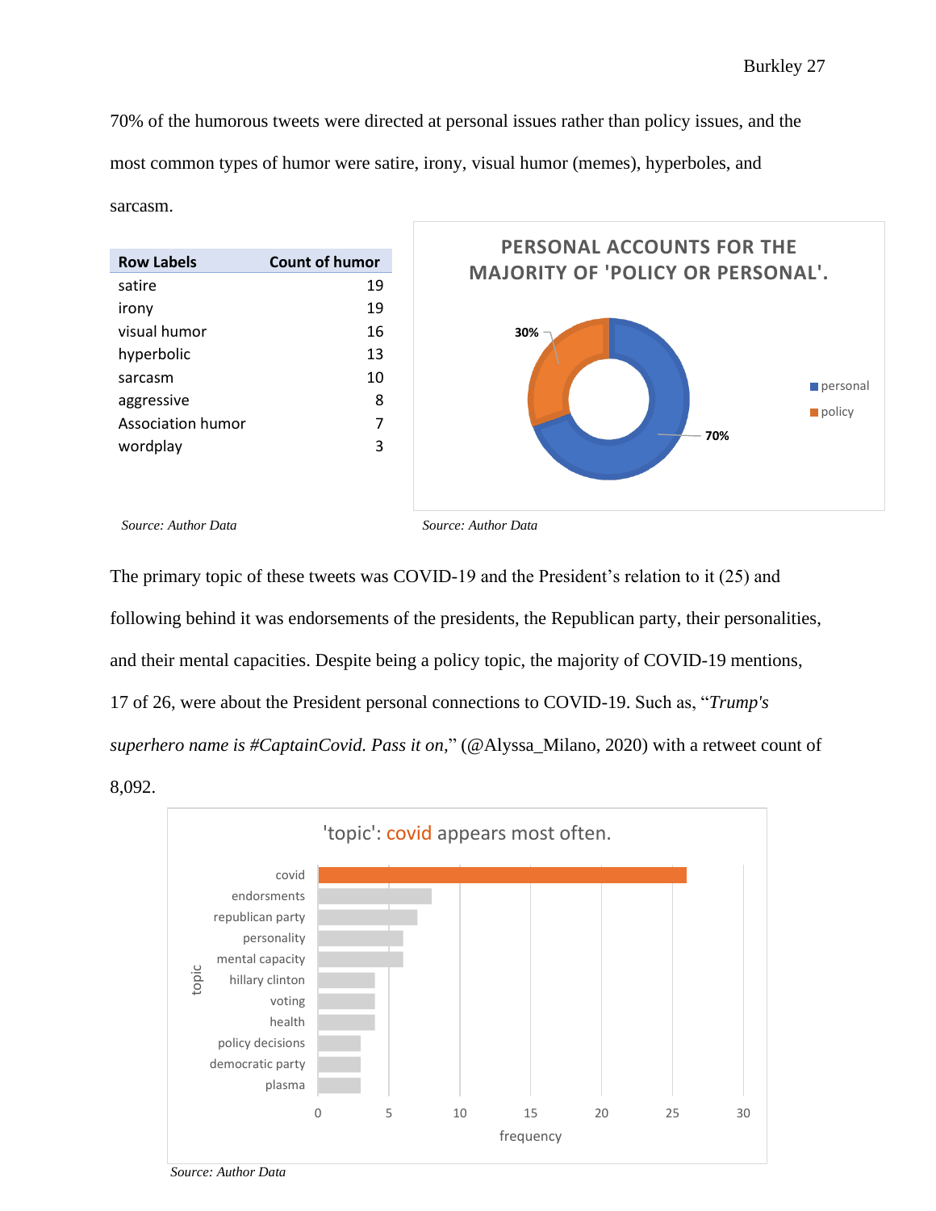70% of the humorous tweets were directed at personal issues rather than policy issues, and the most common types of humor were satire, irony, visual humor (memes), hyperboles, and sarcasm.

| Row Labels | Count of humor |
| --- | --- |
| satire | 19 |
| irony | 19 |
| visual humor | 16 |
| hyperbolic | 13 |
| sarcasm | 10 |
| aggressive | 8 |
| Association humor | 7 |
| wordplay | 3 |

*Source: Author Data*

**PERSONAL ACCOUNTS FOR THE MAJORITY OF 'POLICY OR PERSONAL'.**

| Category | Share |
| --- | --- |
| personal | 70% |
| policy | 30% |

*Source: Author Data*

The primary topic of these tweets was COVID-19 and the President's relation to it (25) and following behind it was endorsements of the presidents, the Republican party, their personalities, and their mental capacities. Despite being a policy topic, the majority of COVID-19 mentions, 17 of 26, were about the President personal connections to COVID-19. Such as, "*Trump's superhero name is #CaptainCovid. Pass it on,*" (@Alyssa_Milano, 2020) with a retweet count of 8,092.

**'topic': covid appears most often.**

| topic | frequency |
| --- | --- |
| covid | 26 |
| endorsments | 8 |
| republican party | 7 |
| personality | 6 |
| mental capacity | 6 |
| hillary clinton | 4 |
| voting | 4 |
| health | 4 |
| policy decisions | 3 |
| democratic party | 3 |
| plasma | 3 |

*Source: Author Data*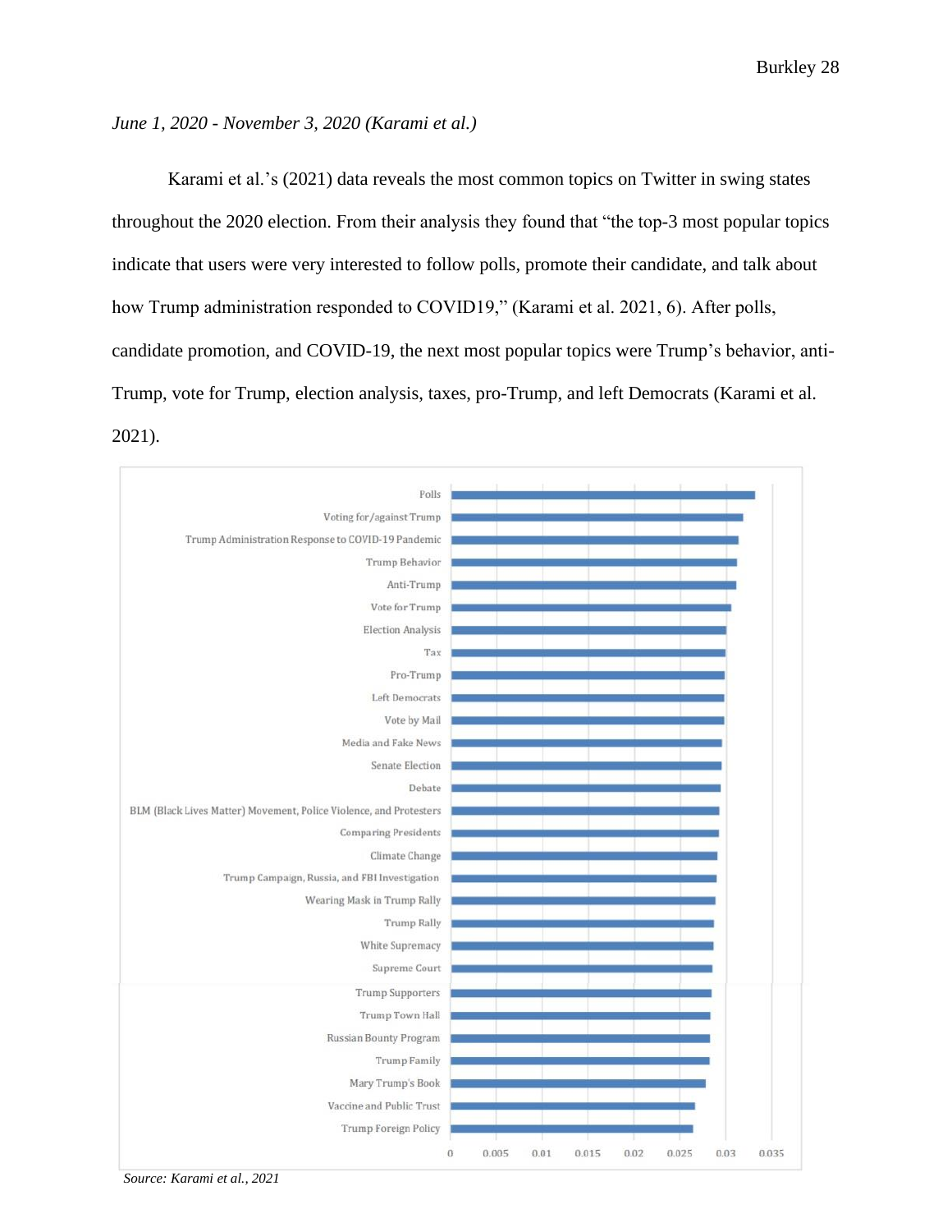*June 1, 2020 - November 3, 2020 (Karami et al.)*

Karami et al.'s (2021) data reveals the most common topics on Twitter in swing states throughout the 2020 election. From their analysis they found that "the top-3 most popular topics indicate that users were very interested to follow polls, promote their candidate, and talk about how Trump administration responded to COVID19," (Karami et al. 2021, 6). After polls, candidate promotion, and COVID-19, the next most popular topics were Trump's behavior, anti-Trump, vote for Trump, election analysis, taxes, pro-Trump, and left Democrats (Karami et al. 2021).

*Source: Karami et al., 2021*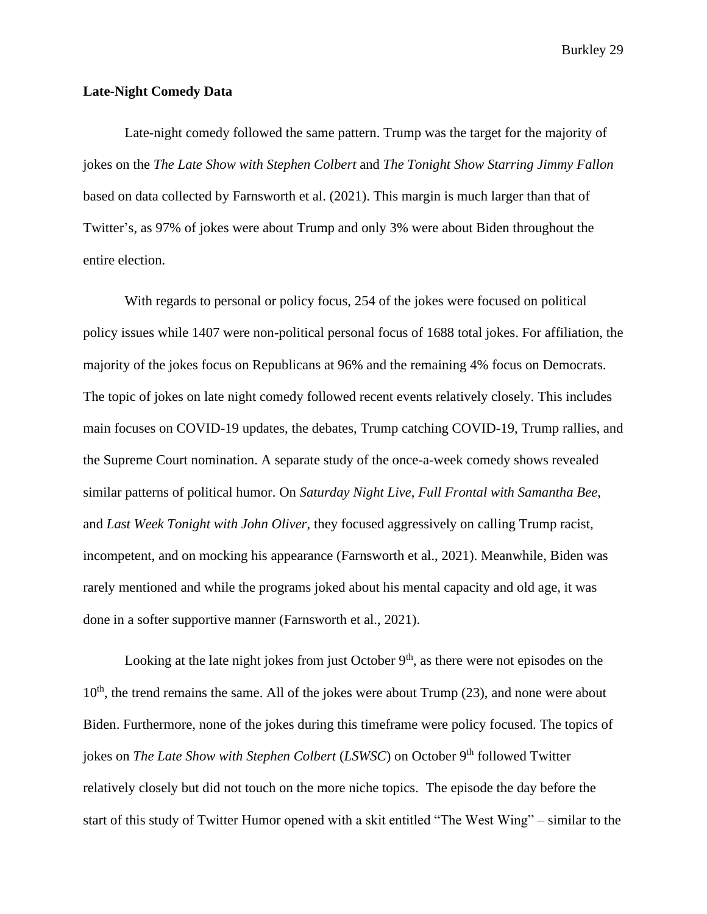**Late-Night Comedy Data**

Late-night comedy followed the same pattern. Trump was the target for the majority of jokes on the *The Late Show with Stephen Colbert* and *The Tonight Show Starring Jimmy Fallon* based on data collected by Farnsworth et al. (2021). This margin is much larger than that of Twitter's, as 97% of jokes were about Trump and only 3% were about Biden throughout the entire election.

With regards to personal or policy focus, 254 of the jokes were focused on political policy issues while 1407 were non-political personal focus of 1688 total jokes. For affiliation, the majority of the jokes focus on Republicans at 96% and the remaining 4% focus on Democrats. The topic of jokes on late night comedy followed recent events relatively closely. This includes main focuses on COVID-19 updates, the debates, Trump catching COVID-19, Trump rallies, and the Supreme Court nomination. A separate study of the once-a-week comedy shows revealed similar patterns of political humor. On *Saturday Night Live*, *Full Frontal with Samantha Bee*, and *Last Week Tonight with John Oliver*, they focused aggressively on calling Trump racist, incompetent, and on mocking his appearance (Farnsworth et al., 2021). Meanwhile, Biden was rarely mentioned and while the programs joked about his mental capacity and old age, it was done in a softer supportive manner (Farnsworth et al., 2021).

Looking at the late night jokes from just October 9th, as there were not episodes on the 10th, the trend remains the same. All of the jokes were about Trump (23), and none were about Biden. Furthermore, none of the jokes during this timeframe were policy focused. The topics of jokes on *The Late Show with Stephen Colbert* (*LSWSC*) on October 9th followed Twitter relatively closely but did not touch on the more niche topics. The episode the day before the start of this study of Twitter Humor opened with a skit entitled "The West Wing" – similar to the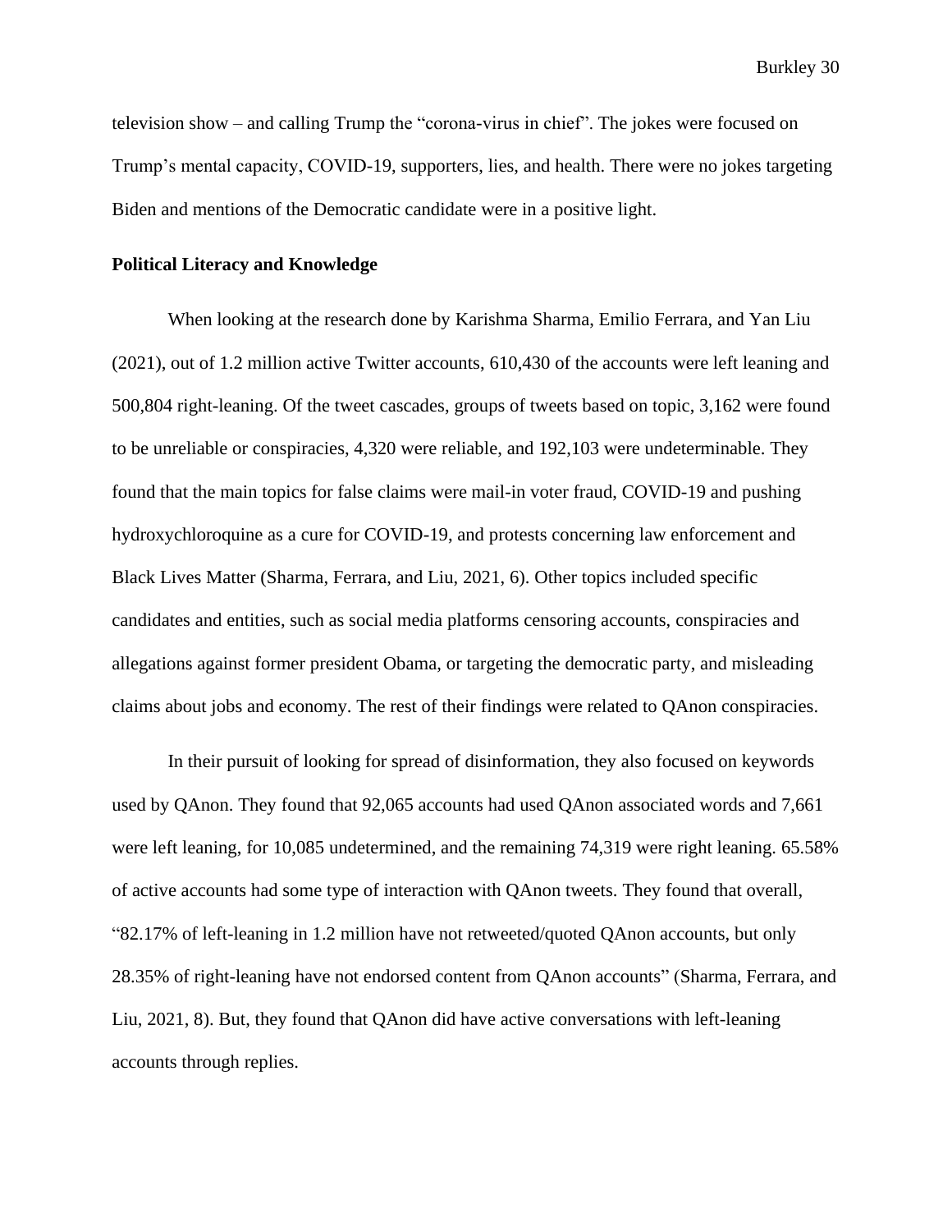television show – and calling Trump the "corona-virus in chief". The jokes were focused on Trump's mental capacity, COVID-19, supporters, lies, and health. There were no jokes targeting Biden and mentions of the Democratic candidate were in a positive light.

**Political Literacy and Knowledge**

When looking at the research done by Karishma Sharma, Emilio Ferrara, and Yan Liu (2021), out of 1.2 million active Twitter accounts, 610,430 of the accounts were left leaning and 500,804 right-leaning. Of the tweet cascades, groups of tweets based on topic, 3,162 were found to be unreliable or conspiracies, 4,320 were reliable, and 192,103 were undeterminable. They found that the main topics for false claims were mail-in voter fraud, COVID-19 and pushing hydroxychloroquine as a cure for COVID-19, and protests concerning law enforcement and Black Lives Matter (Sharma, Ferrara, and Liu, 2021, 6). Other topics included specific candidates and entities, such as social media platforms censoring accounts, conspiracies and allegations against former president Obama, or targeting the democratic party, and misleading claims about jobs and economy. The rest of their findings were related to QAnon conspiracies.

In their pursuit of looking for spread of disinformation, they also focused on keywords used by QAnon. They found that 92,065 accounts had used QAnon associated words and 7,661 were left leaning, for 10,085 undetermined, and the remaining 74,319 were right leaning. 65.58% of active accounts had some type of interaction with QAnon tweets. They found that overall, "82.17% of left-leaning in 1.2 million have not retweeted/quoted QAnon accounts, but only 28.35% of right-leaning have not endorsed content from QAnon accounts" (Sharma, Ferrara, and Liu, 2021, 8). But, they found that QAnon did have active conversations with left-leaning accounts through replies.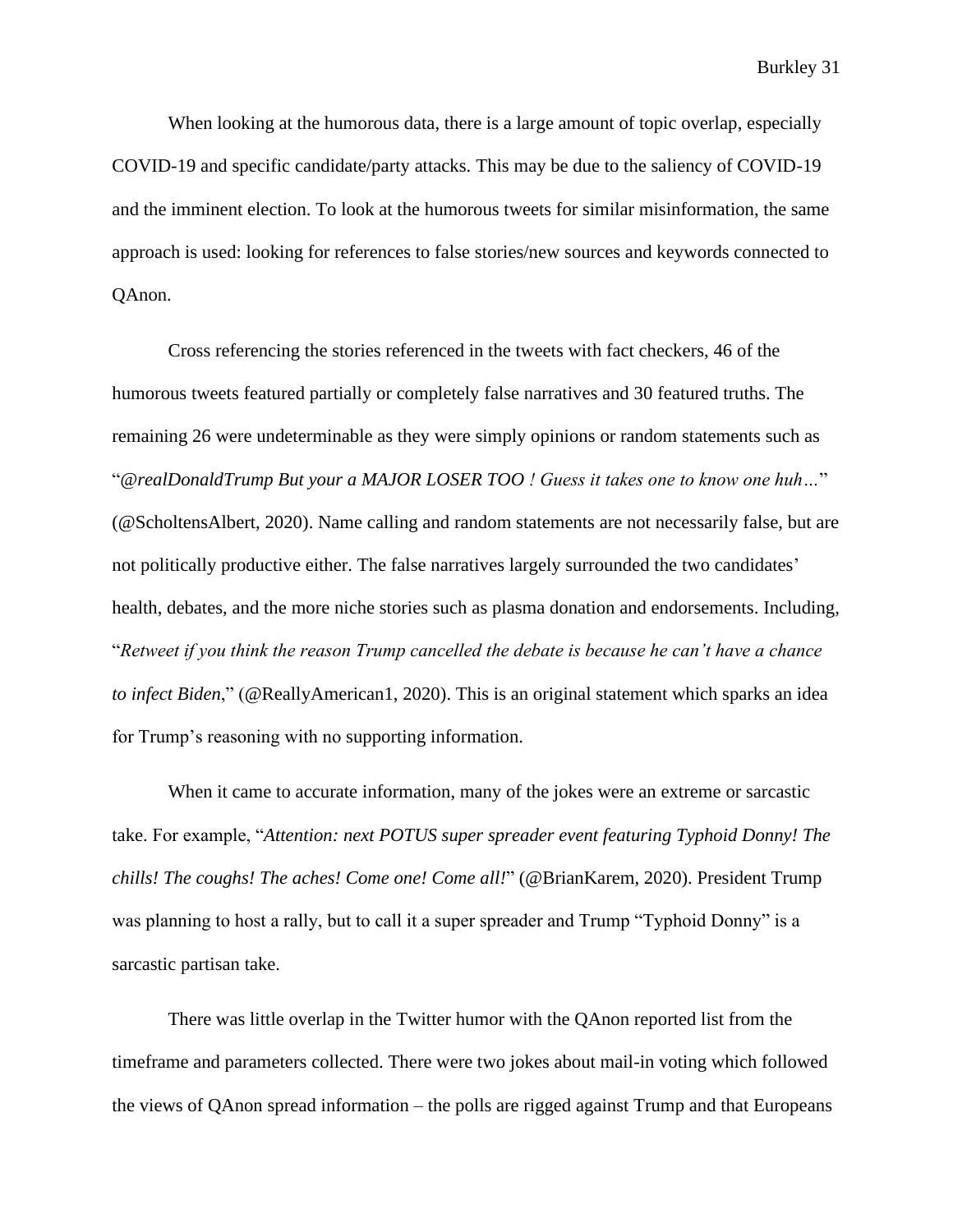When looking at the humorous data, there is a large amount of topic overlap, especially COVID-19 and specific candidate/party attacks. This may be due to the saliency of COVID-19 and the imminent election. To look at the humorous tweets for similar misinformation, the same approach is used: looking for references to false stories/new sources and keywords connected to QAnon.

Cross referencing the stories referenced in the tweets with fact checkers, 46 of the humorous tweets featured partially or completely false narratives and 30 featured truths. The remaining 26 were undeterminable as they were simply opinions or random statements such as "*@realDonaldTrump But your a MAJOR LOSER TOO ! Guess it takes one to know one huh…*" (@ScholtensAlbert, 2020). Name calling and random statements are not necessarily false, but are not politically productive either. The false narratives largely surrounded the two candidates' health, debates, and the more niche stories such as plasma donation and endorsements. Including, "*Retweet if you think the reason Trump cancelled the debate is because he can't have a chance to infect Biden*," (@ReallyAmerican1, 2020). This is an original statement which sparks an idea for Trump's reasoning with no supporting information.

When it came to accurate information, many of the jokes were an extreme or sarcastic take. For example, "*Attention: next POTUS super spreader event featuring Typhoid Donny! The chills! The coughs! The aches! Come one! Come all!*" (@BrianKarem, 2020). President Trump was planning to host a rally, but to call it a super spreader and Trump "Typhoid Donny" is a sarcastic partisan take.

There was little overlap in the Twitter humor with the QAnon reported list from the timeframe and parameters collected. There were two jokes about mail-in voting which followed the views of QAnon spread information – the polls are rigged against Trump and that Europeans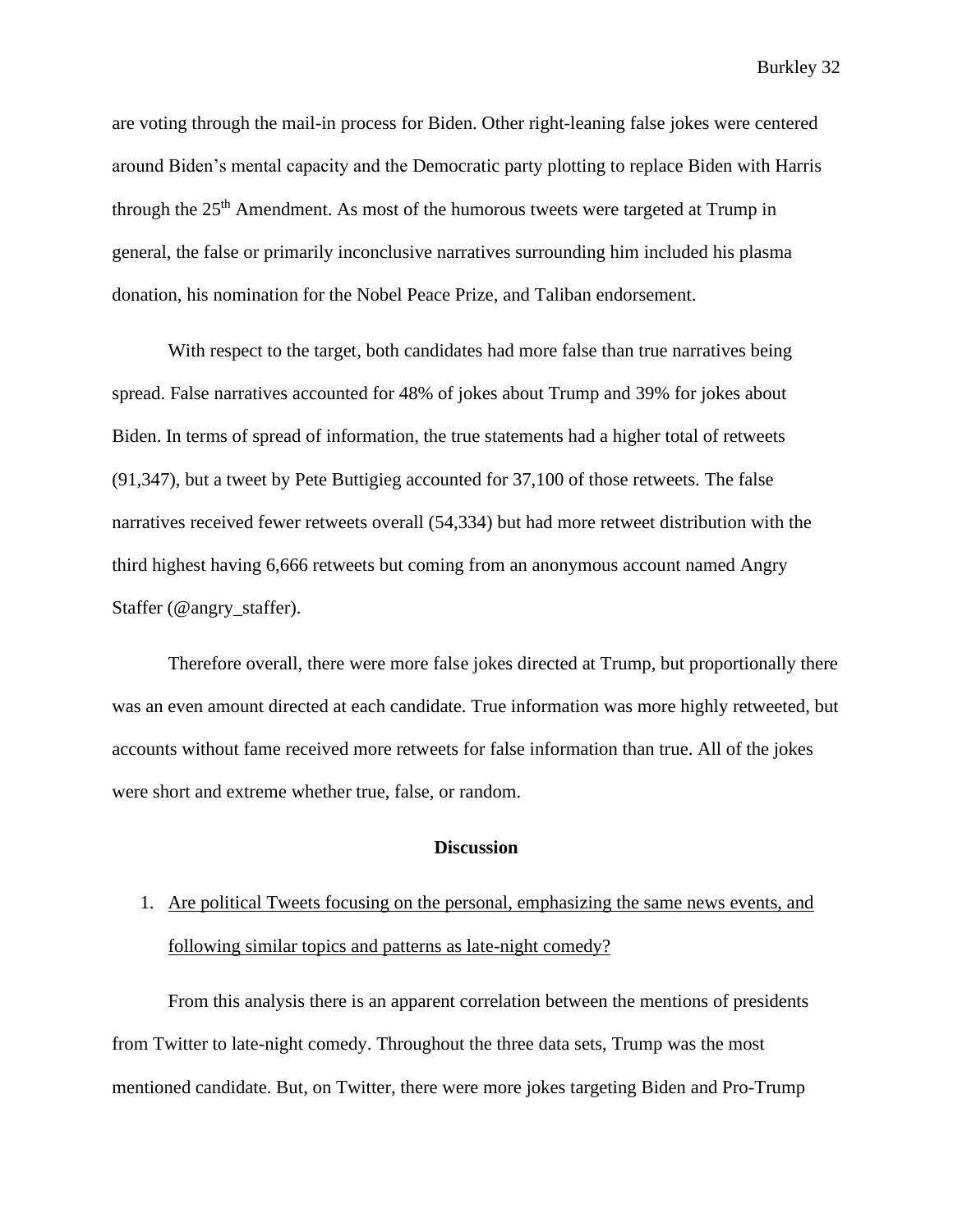are voting through the mail-in process for Biden. Other right-leaning false jokes were centered around Biden's mental capacity and the Democratic party plotting to replace Biden with Harris through the 25th Amendment. As most of the humorous tweets were targeted at Trump in general, the false or primarily inconclusive narratives surrounding him included his plasma donation, his nomination for the Nobel Peace Prize, and Taliban endorsement.

With respect to the target, both candidates had more false than true narratives being spread. False narratives accounted for 48% of jokes about Trump and 39% for jokes about Biden. In terms of spread of information, the true statements had a higher total of retweets (91,347), but a tweet by Pete Buttigieg accounted for 37,100 of those retweets. The false narratives received fewer retweets overall (54,334) but had more retweet distribution with the third highest having 6,666 retweets but coming from an anonymous account named Angry Staffer (@angry_staffer).

Therefore overall, there were more false jokes directed at Trump, but proportionally there was an even amount directed at each candidate. True information was more highly retweeted, but accounts without fame received more retweets for false information than true. All of the jokes were short and extreme whether true, false, or random.

## Discussion

1. <u>Are political Tweets focusing on the personal, emphasizing the same news events, and following similar topics and patterns as late-night comedy?</u>

From this analysis there is an apparent correlation between the mentions of presidents from Twitter to late-night comedy. Throughout the three data sets, Trump was the most mentioned candidate. But, on Twitter, there were more jokes targeting Biden and Pro-Trump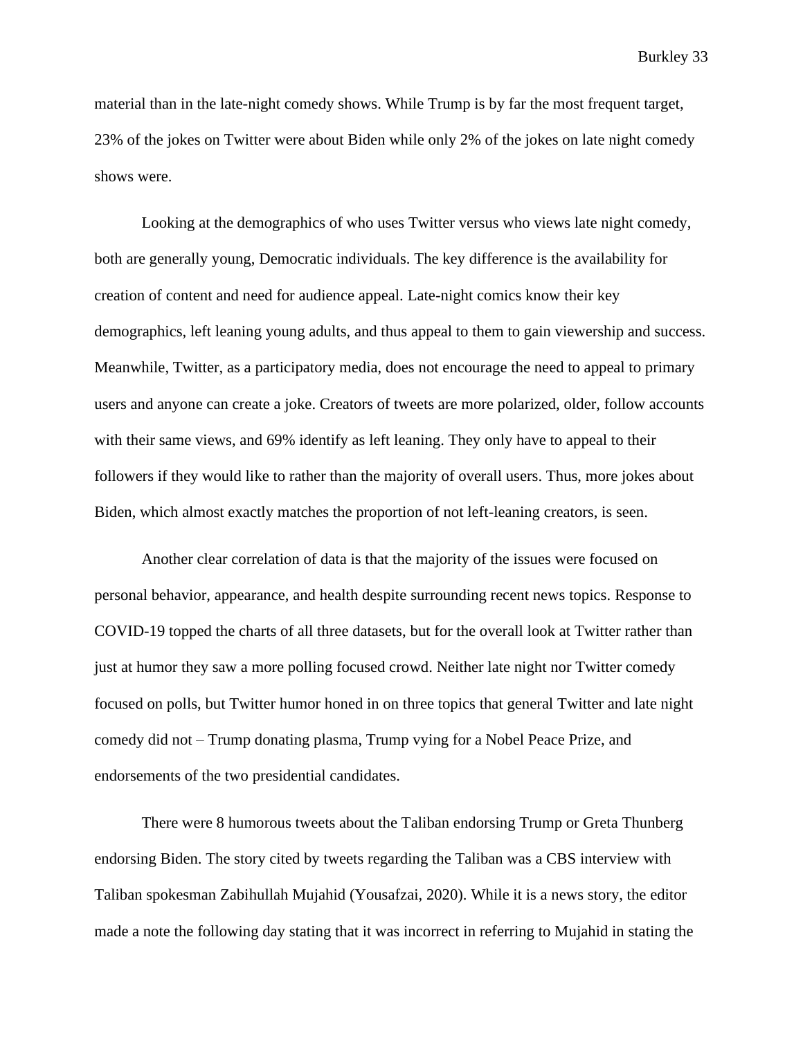material than in the late-night comedy shows. While Trump is by far the most frequent target, 23% of the jokes on Twitter were about Biden while only 2% of the jokes on late night comedy shows were.

Looking at the demographics of who uses Twitter versus who views late night comedy, both are generally young, Democratic individuals. The key difference is the availability for creation of content and need for audience appeal. Late-night comics know their key demographics, left leaning young adults, and thus appeal to them to gain viewership and success. Meanwhile, Twitter, as a participatory media, does not encourage the need to appeal to primary users and anyone can create a joke. Creators of tweets are more polarized, older, follow accounts with their same views, and 69% identify as left leaning. They only have to appeal to their followers if they would like to rather than the majority of overall users. Thus, more jokes about Biden, which almost exactly matches the proportion of not left-leaning creators, is seen.

Another clear correlation of data is that the majority of the issues were focused on personal behavior, appearance, and health despite surrounding recent news topics. Response to COVID-19 topped the charts of all three datasets, but for the overall look at Twitter rather than just at humor they saw a more polling focused crowd. Neither late night nor Twitter comedy focused on polls, but Twitter humor honed in on three topics that general Twitter and late night comedy did not – Trump donating plasma, Trump vying for a Nobel Peace Prize, and endorsements of the two presidential candidates.

There were 8 humorous tweets about the Taliban endorsing Trump or Greta Thunberg endorsing Biden. The story cited by tweets regarding the Taliban was a CBS interview with Taliban spokesman Zabihullah Mujahid (Yousafzai, 2020). While it is a news story, the editor made a note the following day stating that it was incorrect in referring to Mujahid in stating the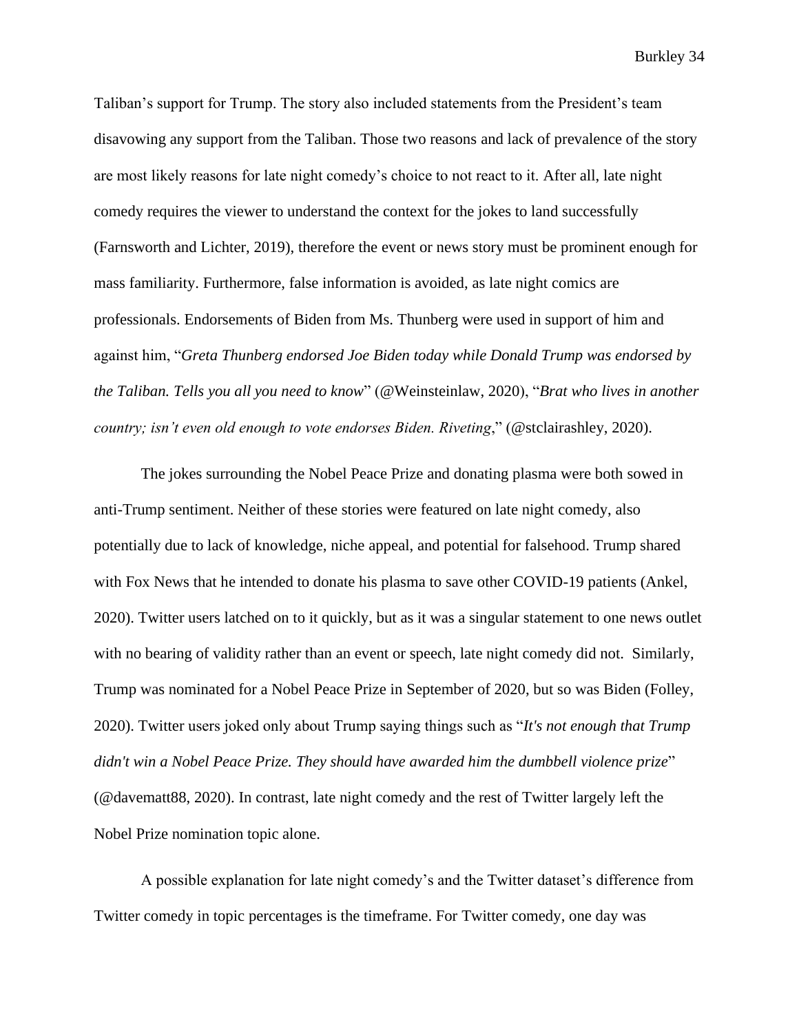Taliban's support for Trump. The story also included statements from the President's team disavowing any support from the Taliban. Those two reasons and lack of prevalence of the story are most likely reasons for late night comedy's choice to not react to it. After all, late night comedy requires the viewer to understand the context for the jokes to land successfully (Farnsworth and Lichter, 2019), therefore the event or news story must be prominent enough for mass familiarity. Furthermore, false information is avoided, as late night comics are professionals. Endorsements of Biden from Ms. Thunberg were used in support of him and against him, "*Greta Thunberg endorsed Joe Biden today while Donald Trump was endorsed by the Taliban. Tells you all you need to know*" (@Weinsteinlaw, 2020), "*Brat who lives in another country; isn't even old enough to vote endorses Biden. Riveting*," (@stclairashley, 2020).

The jokes surrounding the Nobel Peace Prize and donating plasma were both sowed in anti-Trump sentiment. Neither of these stories were featured on late night comedy, also potentially due to lack of knowledge, niche appeal, and potential for falsehood. Trump shared with Fox News that he intended to donate his plasma to save other COVID-19 patients (Ankel, 2020). Twitter users latched on to it quickly, but as it was a singular statement to one news outlet with no bearing of validity rather than an event or speech, late night comedy did not. Similarly, Trump was nominated for a Nobel Peace Prize in September of 2020, but so was Biden (Folley, 2020). Twitter users joked only about Trump saying things such as "*It's not enough that Trump didn't win a Nobel Peace Prize. They should have awarded him the dumbbell violence prize*" (@davematt88, 2020). In contrast, late night comedy and the rest of Twitter largely left the Nobel Prize nomination topic alone.

A possible explanation for late night comedy's and the Twitter dataset's difference from Twitter comedy in topic percentages is the timeframe. For Twitter comedy, one day was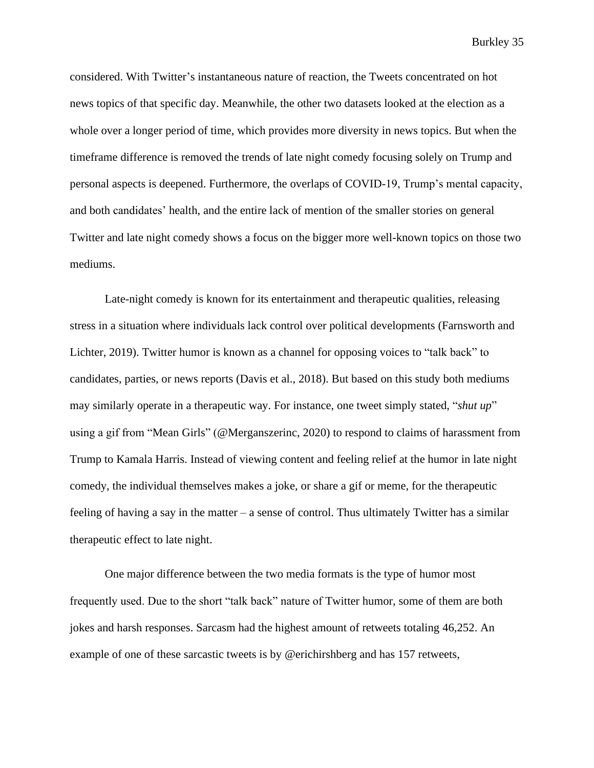considered. With Twitter's instantaneous nature of reaction, the Tweets concentrated on hot news topics of that specific day. Meanwhile, the other two datasets looked at the election as a whole over a longer period of time, which provides more diversity in news topics. But when the timeframe difference is removed the trends of late night comedy focusing solely on Trump and personal aspects is deepened. Furthermore, the overlaps of COVID-19, Trump's mental capacity, and both candidates' health, and the entire lack of mention of the smaller stories on general Twitter and late night comedy shows a focus on the bigger more well-known topics on those two mediums.

Late-night comedy is known for its entertainment and therapeutic qualities, releasing stress in a situation where individuals lack control over political developments (Farnsworth and Lichter, 2019). Twitter humor is known as a channel for opposing voices to "talk back" to candidates, parties, or news reports (Davis et al., 2018). But based on this study both mediums may similarly operate in a therapeutic way. For instance, one tweet simply stated, "*shut up*" using a gif from "Mean Girls" (@Merganszerinc, 2020) to respond to claims of harassment from Trump to Kamala Harris. Instead of viewing content and feeling relief at the humor in late night comedy, the individual themselves makes a joke, or share a gif or meme, for the therapeutic feeling of having a say in the matter – a sense of control. Thus ultimately Twitter has a similar therapeutic effect to late night.

One major difference between the two media formats is the type of humor most frequently used. Due to the short "talk back" nature of Twitter humor, some of them are both jokes and harsh responses. Sarcasm had the highest amount of retweets totaling 46,252. An example of one of these sarcastic tweets is by @erichirshberg and has 157 retweets,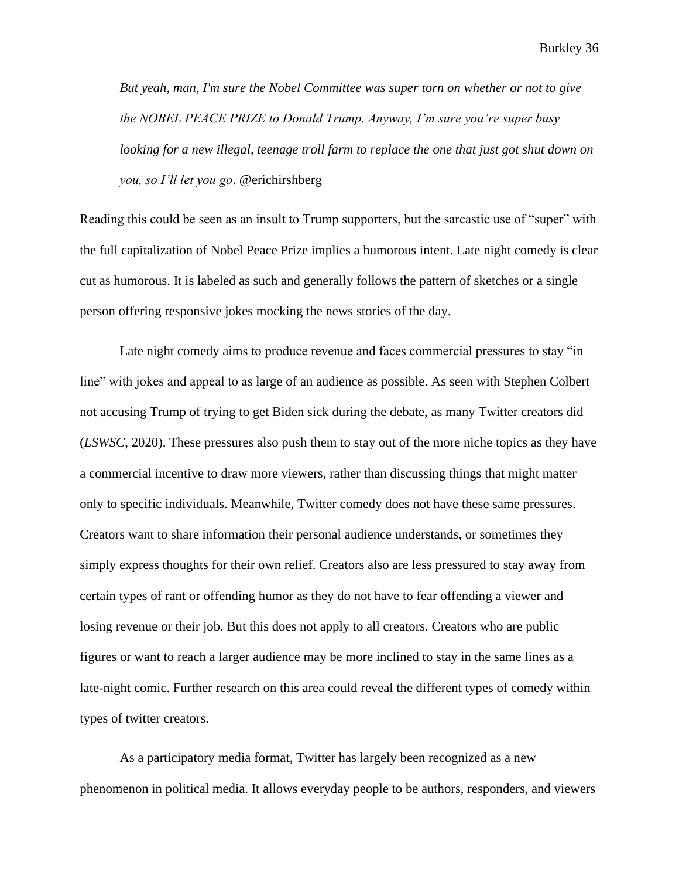> *But yeah, man, I'm sure the Nobel Committee was super torn on whether or not to give the NOBEL PEACE PRIZE to Donald Trump. Anyway, I'm sure you're super busy looking for a new illegal, teenage troll farm to replace the one that just got shut down on you, so I'll let you go*. @erichirshberg

Reading this could be seen as an insult to Trump supporters, but the sarcastic use of "super" with the full capitalization of Nobel Peace Prize implies a humorous intent. Late night comedy is clear cut as humorous. It is labeled as such and generally follows the pattern of sketches or a single person offering responsive jokes mocking the news stories of the day.

Late night comedy aims to produce revenue and faces commercial pressures to stay "in line" with jokes and appeal to as large of an audience as possible. As seen with Stephen Colbert not accusing Trump of trying to get Biden sick during the debate, as many Twitter creators did (*LSWSC*, 2020). These pressures also push them to stay out of the more niche topics as they have a commercial incentive to draw more viewers, rather than discussing things that might matter only to specific individuals. Meanwhile, Twitter comedy does not have these same pressures. Creators want to share information their personal audience understands, or sometimes they simply express thoughts for their own relief. Creators also are less pressured to stay away from certain types of rant or offending humor as they do not have to fear offending a viewer and losing revenue or their job. But this does not apply to all creators. Creators who are public figures or want to reach a larger audience may be more inclined to stay in the same lines as a late-night comic. Further research on this area could reveal the different types of comedy within types of twitter creators.

As a participatory media format, Twitter has largely been recognized as a new phenomenon in political media. It allows everyday people to be authors, responders, and viewers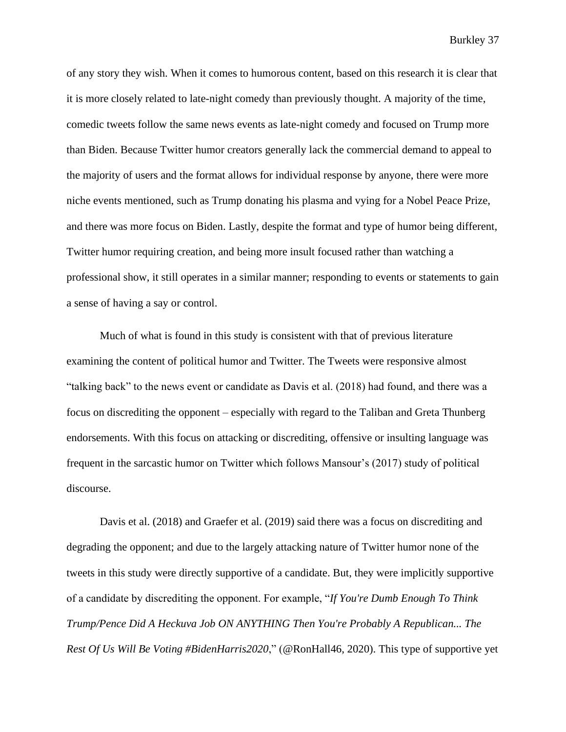of any story they wish. When it comes to humorous content, based on this research it is clear that it is more closely related to late-night comedy than previously thought. A majority of the time, comedic tweets follow the same news events as late-night comedy and focused on Trump more than Biden. Because Twitter humor creators generally lack the commercial demand to appeal to the majority of users and the format allows for individual response by anyone, there were more niche events mentioned, such as Trump donating his plasma and vying for a Nobel Peace Prize, and there was more focus on Biden. Lastly, despite the format and type of humor being different, Twitter humor requiring creation, and being more insult focused rather than watching a professional show, it still operates in a similar manner; responding to events or statements to gain a sense of having a say or control.

Much of what is found in this study is consistent with that of previous literature examining the content of political humor and Twitter. The Tweets were responsive almost "talking back" to the news event or candidate as Davis et al. (2018) had found, and there was a focus on discrediting the opponent – especially with regard to the Taliban and Greta Thunberg endorsements. With this focus on attacking or discrediting, offensive or insulting language was frequent in the sarcastic humor on Twitter which follows Mansour's (2017) study of political discourse.

Davis et al. (2018) and Graefer et al. (2019) said there was a focus on discrediting and degrading the opponent; and due to the largely attacking nature of Twitter humor none of the tweets in this study were directly supportive of a candidate. But, they were implicitly supportive of a candidate by discrediting the opponent. For example, "*If You're Dumb Enough To Think Trump/Pence Did A Heckuva Job ON ANYTHING Then You're Probably A Republican... The Rest Of Us Will Be Voting #BidenHarris2020*," (@RonHall46, 2020). This type of supportive yet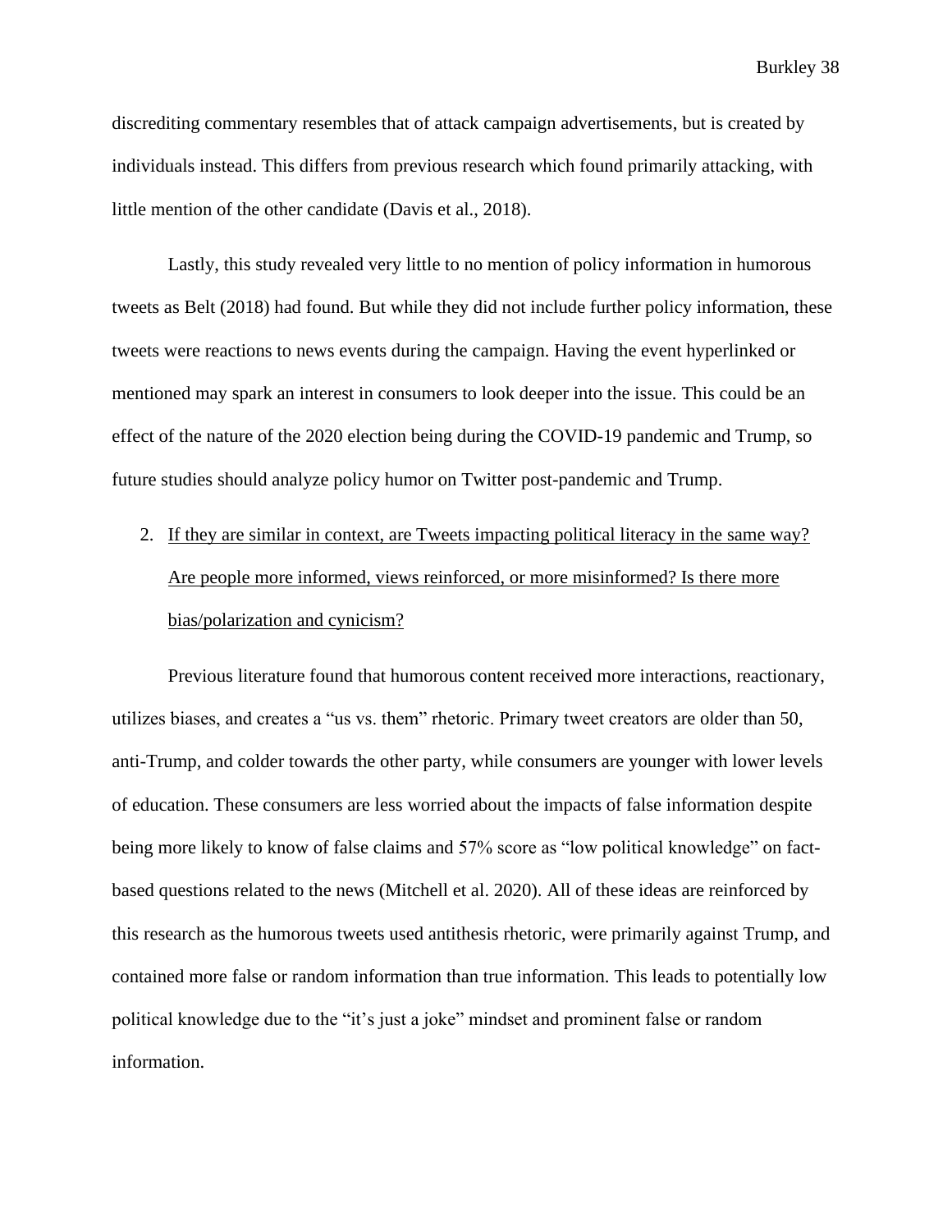discrediting commentary resembles that of attack campaign advertisements, but is created by individuals instead. This differs from previous research which found primarily attacking, with little mention of the other candidate (Davis et al., 2018).

Lastly, this study revealed very little to no mention of policy information in humorous tweets as Belt (2018) had found. But while they did not include further policy information, these tweets were reactions to news events during the campaign. Having the event hyperlinked or mentioned may spark an interest in consumers to look deeper into the issue. This could be an effect of the nature of the 2020 election being during the COVID-19 pandemic and Trump, so future studies should analyze policy humor on Twitter post-pandemic and Trump.

2. <u>If they are similar in context, are Tweets impacting political literacy in the same way? Are people more informed, views reinforced, or more misinformed? Is there more bias/polarization and cynicism?</u>

Previous literature found that humorous content received more interactions, reactionary, utilizes biases, and creates a "us vs. them" rhetoric. Primary tweet creators are older than 50, anti-Trump, and colder towards the other party, while consumers are younger with lower levels of education. These consumers are less worried about the impacts of false information despite being more likely to know of false claims and 57% score as "low political knowledge" on fact-based questions related to the news (Mitchell et al. 2020). All of these ideas are reinforced by this research as the humorous tweets used antithesis rhetoric, were primarily against Trump, and contained more false or random information than true information. This leads to potentially low political knowledge due to the "it's just a joke" mindset and prominent false or random information.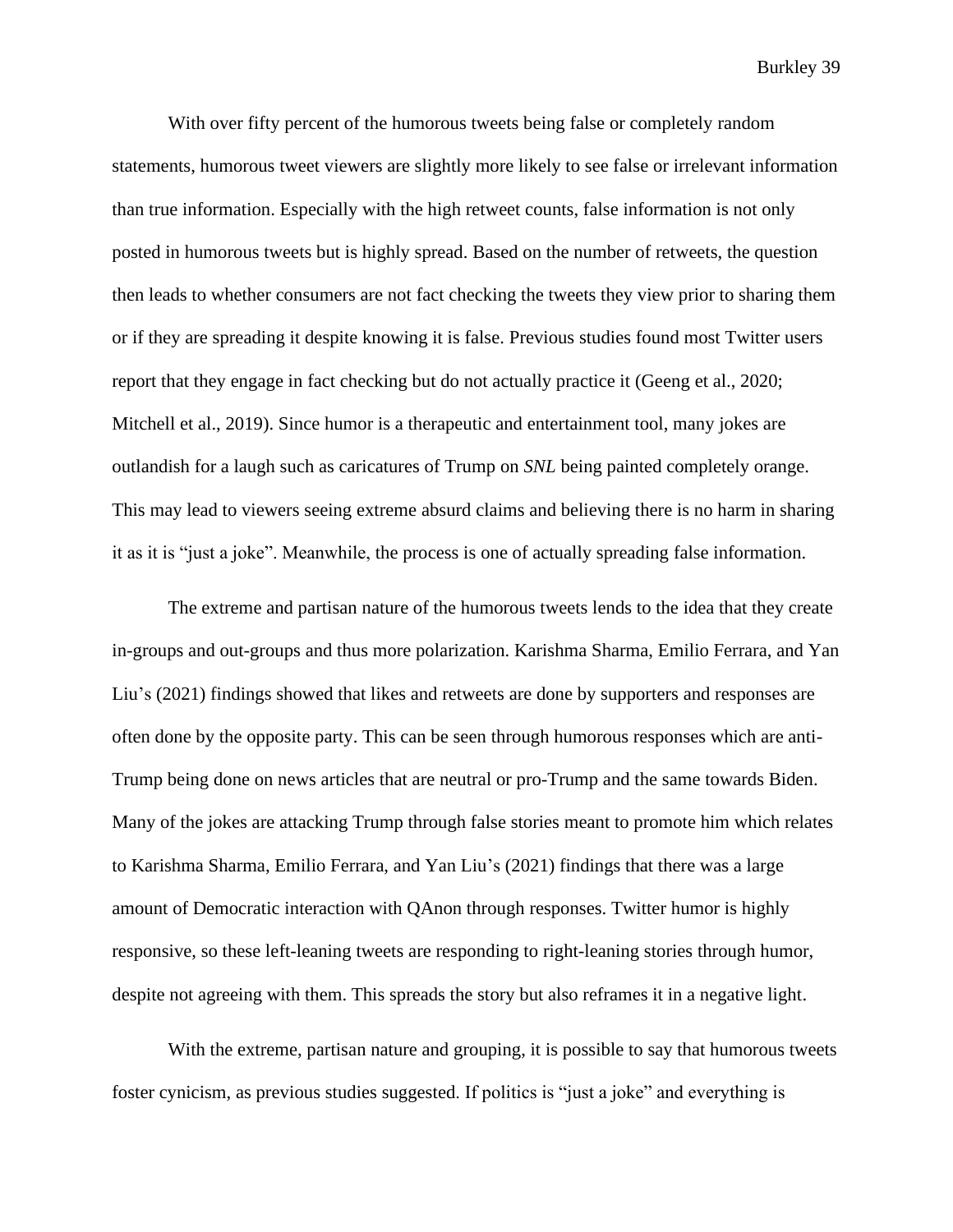With over fifty percent of the humorous tweets being false or completely random statements, humorous tweet viewers are slightly more likely to see false or irrelevant information than true information. Especially with the high retweet counts, false information is not only posted in humorous tweets but is highly spread. Based on the number of retweets, the question then leads to whether consumers are not fact checking the tweets they view prior to sharing them or if they are spreading it despite knowing it is false. Previous studies found most Twitter users report that they engage in fact checking but do not actually practice it (Geeng et al., 2020; Mitchell et al., 2019). Since humor is a therapeutic and entertainment tool, many jokes are outlandish for a laugh such as caricatures of Trump on *SNL* being painted completely orange. This may lead to viewers seeing extreme absurd claims and believing there is no harm in sharing it as it is "just a joke". Meanwhile, the process is one of actually spreading false information.

The extreme and partisan nature of the humorous tweets lends to the idea that they create in-groups and out-groups and thus more polarization. Karishma Sharma, Emilio Ferrara, and Yan Liu's (2021) findings showed that likes and retweets are done by supporters and responses are often done by the opposite party. This can be seen through humorous responses which are anti-Trump being done on news articles that are neutral or pro-Trump and the same towards Biden. Many of the jokes are attacking Trump through false stories meant to promote him which relates to Karishma Sharma, Emilio Ferrara, and Yan Liu's (2021) findings that there was a large amount of Democratic interaction with QAnon through responses. Twitter humor is highly responsive, so these left-leaning tweets are responding to right-leaning stories through humor, despite not agreeing with them. This spreads the story but also reframes it in a negative light.

With the extreme, partisan nature and grouping, it is possible to say that humorous tweets foster cynicism, as previous studies suggested. If politics is "just a joke" and everything is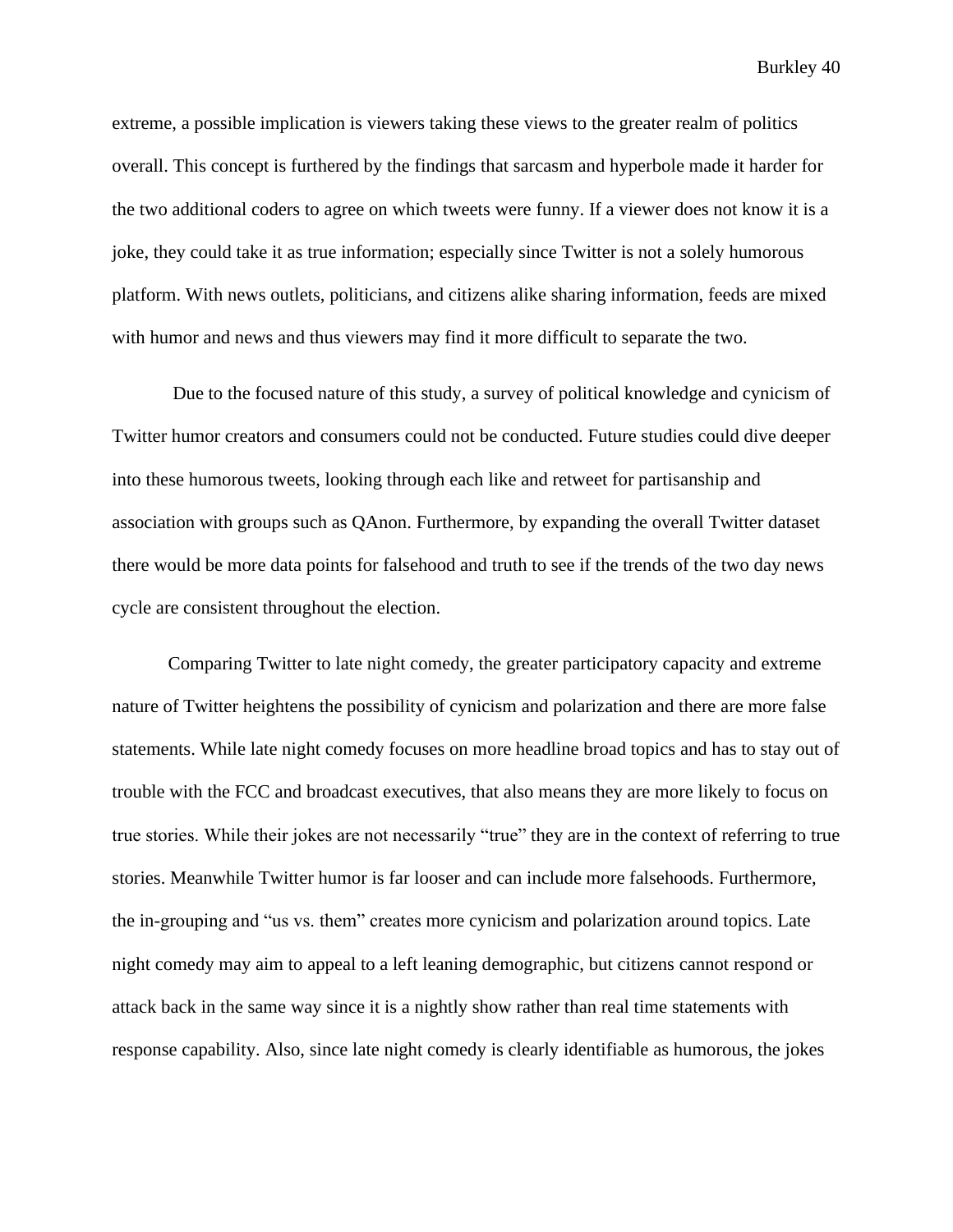extreme, a possible implication is viewers taking these views to the greater realm of politics overall. This concept is furthered by the findings that sarcasm and hyperbole made it harder for the two additional coders to agree on which tweets were funny. If a viewer does not know it is a joke, they could take it as true information; especially since Twitter is not a solely humorous platform. With news outlets, politicians, and citizens alike sharing information, feeds are mixed with humor and news and thus viewers may find it more difficult to separate the two.

Due to the focused nature of this study, a survey of political knowledge and cynicism of Twitter humor creators and consumers could not be conducted. Future studies could dive deeper into these humorous tweets, looking through each like and retweet for partisanship and association with groups such as QAnon. Furthermore, by expanding the overall Twitter dataset there would be more data points for falsehood and truth to see if the trends of the two day news cycle are consistent throughout the election.

Comparing Twitter to late night comedy, the greater participatory capacity and extreme nature of Twitter heightens the possibility of cynicism and polarization and there are more false statements. While late night comedy focuses on more headline broad topics and has to stay out of trouble with the FCC and broadcast executives, that also means they are more likely to focus on true stories. While their jokes are not necessarily "true" they are in the context of referring to true stories. Meanwhile Twitter humor is far looser and can include more falsehoods. Furthermore, the in-grouping and "us vs. them" creates more cynicism and polarization around topics. Late night comedy may aim to appeal to a left leaning demographic, but citizens cannot respond or attack back in the same way since it is a nightly show rather than real time statements with response capability. Also, since late night comedy is clearly identifiable as humorous, the jokes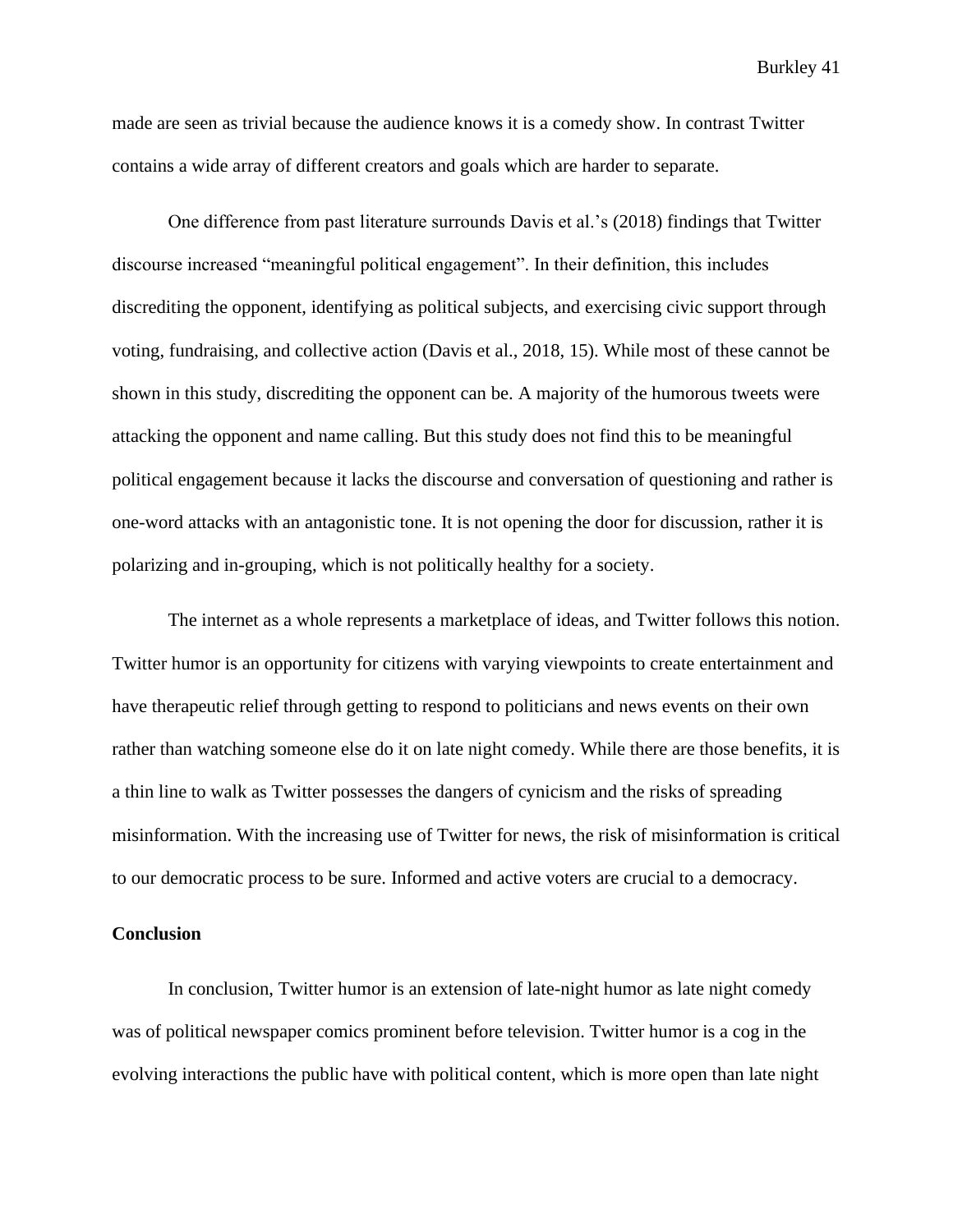made are seen as trivial because the audience knows it is a comedy show. In contrast Twitter contains a wide array of different creators and goals which are harder to separate.

One difference from past literature surrounds Davis et al.'s (2018) findings that Twitter discourse increased "meaningful political engagement". In their definition, this includes discrediting the opponent, identifying as political subjects, and exercising civic support through voting, fundraising, and collective action (Davis et al., 2018, 15). While most of these cannot be shown in this study, discrediting the opponent can be. A majority of the humorous tweets were attacking the opponent and name calling. But this study does not find this to be meaningful political engagement because it lacks the discourse and conversation of questioning and rather is one-word attacks with an antagonistic tone. It is not opening the door for discussion, rather it is polarizing and in-grouping, which is not politically healthy for a society.

The internet as a whole represents a marketplace of ideas, and Twitter follows this notion. Twitter humor is an opportunity for citizens with varying viewpoints to create entertainment and have therapeutic relief through getting to respond to politicians and news events on their own rather than watching someone else do it on late night comedy. While there are those benefits, it is a thin line to walk as Twitter possesses the dangers of cynicism and the risks of spreading misinformation. With the increasing use of Twitter for news, the risk of misinformation is critical to our democratic process to be sure. Informed and active voters are crucial to a democracy.

**Conclusion**

In conclusion, Twitter humor is an extension of late-night humor as late night comedy was of political newspaper comics prominent before television. Twitter humor is a cog in the evolving interactions the public have with political content, which is more open than late night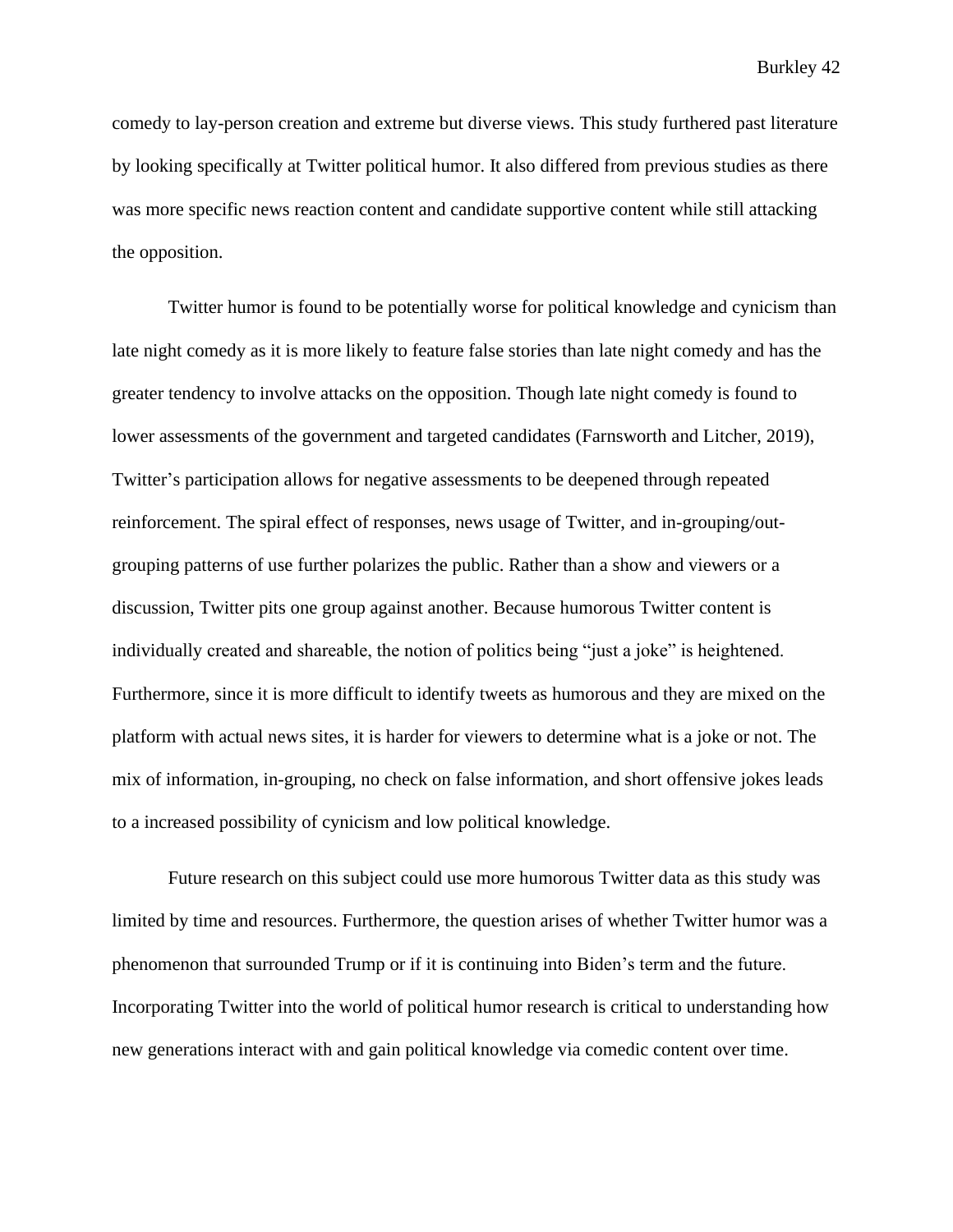comedy to lay-person creation and extreme but diverse views. This study furthered past literature by looking specifically at Twitter political humor. It also differed from previous studies as there was more specific news reaction content and candidate supportive content while still attacking the opposition.

Twitter humor is found to be potentially worse for political knowledge and cynicism than late night comedy as it is more likely to feature false stories than late night comedy and has the greater tendency to involve attacks on the opposition. Though late night comedy is found to lower assessments of the government and targeted candidates (Farnsworth and Litcher, 2019), Twitter's participation allows for negative assessments to be deepened through repeated reinforcement. The spiral effect of responses, news usage of Twitter, and in-grouping/out-grouping patterns of use further polarizes the public. Rather than a show and viewers or a discussion, Twitter pits one group against another. Because humorous Twitter content is individually created and shareable, the notion of politics being "just a joke" is heightened. Furthermore, since it is more difficult to identify tweets as humorous and they are mixed on the platform with actual news sites, it is harder for viewers to determine what is a joke or not. The mix of information, in-grouping, no check on false information, and short offensive jokes leads to a increased possibility of cynicism and low political knowledge.

Future research on this subject could use more humorous Twitter data as this study was limited by time and resources. Furthermore, the question arises of whether Twitter humor was a phenomenon that surrounded Trump or if it is continuing into Biden's term and the future. Incorporating Twitter into the world of political humor research is critical to understanding how new generations interact with and gain political knowledge via comedic content over time.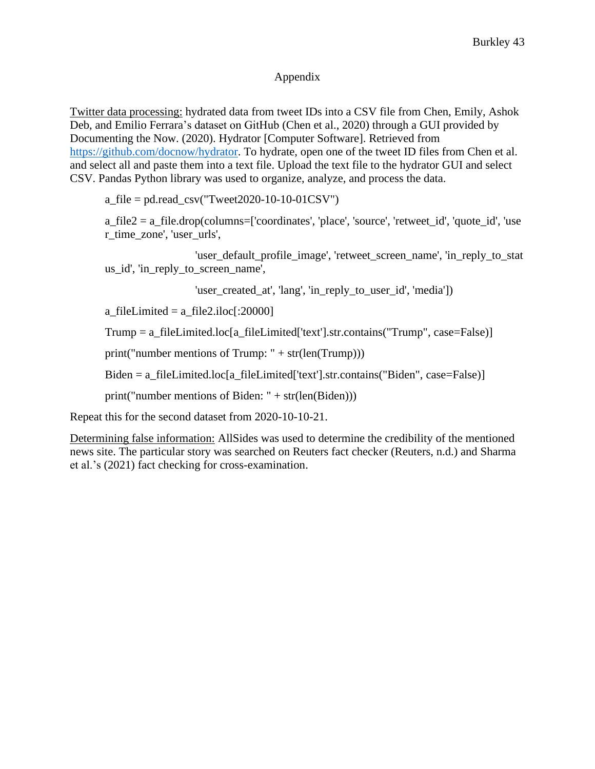# Appendix

<u>Twitter data processing:</u> hydrated data from tweet IDs into a CSV file from Chen, Emily, Ashok Deb, and Emilio Ferrara's dataset on GitHub (Chen et al., 2020) through a GUI provided by Documenting the Now. (2020). Hydrator [Computer Software]. Retrieved from https://github.com/docnow/hydrator. To hydrate, open one of the tweet ID files from Chen et al. and select all and paste them into a text file. Upload the text file to the hydrator GUI and select CSV. Pandas Python library was used to organize, analyze, and process the data.

```
a_file = pd.read_csv("Tweet2020-10-10-01CSV")

a_file2 = a_file.drop(columns=['coordinates', 'place', 'source', 'retweet_id', 'quote_id', 'user_time_zone', 'user_urls',

                    'user_default_profile_image', 'retweet_screen_name', 'in_reply_to_status_id', 'in_reply_to_screen_name',

                    'user_created_at', 'lang', 'in_reply_to_user_id', 'media'])

a_fileLimited = a_file2.iloc[:20000]

Trump = a_fileLimited.loc[a_fileLimited['text'].str.contains("Trump", case=False)]

print("number mentions of Trump: " + str(len(Trump)))

Biden = a_fileLimited.loc[a_fileLimited['text'].str.contains("Biden", case=False)]

print("number mentions of Biden: " + str(len(Biden)))
```

Repeat this for the second dataset from 2020-10-10-21.

<u>Determining false information:</u> AllSides was used to determine the credibility of the mentioned news site. The particular story was searched on Reuters fact checker (Reuters, n.d.) and Sharma et al.'s (2021) fact checking for cross-examination.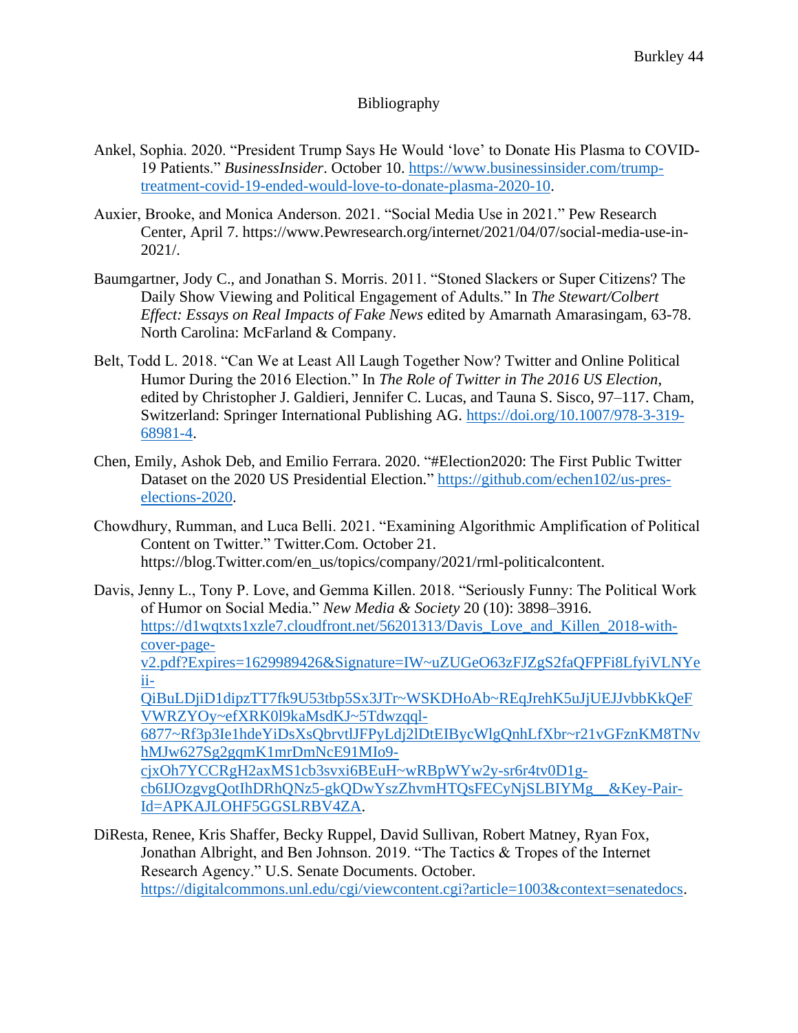# Bibliography

Ankel, Sophia. 2020. "President Trump Says He Would 'love' to Donate His Plasma to COVID-19 Patients." *BusinessInsider*. October 10. https://www.businessinsider.com/trump-treatment-covid-19-ended-would-love-to-donate-plasma-2020-10.

Auxier, Brooke, and Monica Anderson. 2021. "Social Media Use in 2021." Pew Research Center, April 7. https://www.Pewresearch.org/internet/2021/04/07/social-media-use-in-2021/.

Baumgartner, Jody C., and Jonathan S. Morris. 2011. "Stoned Slackers or Super Citizens? The Daily Show Viewing and Political Engagement of Adults." In *The Stewart/Colbert Effect: Essays on Real Impacts of Fake News* edited by Amarnath Amarasingam, 63-78. North Carolina: McFarland & Company.

Belt, Todd L. 2018. "Can We at Least All Laugh Together Now? Twitter and Online Political Humor During the 2016 Election." In *The Role of Twitter in The 2016 US Election*, edited by Christopher J. Galdieri, Jennifer C. Lucas, and Tauna S. Sisco, 97–117. Cham, Switzerland: Springer International Publishing AG. https://doi.org/10.1007/978-3-319-68981-4.

Chen, Emily, Ashok Deb, and Emilio Ferrara. 2020. "#Election2020: The First Public Twitter Dataset on the 2020 US Presidential Election." https://github.com/echen102/us-pres-elections-2020.

Chowdhury, Rumman, and Luca Belli. 2021. "Examining Algorithmic Amplification of Political Content on Twitter." Twitter.Com. October 21. https://blog.Twitter.com/en_us/topics/company/2021/rml-politicalcontent.

Davis, Jenny L., Tony P. Love, and Gemma Killen. 2018. "Seriously Funny: The Political Work of Humor on Social Media." *New Media & Society* 20 (10): 3898–3916. https://d1wqtxts1xzle7.cloudfront.net/56201313/Davis_Love_and_Killen_2018-with-cover-page-v2.pdf?Expires=1629989426&Signature=IW~uZUGeO63zFJZgS2faQFPFi8LfyiVLNYeii-QiBuLDjiD1dipzTT7fk9U53tbp5Sx3JTr~WSKDHoAb~REqJrehK5uJjUEJJvbbKkQeFVWRZYOy~efXRK0l9kaMsdKJ~5Tdwzqql-6877~Rf3p3Ie1hdeYiDsXsQbrvtlJFPyLdj2lDtEIBycWlgQnhLfXbr~r21vGFznKM8TNvhMJw627Sg2gqmK1mrDmNcE91MIo9-cjxOh7YCCRgH2axMS1cb3svxi6BEuH~wRBpWYw2y-sr6r4tv0D1g-cb6IJOzgvgQotIhDRhQNz5-gkQDwYszZhvmHTQsFECyNjSLBIYMg__&Key-Pair-Id=APKAJLOHF5GGSLRBV4ZA.

DiResta, Renee, Kris Shaffer, Becky Ruppel, David Sullivan, Robert Matney, Ryan Fox, Jonathan Albright, and Ben Johnson. 2019. "The Tactics & Tropes of the Internet Research Agency." U.S. Senate Documents. October. https://digitalcommons.unl.edu/cgi/viewcontent.cgi?article=1003&context=senatedocs.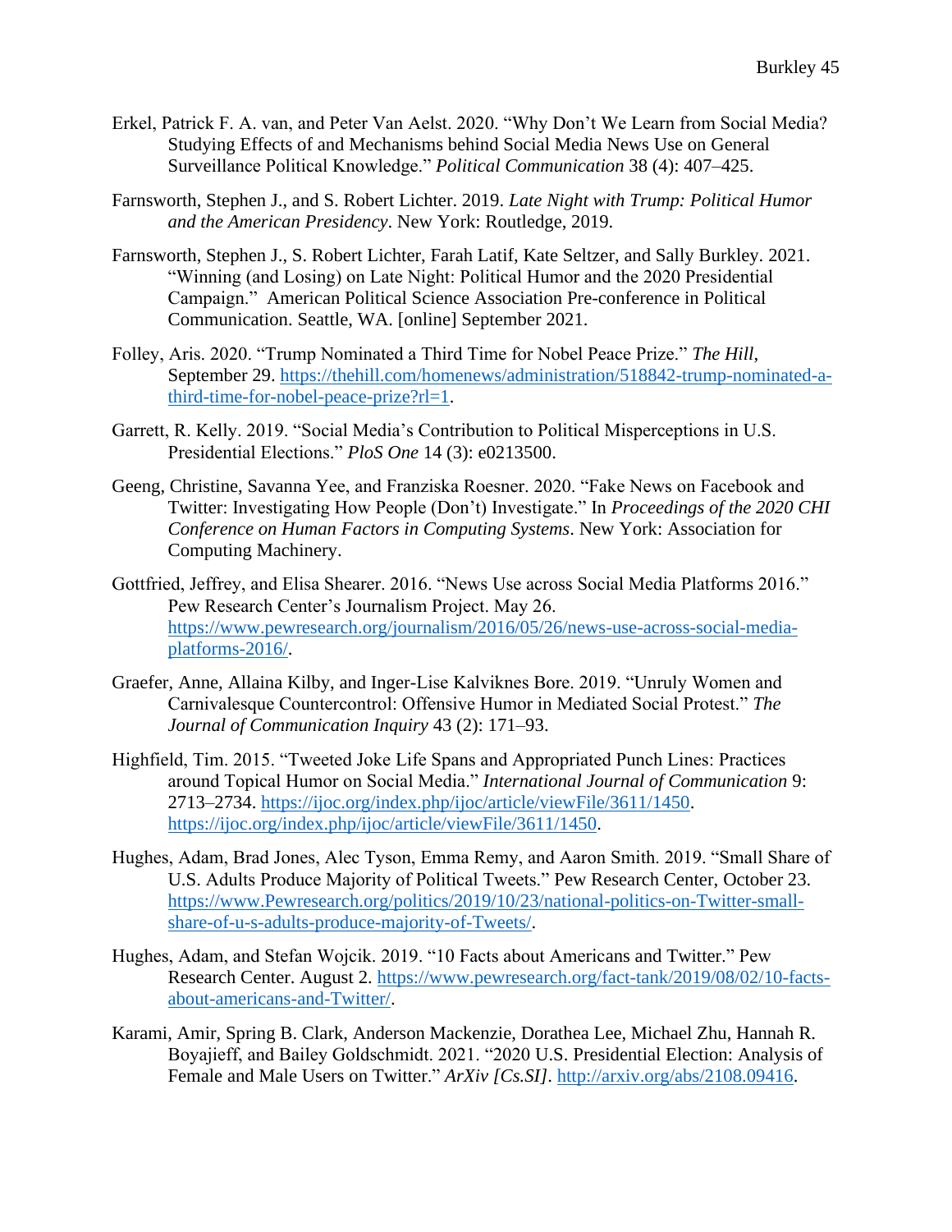Erkel, Patrick F. A. van, and Peter Van Aelst. 2020. "Why Don't We Learn from Social Media? Studying Effects of and Mechanisms behind Social Media News Use on General Surveillance Political Knowledge." *Political Communication* 38 (4): 407–425.

Farnsworth, Stephen J., and S. Robert Lichter. 2019. *Late Night with Trump: Political Humor and the American Presidency*. New York: Routledge, 2019.

Farnsworth, Stephen J., S. Robert Lichter, Farah Latif, Kate Seltzer, and Sally Burkley. 2021. "Winning (and Losing) on Late Night: Political Humor and the 2020 Presidential Campaign." American Political Science Association Pre-conference in Political Communication. Seattle, WA. [online] September 2021.

Folley, Aris. 2020. "Trump Nominated a Third Time for Nobel Peace Prize." *The Hill*, September 29. https://thehill.com/homenews/administration/518842-trump-nominated-a-third-time-for-nobel-peace-prize?rl=1.

Garrett, R. Kelly. 2019. "Social Media's Contribution to Political Misperceptions in U.S. Presidential Elections." *PloS One* 14 (3): e0213500.

Geeng, Christine, Savanna Yee, and Franziska Roesner. 2020. "Fake News on Facebook and Twitter: Investigating How People (Don't) Investigate." In *Proceedings of the 2020 CHI Conference on Human Factors in Computing Systems*. New York: Association for Computing Machinery.

Gottfried, Jeffrey, and Elisa Shearer. 2016. "News Use across Social Media Platforms 2016." Pew Research Center's Journalism Project. May 26. https://www.pewresearch.org/journalism/2016/05/26/news-use-across-social-media-platforms-2016/.

Graefer, Anne, Allaina Kilby, and Inger-Lise Kalviknes Bore. 2019. "Unruly Women and Carnivalesque Countercontrol: Offensive Humor in Mediated Social Protest." *The Journal of Communication Inquiry* 43 (2): 171–93.

Highfield, Tim. 2015. "Tweeted Joke Life Spans and Appropriated Punch Lines: Practices around Topical Humor on Social Media." *International Journal of Communication* 9: 2713–2734. https://ijoc.org/index.php/ijoc/article/viewFile/3611/1450. https://ijoc.org/index.php/ijoc/article/viewFile/3611/1450.

Hughes, Adam, Brad Jones, Alec Tyson, Emma Remy, and Aaron Smith. 2019. "Small Share of U.S. Adults Produce Majority of Political Tweets." Pew Research Center, October 23. https://www.Pewresearch.org/politics/2019/10/23/national-politics-on-Twitter-small-share-of-u-s-adults-produce-majority-of-Tweets/.

Hughes, Adam, and Stefan Wojcik. 2019. "10 Facts about Americans and Twitter." Pew Research Center. August 2. https://www.pewresearch.org/fact-tank/2019/08/02/10-facts-about-americans-and-Twitter/.

Karami, Amir, Spring B. Clark, Anderson Mackenzie, Dorathea Lee, Michael Zhu, Hannah R. Boyajieff, and Bailey Goldschmidt. 2021. "2020 U.S. Presidential Election: Analysis of Female and Male Users on Twitter." *ArXiv [Cs.SI]*. http://arxiv.org/abs/2108.09416.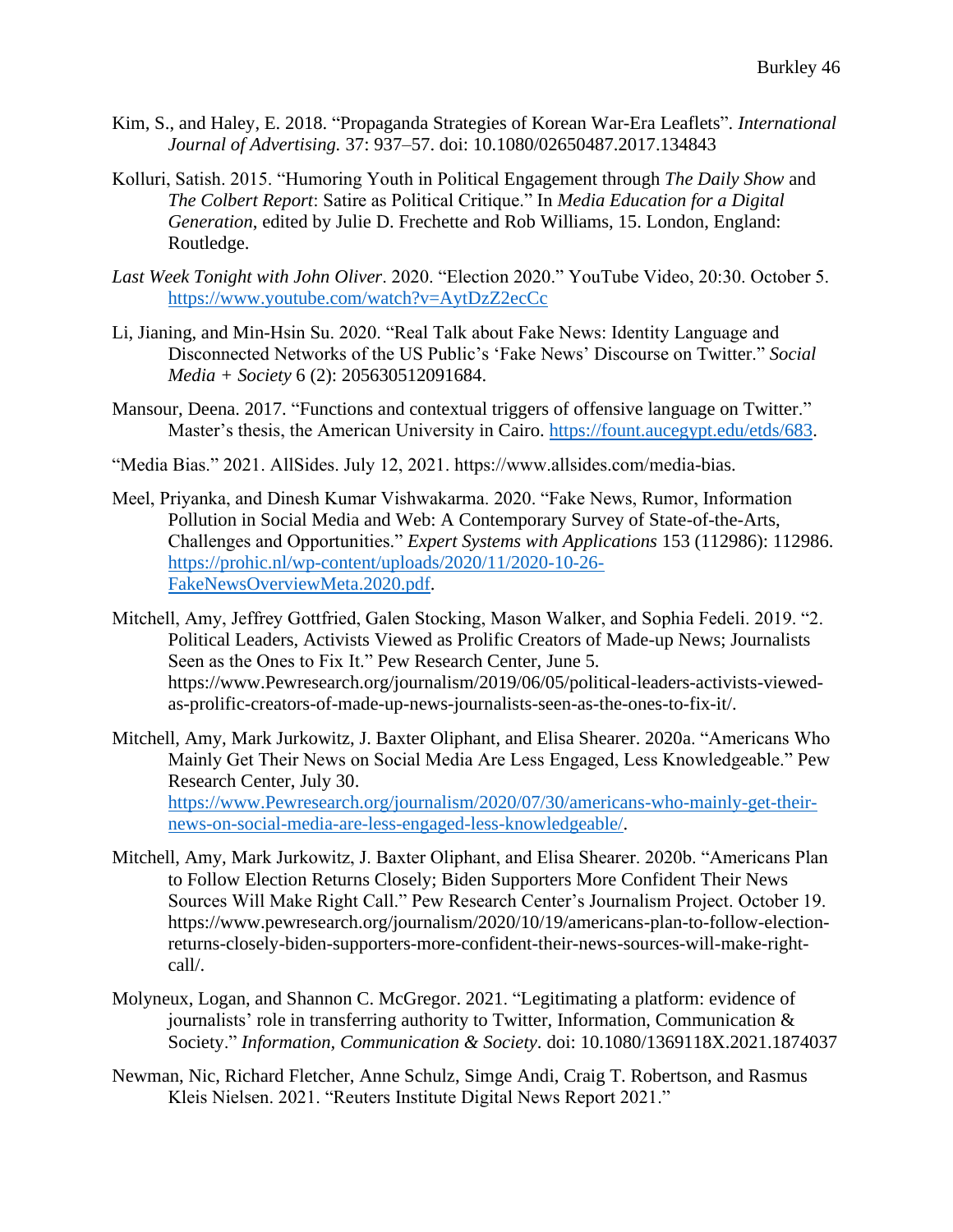Kim, S., and Haley, E. 2018. “Propaganda Strategies of Korean War-Era Leaflets”. *International Journal of Advertising.* 37: 937–57. doi: 10.1080/02650487.2017.134843

Kolluri, Satish. 2015. “Humoring Youth in Political Engagement through *The Daily Show* and *The Colbert Report*: Satire as Political Critique.” In *Media Education for a Digital Generation*, edited by Julie D. Frechette and Rob Williams, 15. London, England: Routledge.

*Last Week Tonight with John Oliver*. 2020. “Election 2020.” YouTube Video, 20:30. October 5. https://www.youtube.com/watch?v=AytDzZ2ecCc

Li, Jianing, and Min-Hsin Su. 2020. “Real Talk about Fake News: Identity Language and Disconnected Networks of the US Public’s ‘Fake News’ Discourse on Twitter.” *Social Media + Society* 6 (2): 205630512091684.

Mansour, Deena. 2017. “Functions and contextual triggers of offensive language on Twitter.” Master’s thesis, the American University in Cairo. https://fount.aucegypt.edu/etds/683.

“Media Bias.” 2021. AllSides. July 12, 2021. https://www.allsides.com/media-bias.

Meel, Priyanka, and Dinesh Kumar Vishwakarma. 2020. “Fake News, Rumor, Information Pollution in Social Media and Web: A Contemporary Survey of State-of-the-Arts, Challenges and Opportunities.” *Expert Systems with Applications* 153 (112986): 112986. https://prohic.nl/wp-content/uploads/2020/11/2020-10-26-FakeNewsOverviewMeta.2020.pdf.

Mitchell, Amy, Jeffrey Gottfried, Galen Stocking, Mason Walker, and Sophia Fedeli. 2019. “2. Political Leaders, Activists Viewed as Prolific Creators of Made-up News; Journalists Seen as the Ones to Fix It.” Pew Research Center, June 5. https://www.Pewresearch.org/journalism/2019/06/05/political-leaders-activists-viewed-as-prolific-creators-of-made-up-news-journalists-seen-as-the-ones-to-fix-it/.

Mitchell, Amy, Mark Jurkowitz, J. Baxter Oliphant, and Elisa Shearer. 2020a. “Americans Who Mainly Get Their News on Social Media Are Less Engaged, Less Knowledgeable.” Pew Research Center, July 30. https://www.Pewresearch.org/journalism/2020/07/30/americans-who-mainly-get-their-news-on-social-media-are-less-engaged-less-knowledgeable/.

Mitchell, Amy, Mark Jurkowitz, J. Baxter Oliphant, and Elisa Shearer. 2020b. “Americans Plan to Follow Election Returns Closely; Biden Supporters More Confident Their News Sources Will Make Right Call.” Pew Research Center’s Journalism Project. October 19. https://www.pewresearch.org/journalism/2020/10/19/americans-plan-to-follow-election-returns-closely-biden-supporters-more-confident-their-news-sources-will-make-right-call/.

Molyneux, Logan, and Shannon C. McGregor. 2021. “Legitimating a platform: evidence of journalists’ role in transferring authority to Twitter, Information, Communication & Society.” *Information, Communication & Society*. doi: 10.1080/1369118X.2021.1874037

Newman, Nic, Richard Fletcher, Anne Schulz, Simge Andi, Craig T. Robertson, and Rasmus Kleis Nielsen. 2021. “Reuters Institute Digital News Report 2021.”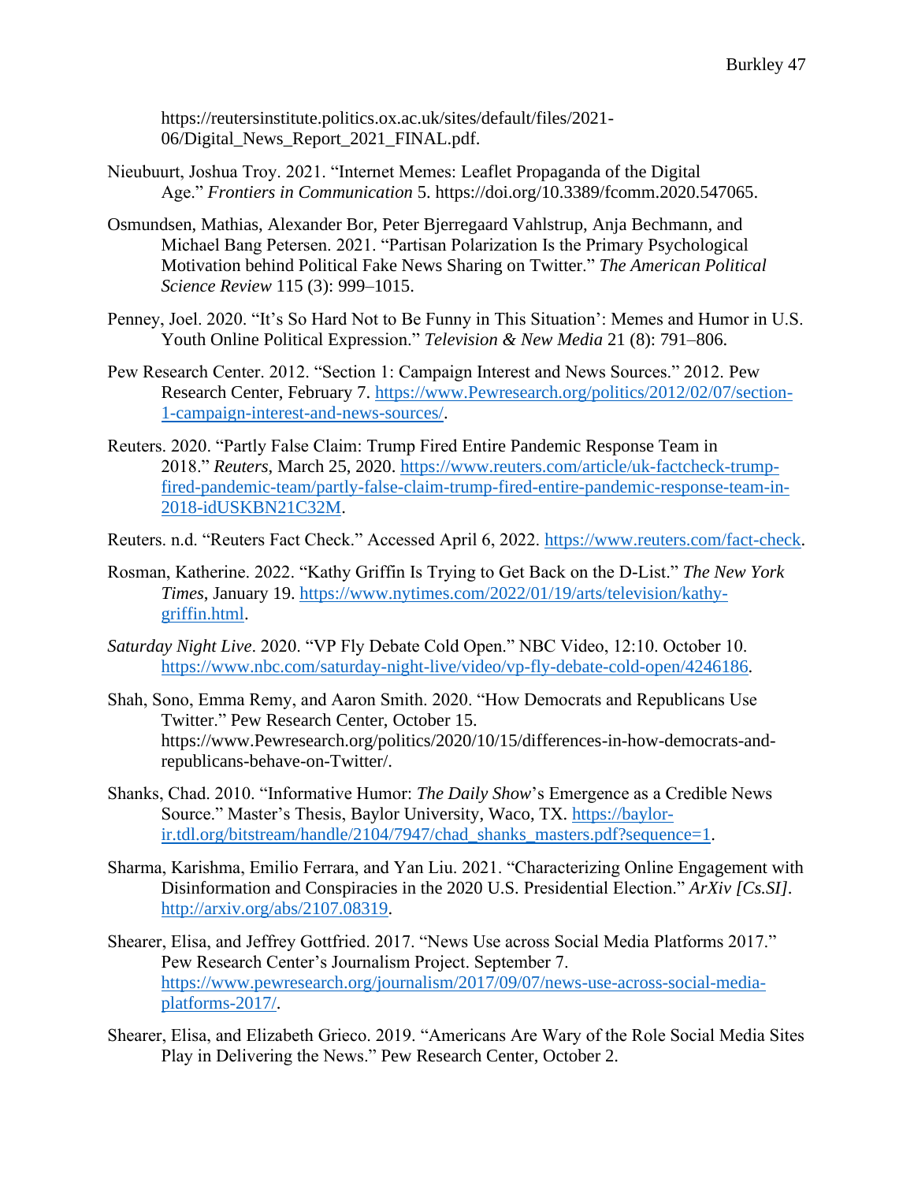https://reutersinstitute.politics.ox.ac.uk/sites/default/files/2021-06/Digital_News_Report_2021_FINAL.pdf.

Nieubuurt, Joshua Troy. 2021. "Internet Memes: Leaflet Propaganda of the Digital Age." *Frontiers in Communication* 5. https://doi.org/10.3389/fcomm.2020.547065.

Osmundsen, Mathias, Alexander Bor, Peter Bjerregaard Vahlstrup, Anja Bechmann, and Michael Bang Petersen. 2021. "Partisan Polarization Is the Primary Psychological Motivation behind Political Fake News Sharing on Twitter." *The American Political Science Review* 115 (3): 999–1015.

Penney, Joel. 2020. "It's So Hard Not to Be Funny in This Situation': Memes and Humor in U.S. Youth Online Political Expression." *Television & New Media* 21 (8): 791–806.

Pew Research Center. 2012. "Section 1: Campaign Interest and News Sources." 2012. Pew Research Center, February 7. https://www.Pewresearch.org/politics/2012/02/07/section-1-campaign-interest-and-news-sources/.

Reuters. 2020. "Partly False Claim: Trump Fired Entire Pandemic Response Team in 2018." *Reuters*, March 25, 2020. https://www.reuters.com/article/uk-factcheck-trump-fired-pandemic-team/partly-false-claim-trump-fired-entire-pandemic-response-team-in-2018-idUSKBN21C32M.

Reuters. n.d. "Reuters Fact Check." Accessed April 6, 2022. https://www.reuters.com/fact-check.

Rosman, Katherine. 2022. "Kathy Griffin Is Trying to Get Back on the D-List." *The New York Times*, January 19. https://www.nytimes.com/2022/01/19/arts/television/kathy-griffin.html.

*Saturday Night Live*. 2020. "VP Fly Debate Cold Open." NBC Video, 12:10. October 10. https://www.nbc.com/saturday-night-live/video/vp-fly-debate-cold-open/4246186.

Shah, Sono, Emma Remy, and Aaron Smith. 2020. "How Democrats and Republicans Use Twitter." Pew Research Center, October 15. https://www.Pewresearch.org/politics/2020/10/15/differences-in-how-democrats-and-republicans-behave-on-Twitter/.

Shanks, Chad. 2010. "Informative Humor: *The Daily Show*'s Emergence as a Credible News Source." Master's Thesis, Baylor University, Waco, TX. https://baylor-ir.tdl.org/bitstream/handle/2104/7947/chad_shanks_masters.pdf?sequence=1.

Sharma, Karishma, Emilio Ferrara, and Yan Liu. 2021. "Characterizing Online Engagement with Disinformation and Conspiracies in the 2020 U.S. Presidential Election." *ArXiv [Cs.SI]*. http://arxiv.org/abs/2107.08319.

Shearer, Elisa, and Jeffrey Gottfried. 2017. "News Use across Social Media Platforms 2017." Pew Research Center's Journalism Project. September 7. https://www.pewresearch.org/journalism/2017/09/07/news-use-across-social-media-platforms-2017/.

Shearer, Elisa, and Elizabeth Grieco. 2019. "Americans Are Wary of the Role Social Media Sites Play in Delivering the News." Pew Research Center, October 2.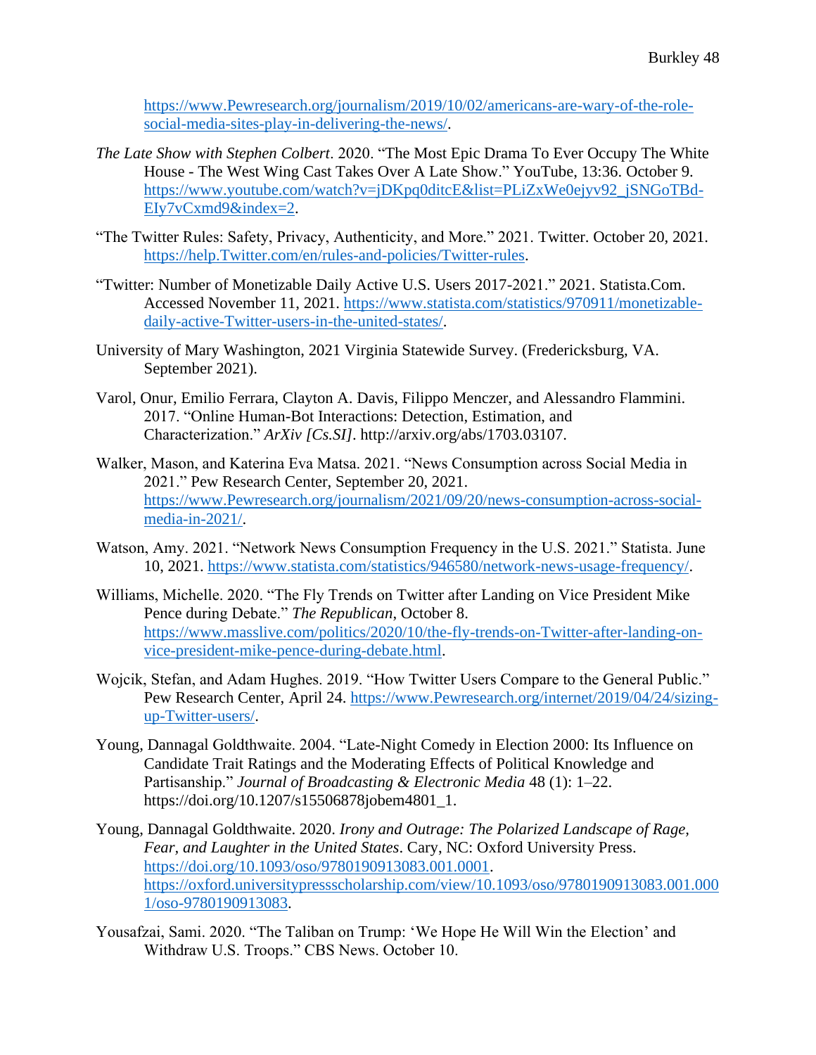https://www.Pewresearch.org/journalism/2019/10/02/americans-are-wary-of-the-role-social-media-sites-play-in-delivering-the-news/.

*The Late Show with Stephen Colbert*. 2020. "The Most Epic Drama To Ever Occupy The White House - The West Wing Cast Takes Over A Late Show." YouTube, 13:36. October 9. https://www.youtube.com/watch?v=jDKpq0ditcE&list=PLiZxWe0ejyv92_jSNGoTBd-EIy7vCxmd9&index=2.

"The Twitter Rules: Safety, Privacy, Authenticity, and More." 2021. Twitter. October 20, 2021. https://help.Twitter.com/en/rules-and-policies/Twitter-rules.

"Twitter: Number of Monetizable Daily Active U.S. Users 2017-2021." 2021. Statista.Com. Accessed November 11, 2021. https://www.statista.com/statistics/970911/monetizable-daily-active-Twitter-users-in-the-united-states/.

University of Mary Washington, 2021 Virginia Statewide Survey. (Fredericksburg, VA. September 2021).

Varol, Onur, Emilio Ferrara, Clayton A. Davis, Filippo Menczer, and Alessandro Flammini. 2017. "Online Human-Bot Interactions: Detection, Estimation, and Characterization." *ArXiv [Cs.SI]*. http://arxiv.org/abs/1703.03107.

Walker, Mason, and Katerina Eva Matsa. 2021. "News Consumption across Social Media in 2021." Pew Research Center, September 20, 2021. https://www.Pewresearch.org/journalism/2021/09/20/news-consumption-across-social-media-in-2021/.

Watson, Amy. 2021. "Network News Consumption Frequency in the U.S. 2021." Statista. June 10, 2021. https://www.statista.com/statistics/946580/network-news-usage-frequency/.

Williams, Michelle. 2020. "The Fly Trends on Twitter after Landing on Vice President Mike Pence during Debate." *The Republican*, October 8. https://www.masslive.com/politics/2020/10/the-fly-trends-on-Twitter-after-landing-on-vice-president-mike-pence-during-debate.html.

Wojcik, Stefan, and Adam Hughes. 2019. "How Twitter Users Compare to the General Public." Pew Research Center, April 24. https://www.Pewresearch.org/internet/2019/04/24/sizing-up-Twitter-users/.

Young, Dannagal Goldthwaite. 2004. "Late-Night Comedy in Election 2000: Its Influence on Candidate Trait Ratings and the Moderating Effects of Political Knowledge and Partisanship." *Journal of Broadcasting & Electronic Media* 48 (1): 1–22. https://doi.org/10.1207/s15506878jobem4801_1.

Young, Dannagal Goldthwaite. 2020. *Irony and Outrage: The Polarized Landscape of Rage, Fear, and Laughter in the United States*. Cary, NC: Oxford University Press. https://doi.org/10.1093/oso/9780190913083.001.0001. https://oxford.universitypressscholarship.com/view/10.1093/oso/9780190913083.001.0001/oso-9780190913083.

Yousafzai, Sami. 2020. "The Taliban on Trump: 'We Hope He Will Win the Election' and Withdraw U.S. Troops." CBS News. October 10.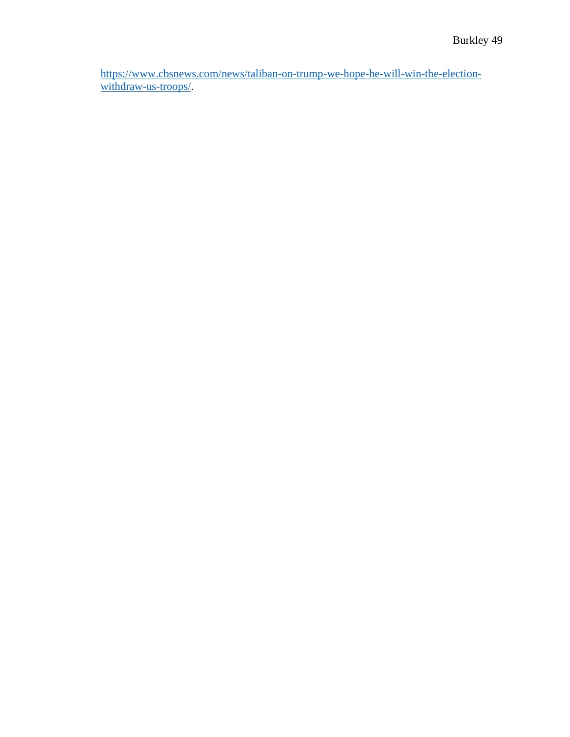https://www.cbsnews.com/news/taliban-on-trump-we-hope-he-will-win-the-election-withdraw-us-troops/.